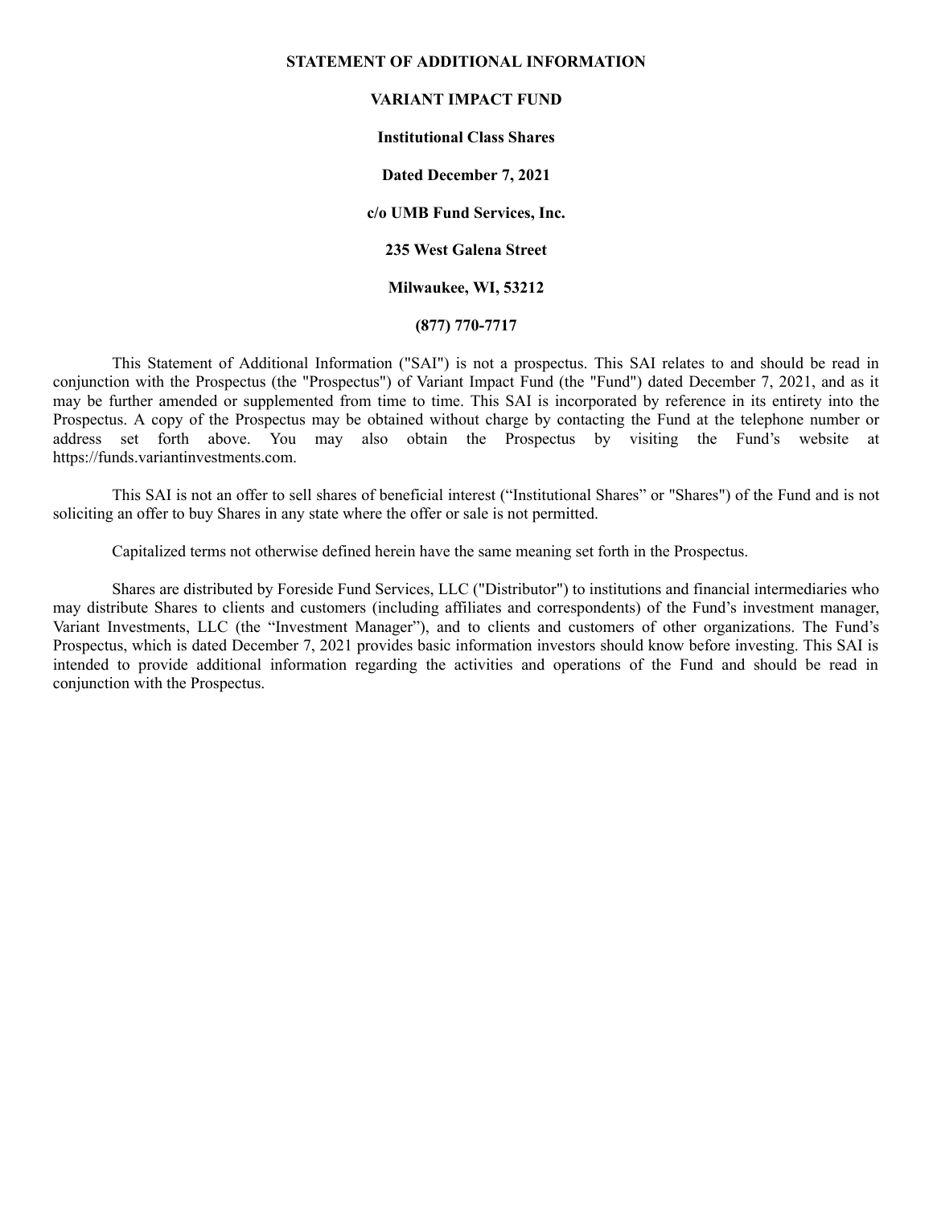**STATEMENT OF ADDITIONAL INFORMATION**

**VARIANT IMPACT FUND**

**Institutional Class Shares**

**Dated December 7, 2021**

**c/o UMB Fund Services, Inc.**

**235 West Galena Street**

**Milwaukee, WI, 53212**

**(877) 770-7717**

This Statement of Additional Information ("SAI") is not a prospectus. This SAI relates to and should be read in conjunction with the Prospectus (the "Prospectus") of Variant Impact Fund (the "Fund") dated December 7, 2021, and as it may be further amended or supplemented from time to time. This SAI is incorporated by reference in its entirety into the Prospectus. A copy of the Prospectus may be obtained without charge by contacting the Fund at the telephone number or address set forth above. You may also obtain the Prospectus by visiting the Fund's website at https://funds.variantinvestments.com.

This SAI is not an offer to sell shares of beneficial interest ("Institutional Shares" or "Shares") of the Fund and is not soliciting an offer to buy Shares in any state where the offer or sale is not permitted.

Capitalized terms not otherwise defined herein have the same meaning set forth in the Prospectus.

Shares are distributed by Foreside Fund Services, LLC ("Distributor") to institutions and financial intermediaries who may distribute Shares to clients and customers (including affiliates and correspondents) of the Fund's investment manager, Variant Investments, LLC (the "Investment Manager"), and to clients and customers of other organizations. The Fund's Prospectus, which is dated December 7, 2021 provides basic information investors should know before investing. This SAI is intended to provide additional information regarding the activities and operations of the Fund and should be read in conjunction with the Prospectus.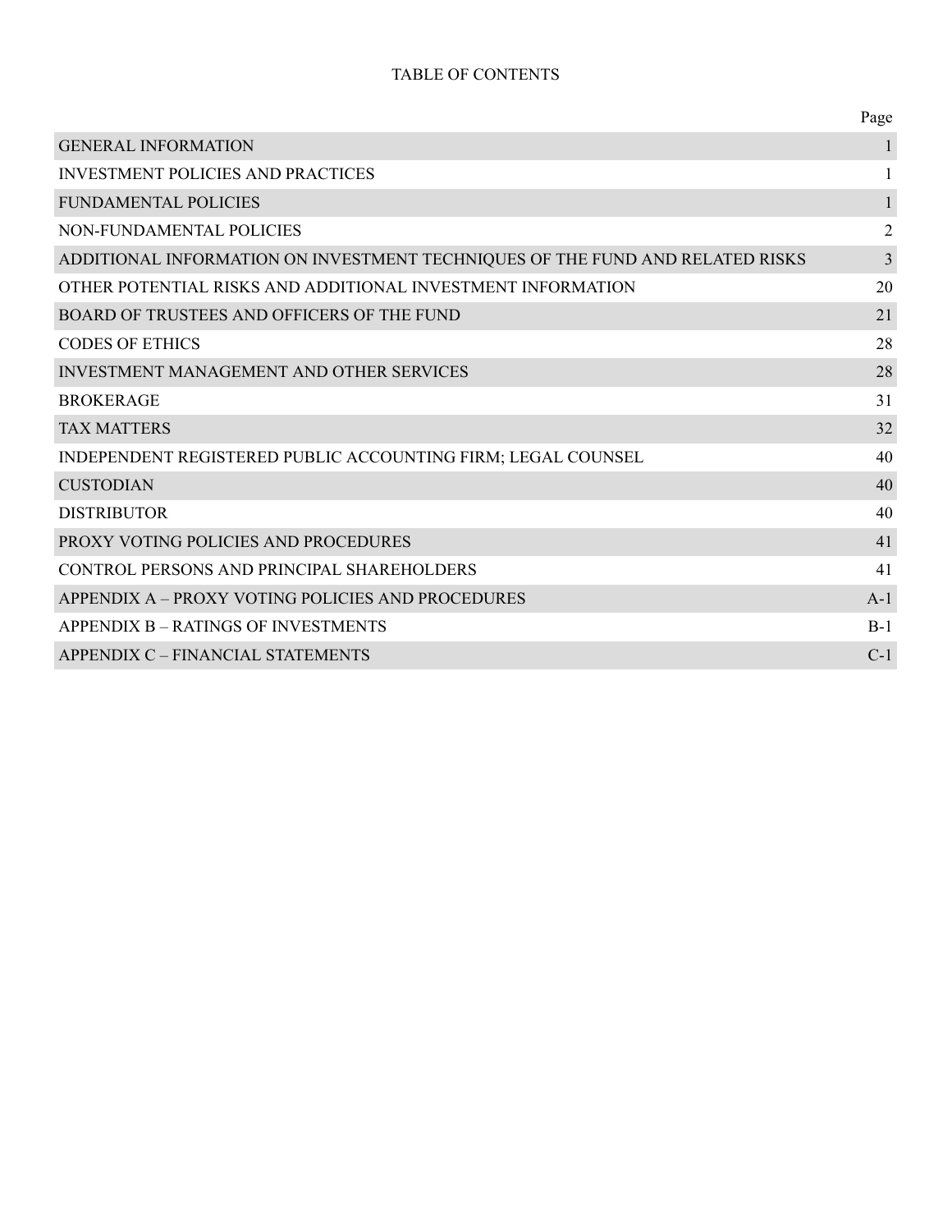TABLE OF CONTENTS

| | Page |
|---|---|
| GENERAL INFORMATION | 1 |
| INVESTMENT POLICIES AND PRACTICES | 1 |
| FUNDAMENTAL POLICIES | 1 |
| NON-FUNDAMENTAL POLICIES | 2 |
| ADDITIONAL INFORMATION ON INVESTMENT TECHNIQUES OF THE FUND AND RELATED RISKS | 3 |
| OTHER POTENTIAL RISKS AND ADDITIONAL INVESTMENT INFORMATION | 20 |
| BOARD OF TRUSTEES AND OFFICERS OF THE FUND | 21 |
| CODES OF ETHICS | 28 |
| INVESTMENT MANAGEMENT AND OTHER SERVICES | 28 |
| BROKERAGE | 31 |
| TAX MATTERS | 32 |
| INDEPENDENT REGISTERED PUBLIC ACCOUNTING FIRM; LEGAL COUNSEL | 40 |
| CUSTODIAN | 40 |
| DISTRIBUTOR | 40 |
| PROXY VOTING POLICIES AND PROCEDURES | 41 |
| CONTROL PERSONS AND PRINCIPAL SHAREHOLDERS | 41 |
| APPENDIX A – PROXY VOTING POLICIES AND PROCEDURES | A-1 |
| APPENDIX B – RATINGS OF INVESTMENTS | B-1 |
| APPENDIX C – FINANCIAL STATEMENTS | C-1 |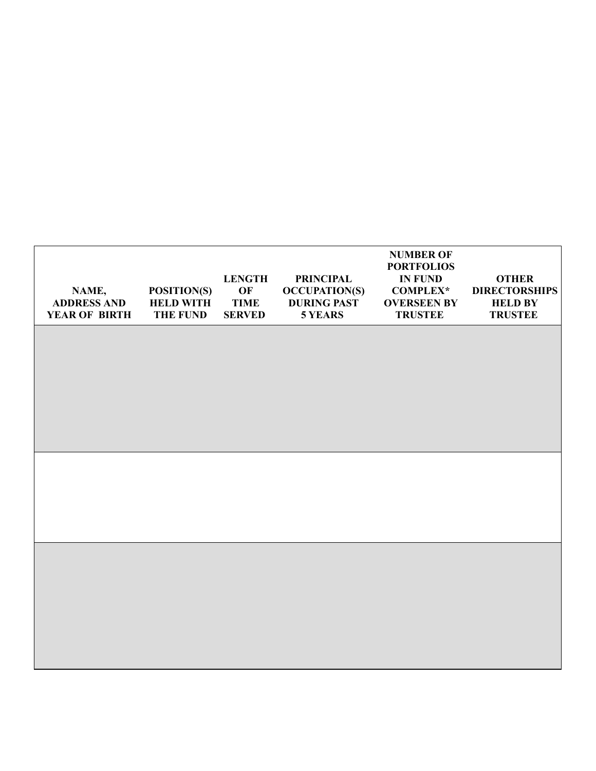| NAME, ADDRESS AND YEAR OF BIRTH | POSITION(S) HELD WITH THE FUND | LENGTH OF TIME SERVED | PRINCIPAL OCCUPATION(S) DURING PAST 5 YEARS | NUMBER OF PORTFOLIOS IN FUND COMPLEX* OVERSEEN BY TRUSTEE | OTHER DIRECTORSHIPS HELD BY TRUSTEE |
|---|---|---|---|---|---|
| | | | | | |
| | | | | | |
| | | | | | |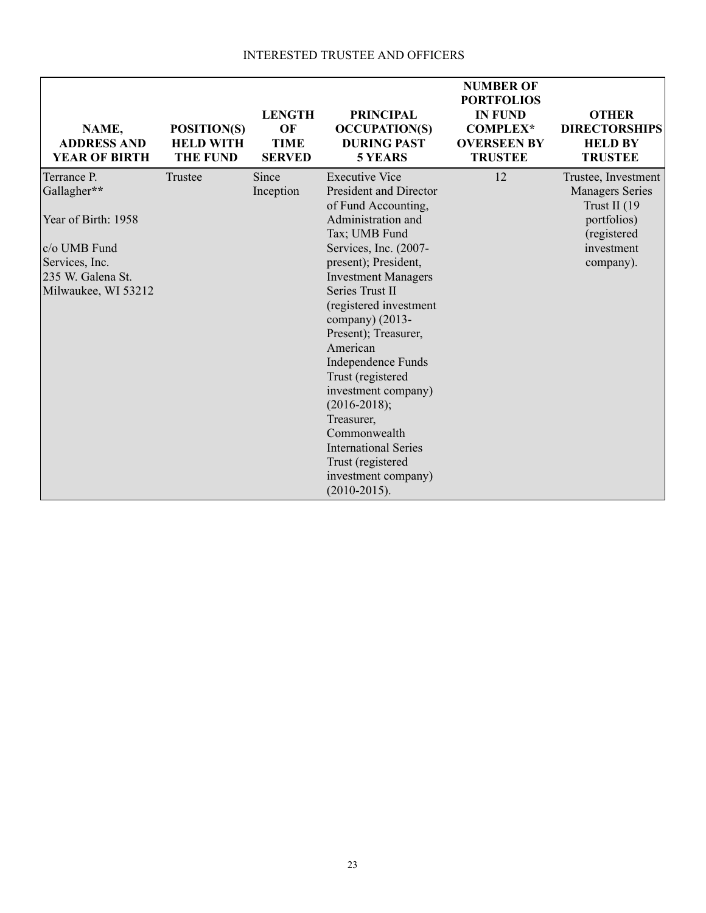INTERESTED TRUSTEE AND OFFICERS

| NAME, ADDRESS AND YEAR OF BIRTH | POSITION(S) HELD WITH THE FUND | LENGTH OF TIME SERVED | PRINCIPAL OCCUPATION(S) DURING PAST 5 YEARS | NUMBER OF PORTFOLIOS IN FUND COMPLEX* OVERSEEN BY TRUSTEE | OTHER DIRECTORSHIPS HELD BY TRUSTEE |
|---|---|---|---|---|---|
| Terrance P. Gallagher**<br><br>Year of Birth: 1958<br><br>c/o UMB Fund Services, Inc.<br>235 W. Galena St.<br>Milwaukee, WI 53212 | Trustee | Since Inception | Executive Vice President and Director of Fund Accounting, Administration and Tax; UMB Fund Services, Inc. (2007-present); President, Investment Managers Series Trust II (registered investment company) (2013-Present); Treasurer, American Independence Funds Trust (registered investment company) (2016-2018); Treasurer, Commonwealth International Series Trust (registered investment company) (2010-2015). | 12 | Trustee, Investment Managers Series Trust II (19 portfolios) (registered investment company). |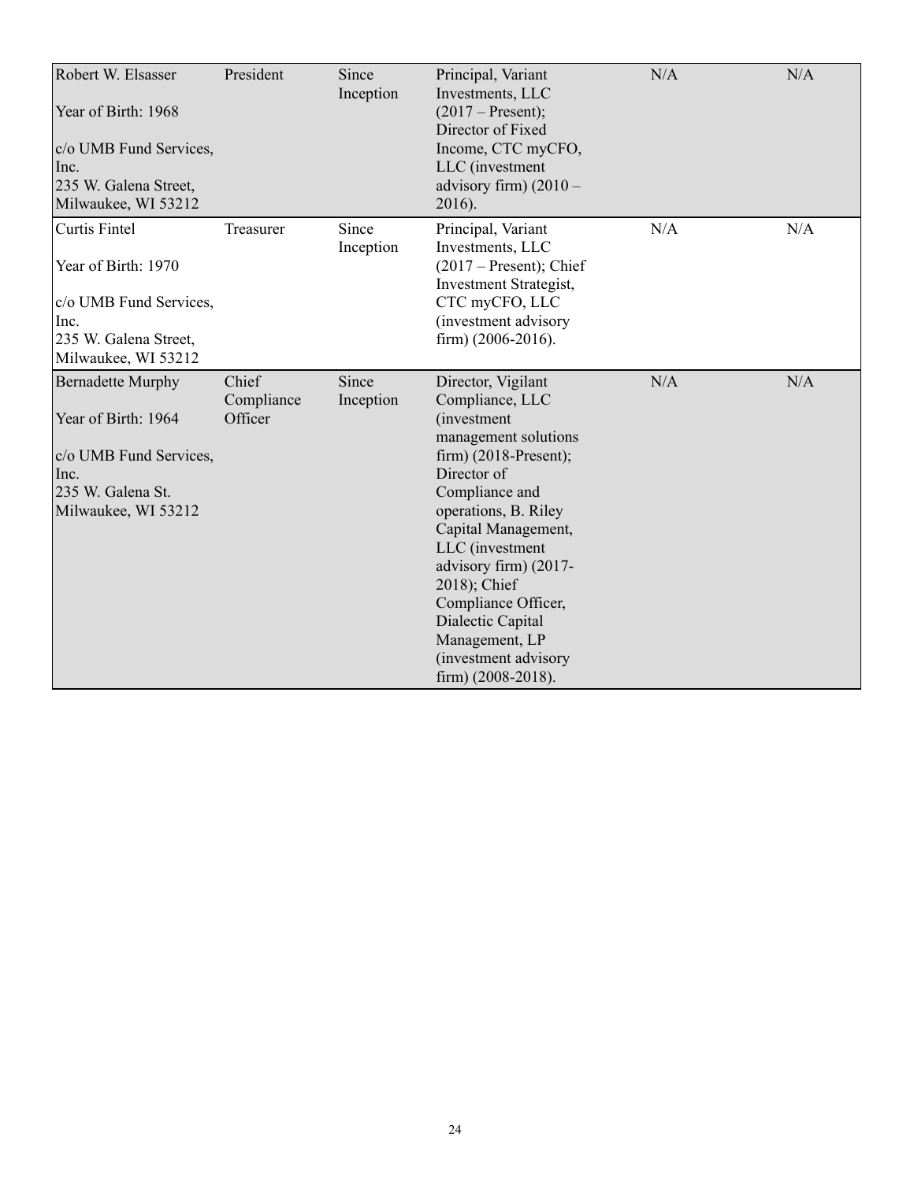| | | | | | |
|---|---|---|---|---|---|
| Robert W. Elsasser<br><br>Year of Birth: 1968<br><br>c/o UMB Fund Services, Inc.<br>235 W. Galena Street, Milwaukee, WI 53212 | President | Since Inception | Principal, Variant Investments, LLC (2017 – Present); Director of Fixed Income, CTC myCFO, LLC (investment advisory firm) (2010 – 2016). | N/A | N/A |
| Curtis Fintel<br><br>Year of Birth: 1970<br><br>c/o UMB Fund Services, Inc.<br>235 W. Galena Street, Milwaukee, WI 53212 | Treasurer | Since Inception | Principal, Variant Investments, LLC (2017 – Present); Chief Investment Strategist, CTC myCFO, LLC (investment advisory firm) (2006-2016). | N/A | N/A |
| Bernadette Murphy<br><br>Year of Birth: 1964<br><br>c/o UMB Fund Services, Inc.<br>235 W. Galena St.<br>Milwaukee, WI 53212 | Chief Compliance Officer | Since Inception | Director, Vigilant Compliance, LLC (investment management solutions firm) (2018-Present); Director of Compliance and operations, B. Riley Capital Management, LLC (investment advisory firm) (2017-2018); Chief Compliance Officer, Dialectic Capital Management, LP (investment advisory firm) (2008-2018). | N/A | N/A |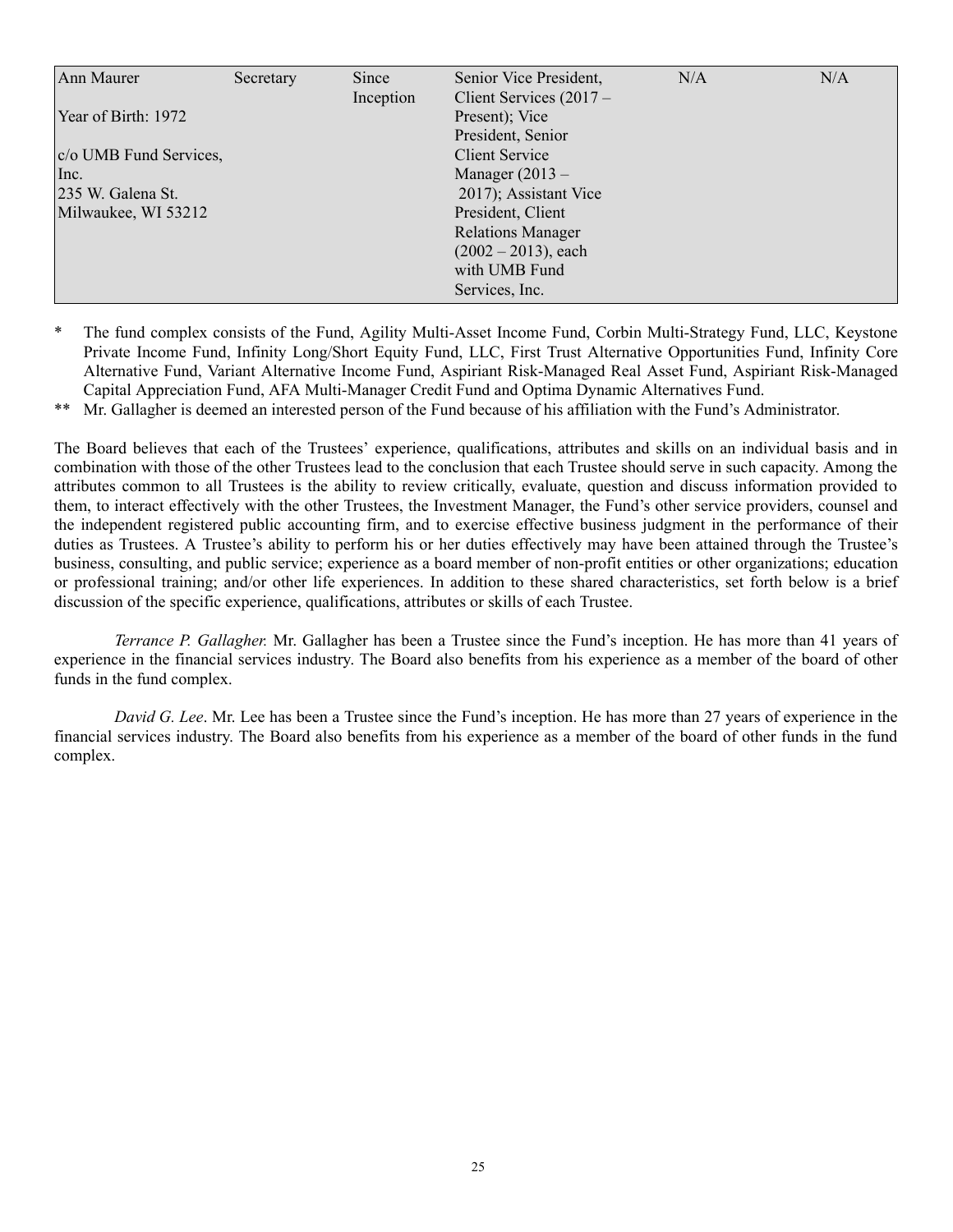| Ann Maurer<br><br>Year of Birth: 1972<br><br>c/o UMB Fund Services, Inc.<br>235 W. Galena St.<br>Milwaukee, WI 53212 | Secretary | Since Inception | Senior Vice President, Client Services (2017 – Present); Vice President, Senior Client Service Manager (2013 – 2017); Assistant Vice President, Client Relations Manager (2002 – 2013), each with UMB Fund Services, Inc. | N/A | N/A |
|---|---|---|---|---|---|

\* The fund complex consists of the Fund, Agility Multi-Asset Income Fund, Corbin Multi-Strategy Fund, LLC, Keystone Private Income Fund, Infinity Long/Short Equity Fund, LLC, First Trust Alternative Opportunities Fund, Infinity Core Alternative Fund, Variant Alternative Income Fund, Aspiriant Risk-Managed Real Asset Fund, Aspiriant Risk-Managed Capital Appreciation Fund, AFA Multi-Manager Credit Fund and Optima Dynamic Alternatives Fund.

\*\* Mr. Gallagher is deemed an interested person of the Fund because of his affiliation with the Fund's Administrator.

The Board believes that each of the Trustees' experience, qualifications, attributes and skills on an individual basis and in combination with those of the other Trustees lead to the conclusion that each Trustee should serve in such capacity. Among the attributes common to all Trustees is the ability to review critically, evaluate, question and discuss information provided to them, to interact effectively with the other Trustees, the Investment Manager, the Fund's other service providers, counsel and the independent registered public accounting firm, and to exercise effective business judgment in the performance of their duties as Trustees. A Trustee's ability to perform his or her duties effectively may have been attained through the Trustee's business, consulting, and public service; experience as a board member of non-profit entities or other organizations; education or professional training; and/or other life experiences. In addition to these shared characteristics, set forth below is a brief discussion of the specific experience, qualifications, attributes or skills of each Trustee.

*Terrance P. Gallagher.* Mr. Gallagher has been a Trustee since the Fund's inception. He has more than 41 years of experience in the financial services industry. The Board also benefits from his experience as a member of the board of other funds in the fund complex.

*David G. Lee*. Mr. Lee has been a Trustee since the Fund's inception. He has more than 27 years of experience in the financial services industry. The Board also benefits from his experience as a member of the board of other funds in the fund complex.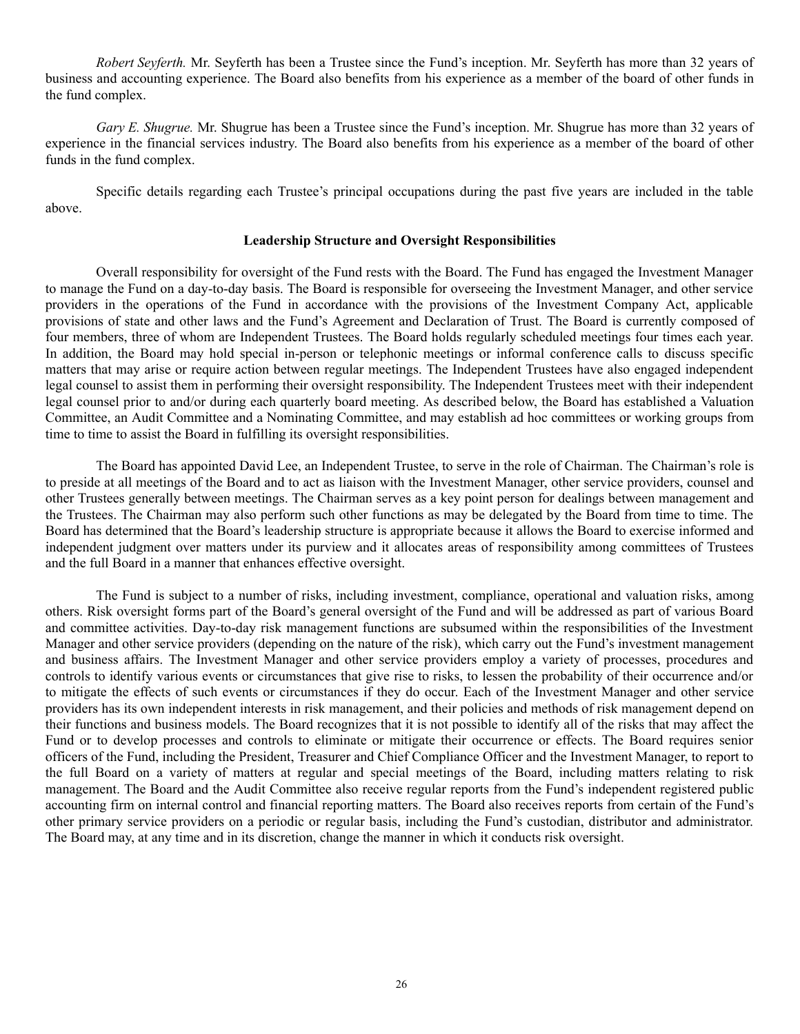*Robert Seyferth.* Mr. Seyferth has been a Trustee since the Fund's inception. Mr. Seyferth has more than 32 years of business and accounting experience. The Board also benefits from his experience as a member of the board of other funds in the fund complex.

*Gary E. Shugrue.* Mr. Shugrue has been a Trustee since the Fund's inception. Mr. Shugrue has more than 32 years of experience in the financial services industry. The Board also benefits from his experience as a member of the board of other funds in the fund complex.

Specific details regarding each Trustee's principal occupations during the past five years are included in the table above.

**Leadership Structure and Oversight Responsibilities**

Overall responsibility for oversight of the Fund rests with the Board. The Fund has engaged the Investment Manager to manage the Fund on a day-to-day basis. The Board is responsible for overseeing the Investment Manager, and other service providers in the operations of the Fund in accordance with the provisions of the Investment Company Act, applicable provisions of state and other laws and the Fund's Agreement and Declaration of Trust. The Board is currently composed of four members, three of whom are Independent Trustees. The Board holds regularly scheduled meetings four times each year. In addition, the Board may hold special in-person or telephonic meetings or informal conference calls to discuss specific matters that may arise or require action between regular meetings. The Independent Trustees have also engaged independent legal counsel to assist them in performing their oversight responsibility. The Independent Trustees meet with their independent legal counsel prior to and/or during each quarterly board meeting. As described below, the Board has established a Valuation Committee, an Audit Committee and a Nominating Committee, and may establish ad hoc committees or working groups from time to time to assist the Board in fulfilling its oversight responsibilities.

The Board has appointed David Lee, an Independent Trustee, to serve in the role of Chairman. The Chairman's role is to preside at all meetings of the Board and to act as liaison with the Investment Manager, other service providers, counsel and other Trustees generally between meetings. The Chairman serves as a key point person for dealings between management and the Trustees. The Chairman may also perform such other functions as may be delegated by the Board from time to time. The Board has determined that the Board's leadership structure is appropriate because it allows the Board to exercise informed and independent judgment over matters under its purview and it allocates areas of responsibility among committees of Trustees and the full Board in a manner that enhances effective oversight.

The Fund is subject to a number of risks, including investment, compliance, operational and valuation risks, among others. Risk oversight forms part of the Board's general oversight of the Fund and will be addressed as part of various Board and committee activities. Day-to-day risk management functions are subsumed within the responsibilities of the Investment Manager and other service providers (depending on the nature of the risk), which carry out the Fund's investment management and business affairs. The Investment Manager and other service providers employ a variety of processes, procedures and controls to identify various events or circumstances that give rise to risks, to lessen the probability of their occurrence and/or to mitigate the effects of such events or circumstances if they do occur. Each of the Investment Manager and other service providers has its own independent interests in risk management, and their policies and methods of risk management depend on their functions and business models. The Board recognizes that it is not possible to identify all of the risks that may affect the Fund or to develop processes and controls to eliminate or mitigate their occurrence or effects. The Board requires senior officers of the Fund, including the President, Treasurer and Chief Compliance Officer and the Investment Manager, to report to the full Board on a variety of matters at regular and special meetings of the Board, including matters relating to risk management. The Board and the Audit Committee also receive regular reports from the Fund's independent registered public accounting firm on internal control and financial reporting matters. The Board also receives reports from certain of the Fund's other primary service providers on a periodic or regular basis, including the Fund's custodian, distributor and administrator. The Board may, at any time and in its discretion, change the manner in which it conducts risk oversight.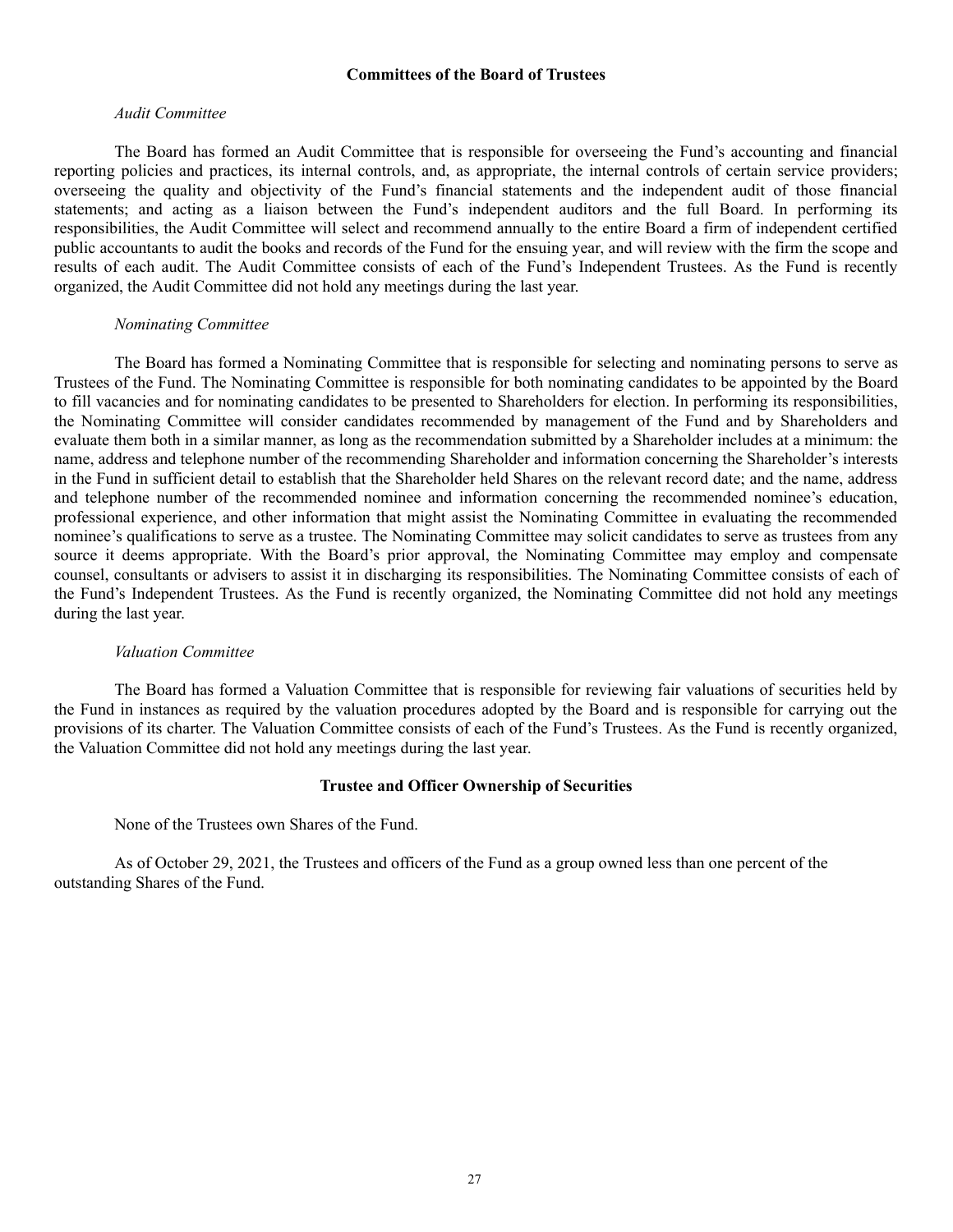## Committees of the Board of Trustees

### *Audit Committee*

The Board has formed an Audit Committee that is responsible for overseeing the Fund's accounting and financial reporting policies and practices, its internal controls, and, as appropriate, the internal controls of certain service providers; overseeing the quality and objectivity of the Fund's financial statements and the independent audit of those financial statements; and acting as a liaison between the Fund's independent auditors and the full Board. In performing its responsibilities, the Audit Committee will select and recommend annually to the entire Board a firm of independent certified public accountants to audit the books and records of the Fund for the ensuing year, and will review with the firm the scope and results of each audit. The Audit Committee consists of each of the Fund's Independent Trustees. As the Fund is recently organized, the Audit Committee did not hold any meetings during the last year.

### *Nominating Committee*

The Board has formed a Nominating Committee that is responsible for selecting and nominating persons to serve as Trustees of the Fund. The Nominating Committee is responsible for both nominating candidates to be appointed by the Board to fill vacancies and for nominating candidates to be presented to Shareholders for election. In performing its responsibilities, the Nominating Committee will consider candidates recommended by management of the Fund and by Shareholders and evaluate them both in a similar manner, as long as the recommendation submitted by a Shareholder includes at a minimum: the name, address and telephone number of the recommending Shareholder and information concerning the Shareholder's interests in the Fund in sufficient detail to establish that the Shareholder held Shares on the relevant record date; and the name, address and telephone number of the recommended nominee and information concerning the recommended nominee's education, professional experience, and other information that might assist the Nominating Committee in evaluating the recommended nominee's qualifications to serve as a trustee. The Nominating Committee may solicit candidates to serve as trustees from any source it deems appropriate. With the Board's prior approval, the Nominating Committee may employ and compensate counsel, consultants or advisers to assist it in discharging its responsibilities. The Nominating Committee consists of each of the Fund's Independent Trustees. As the Fund is recently organized, the Nominating Committee did not hold any meetings during the last year.

### *Valuation Committee*

The Board has formed a Valuation Committee that is responsible for reviewing fair valuations of securities held by the Fund in instances as required by the valuation procedures adopted by the Board and is responsible for carrying out the provisions of its charter. The Valuation Committee consists of each of the Fund's Trustees. As the Fund is recently organized, the Valuation Committee did not hold any meetings during the last year.

## Trustee and Officer Ownership of Securities

None of the Trustees own Shares of the Fund.

As of October 29, 2021, the Trustees and officers of the Fund as a group owned less than one percent of the outstanding Shares of the Fund.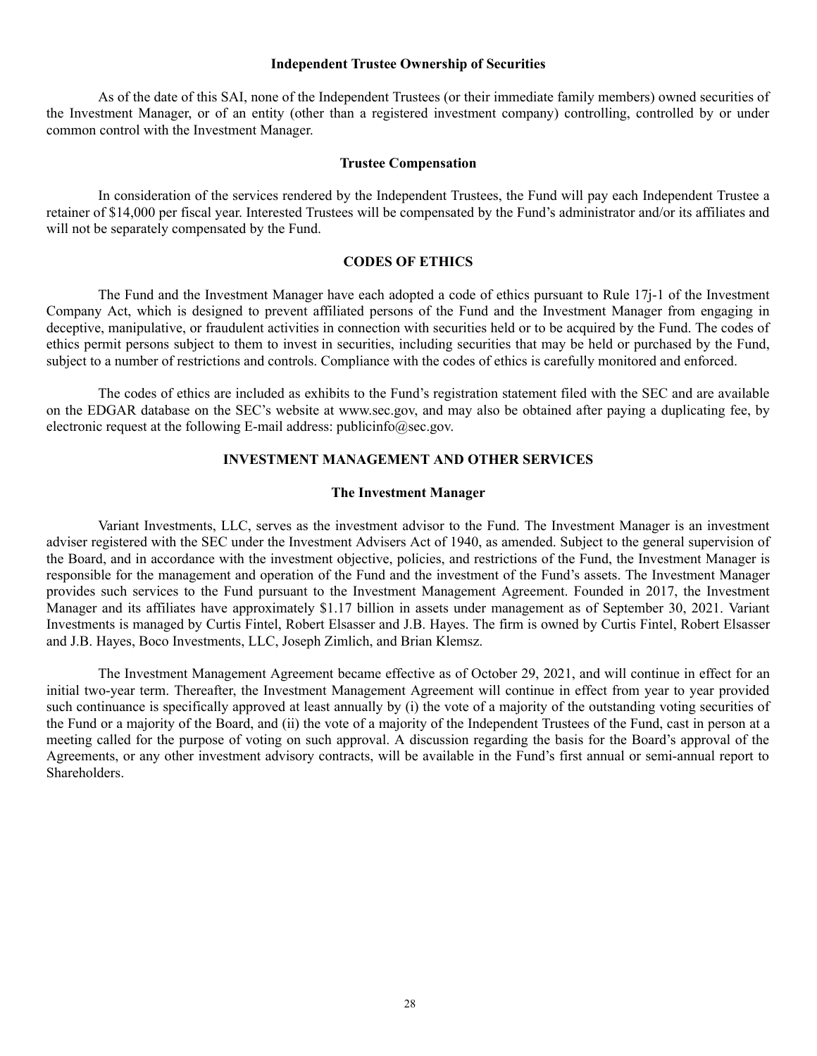### Independent Trustee Ownership of Securities

As of the date of this SAI, none of the Independent Trustees (or their immediate family members) owned securities of the Investment Manager, or of an entity (other than a registered investment company) controlling, controlled by or under common control with the Investment Manager.

### Trustee Compensation

In consideration of the services rendered by the Independent Trustees, the Fund will pay each Independent Trustee a retainer of $14,000 per fiscal year. Interested Trustees will be compensated by the Fund's administrator and/or its affiliates and will not be separately compensated by the Fund.

## CODES OF ETHICS

The Fund and the Investment Manager have each adopted a code of ethics pursuant to Rule 17j-1 of the Investment Company Act, which is designed to prevent affiliated persons of the Fund and the Investment Manager from engaging in deceptive, manipulative, or fraudulent activities in connection with securities held or to be acquired by the Fund. The codes of ethics permit persons subject to them to invest in securities, including securities that may be held or purchased by the Fund, subject to a number of restrictions and controls. Compliance with the codes of ethics is carefully monitored and enforced.

The codes of ethics are included as exhibits to the Fund's registration statement filed with the SEC and are available on the EDGAR database on the SEC's website at www.sec.gov, and may also be obtained after paying a duplicating fee, by electronic request at the following E-mail address: publicinfo@sec.gov.

## INVESTMENT MANAGEMENT AND OTHER SERVICES

### The Investment Manager

Variant Investments, LLC, serves as the investment advisor to the Fund. The Investment Manager is an investment adviser registered with the SEC under the Investment Advisers Act of 1940, as amended. Subject to the general supervision of the Board, and in accordance with the investment objective, policies, and restrictions of the Fund, the Investment Manager is responsible for the management and operation of the Fund and the investment of the Fund's assets. The Investment Manager provides such services to the Fund pursuant to the Investment Management Agreement. Founded in 2017, the Investment Manager and its affiliates have approximately $1.17 billion in assets under management as of September 30, 2021. Variant Investments is managed by Curtis Fintel, Robert Elsasser and J.B. Hayes. The firm is owned by Curtis Fintel, Robert Elsasser and J.B. Hayes, Boco Investments, LLC, Joseph Zimlich, and Brian Klemsz.

The Investment Management Agreement became effective as of October 29, 2021, and will continue in effect for an initial two-year term. Thereafter, the Investment Management Agreement will continue in effect from year to year provided such continuance is specifically approved at least annually by (i) the vote of a majority of the outstanding voting securities of the Fund or a majority of the Board, and (ii) the vote of a majority of the Independent Trustees of the Fund, cast in person at a meeting called for the purpose of voting on such approval. A discussion regarding the basis for the Board's approval of the Agreements, or any other investment advisory contracts, will be available in the Fund's first annual or semi-annual report to Shareholders.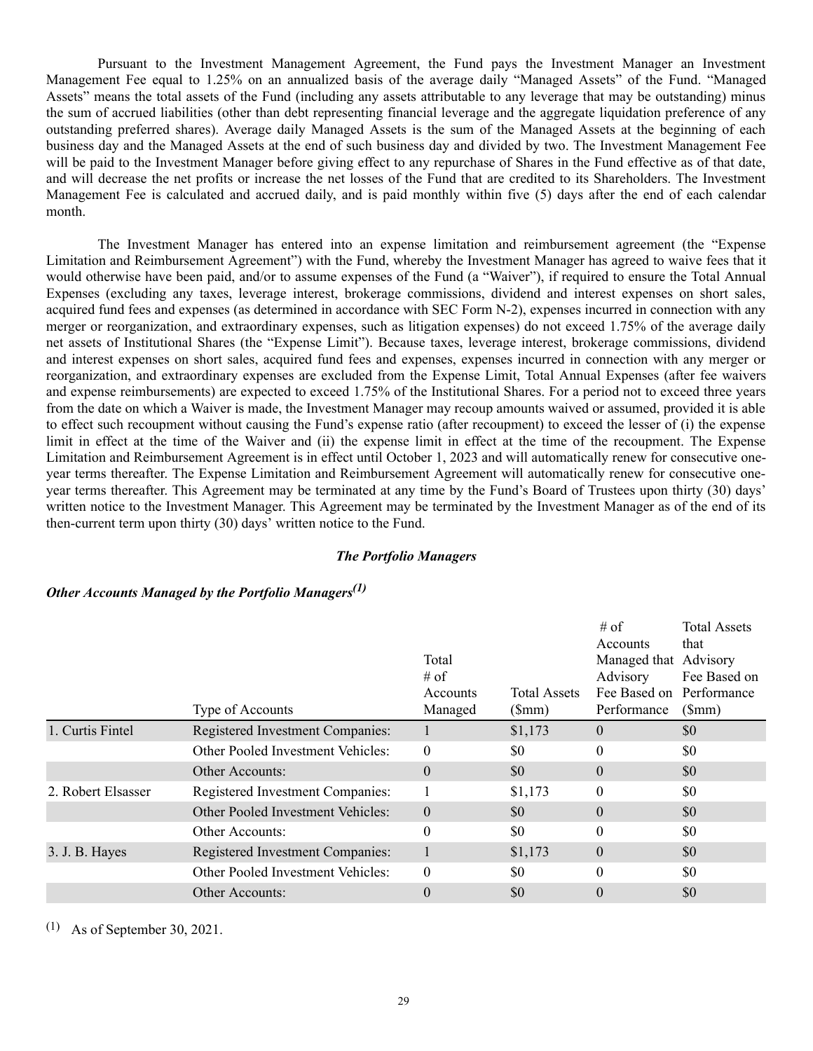Pursuant to the Investment Management Agreement, the Fund pays the Investment Manager an Investment Management Fee equal to 1.25% on an annualized basis of the average daily "Managed Assets" of the Fund. "Managed Assets" means the total assets of the Fund (including any assets attributable to any leverage that may be outstanding) minus the sum of accrued liabilities (other than debt representing financial leverage and the aggregate liquidation preference of any outstanding preferred shares). Average daily Managed Assets is the sum of the Managed Assets at the beginning of each business day and the Managed Assets at the end of such business day and divided by two. The Investment Management Fee will be paid to the Investment Manager before giving effect to any repurchase of Shares in the Fund effective as of that date, and will decrease the net profits or increase the net losses of the Fund that are credited to its Shareholders. The Investment Management Fee is calculated and accrued daily, and is paid monthly within five (5) days after the end of each calendar month.

The Investment Manager has entered into an expense limitation and reimbursement agreement (the "Expense Limitation and Reimbursement Agreement") with the Fund, whereby the Investment Manager has agreed to waive fees that it would otherwise have been paid, and/or to assume expenses of the Fund (a "Waiver"), if required to ensure the Total Annual Expenses (excluding any taxes, leverage interest, brokerage commissions, dividend and interest expenses on short sales, acquired fund fees and expenses (as determined in accordance with SEC Form N-2), expenses incurred in connection with any merger or reorganization, and extraordinary expenses, such as litigation expenses) do not exceed 1.75% of the average daily net assets of Institutional Shares (the "Expense Limit"). Because taxes, leverage interest, brokerage commissions, dividend and interest expenses on short sales, acquired fund fees and expenses, expenses incurred in connection with any merger or reorganization, and extraordinary expenses are excluded from the Expense Limit, Total Annual Expenses (after fee waivers and expense reimbursements) are expected to exceed 1.75% of the Institutional Shares. For a period not to exceed three years from the date on which a Waiver is made, the Investment Manager may recoup amounts waived or assumed, provided it is able to effect such recoupment without causing the Fund's expense ratio (after recoupment) to exceed the lesser of (i) the expense limit in effect at the time of the Waiver and (ii) the expense limit in effect at the time of the recoupment. The Expense Limitation and Reimbursement Agreement is in effect until October 1, 2023 and will automatically renew for consecutive one-year terms thereafter. The Expense Limitation and Reimbursement Agreement will automatically renew for consecutive one-year terms thereafter. This Agreement may be terminated at any time by the Fund's Board of Trustees upon thirty (30) days' written notice to the Investment Manager. This Agreement may be terminated by the Investment Manager as of the end of its then-current term upon thirty (30) days' written notice to the Fund.

### *The Portfolio Managers*

#### *Other Accounts Managed by the Portfolio Managers[(1)]*

| | Type of Accounts | Total # of Accounts Managed | Total Assets ($mm) | # of Accounts Managed that Advisory Fee Based on Performance | Total Assets that Advisory Fee Based on Performance ($mm) |
|---|---|---|---|---|---|
| 1. Curtis Fintel | Registered Investment Companies: | 1 | $1,173 | 0 | $0 |
| | Other Pooled Investment Vehicles: | 0 | $0 | 0 | $0 |
| | Other Accounts: | 0 | $0 | 0 | $0 |
| 2. Robert Elsasser | Registered Investment Companies: | 1 | $1,173 | 0 | $0 |
| | Other Pooled Investment Vehicles: | 0 | $0 | 0 | $0 |
| | Other Accounts: | 0 | $0 | 0 | $0 |
| 3. J. B. Hayes | Registered Investment Companies: | 1 | $1,173 | 0 | $0 |
| | Other Pooled Investment Vehicles: | 0 | $0 | 0 | $0 |
| | Other Accounts: | 0 | $0 | 0 | $0 |

(1) As of September 30, 2021.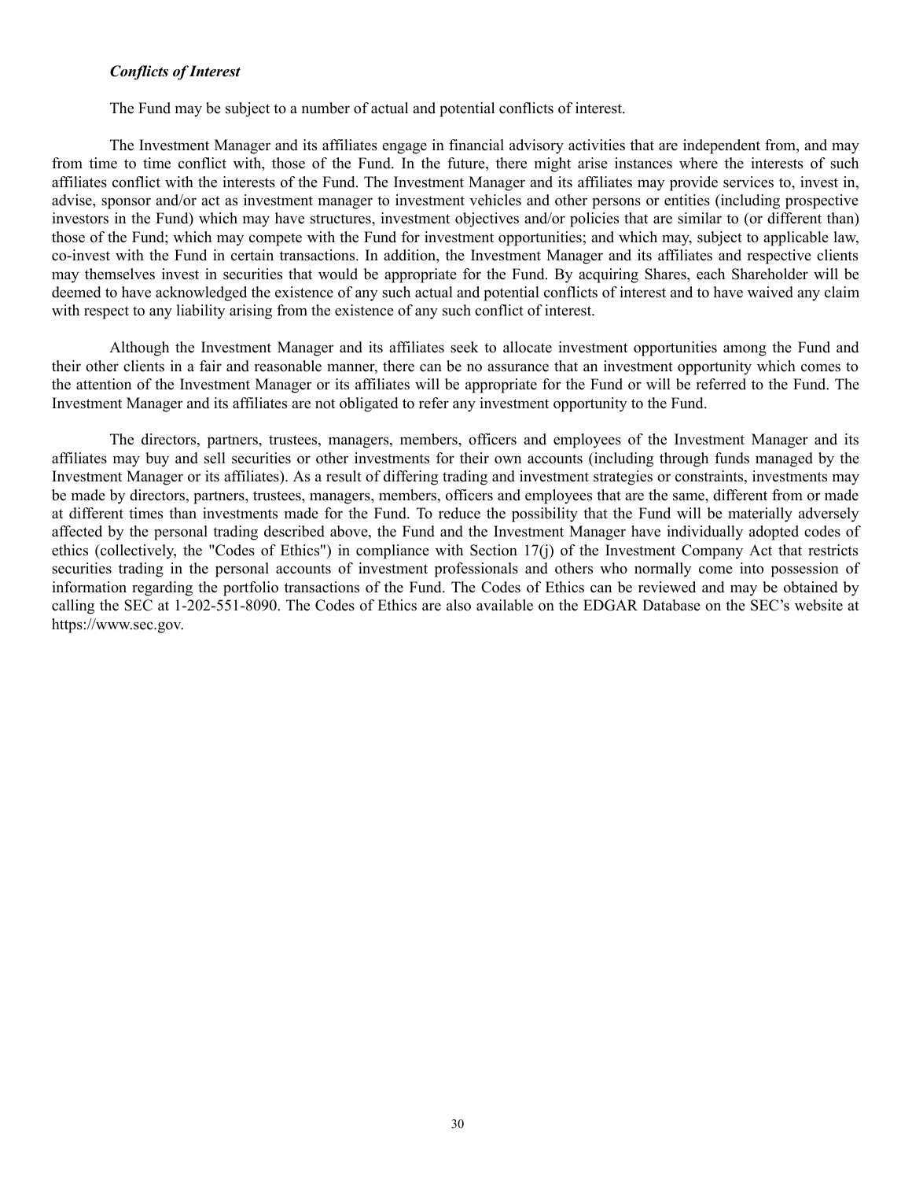*Conflicts of Interest*

The Fund may be subject to a number of actual and potential conflicts of interest.

The Investment Manager and its affiliates engage in financial advisory activities that are independent from, and may from time to time conflict with, those of the Fund. In the future, there might arise instances where the interests of such affiliates conflict with the interests of the Fund. The Investment Manager and its affiliates may provide services to, invest in, advise, sponsor and/or act as investment manager to investment vehicles and other persons or entities (including prospective investors in the Fund) which may have structures, investment objectives and/or policies that are similar to (or different than) those of the Fund; which may compete with the Fund for investment opportunities; and which may, subject to applicable law, co-invest with the Fund in certain transactions. In addition, the Investment Manager and its affiliates and respective clients may themselves invest in securities that would be appropriate for the Fund. By acquiring Shares, each Shareholder will be deemed to have acknowledged the existence of any such actual and potential conflicts of interest and to have waived any claim with respect to any liability arising from the existence of any such conflict of interest.

Although the Investment Manager and its affiliates seek to allocate investment opportunities among the Fund and their other clients in a fair and reasonable manner, there can be no assurance that an investment opportunity which comes to the attention of the Investment Manager or its affiliates will be appropriate for the Fund or will be referred to the Fund. The Investment Manager and its affiliates are not obligated to refer any investment opportunity to the Fund.

The directors, partners, trustees, managers, members, officers and employees of the Investment Manager and its affiliates may buy and sell securities or other investments for their own accounts (including through funds managed by the Investment Manager or its affiliates). As a result of differing trading and investment strategies or constraints, investments may be made by directors, partners, trustees, managers, members, officers and employees that are the same, different from or made at different times than investments made for the Fund. To reduce the possibility that the Fund will be materially adversely affected by the personal trading described above, the Fund and the Investment Manager have individually adopted codes of ethics (collectively, the "Codes of Ethics") in compliance with Section 17(j) of the Investment Company Act that restricts securities trading in the personal accounts of investment professionals and others who normally come into possession of information regarding the portfolio transactions of the Fund. The Codes of Ethics can be reviewed and may be obtained by calling the SEC at 1-202-551-8090. The Codes of Ethics are also available on the EDGAR Database on the SEC's website at https://www.sec.gov.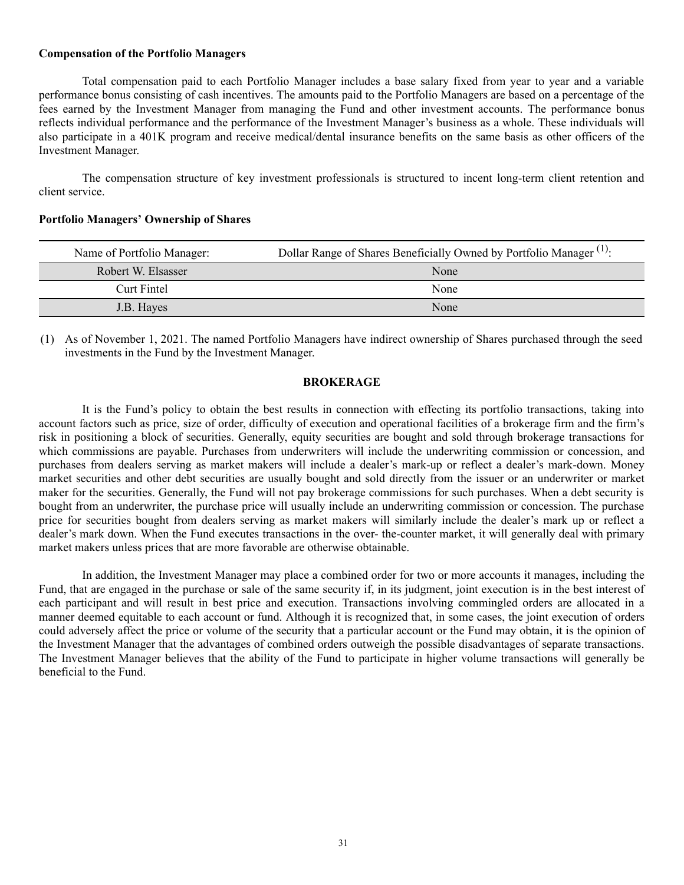**Compensation of the Portfolio Managers**

Total compensation paid to each Portfolio Manager includes a base salary fixed from year to year and a variable performance bonus consisting of cash incentives. The amounts paid to the Portfolio Managers are based on a percentage of the fees earned by the Investment Manager from managing the Fund and other investment accounts. The performance bonus reflects individual performance and the performance of the Investment Manager's business as a whole. These individuals will also participate in a 401K program and receive medical/dental insurance benefits on the same basis as other officers of the Investment Manager.

The compensation structure of key investment professionals is structured to incent long-term client retention and client service.

**Portfolio Managers' Ownership of Shares**

| Name of Portfolio Manager: | Dollar Range of Shares Beneficially Owned by Portfolio Manager (1): |
|---|---|
| Robert W. Elsasser | None |
| Curt Fintel | None |
| J.B. Hayes | None |

(1) As of November 1, 2021. The named Portfolio Managers have indirect ownership of Shares purchased through the seed investments in the Fund by the Investment Manager.

## BROKERAGE

It is the Fund's policy to obtain the best results in connection with effecting its portfolio transactions, taking into account factors such as price, size of order, difficulty of execution and operational facilities of a brokerage firm and the firm's risk in positioning a block of securities. Generally, equity securities are bought and sold through brokerage transactions for which commissions are payable. Purchases from underwriters will include the underwriting commission or concession, and purchases from dealers serving as market makers will include a dealer's mark-up or reflect a dealer's mark-down. Money market securities and other debt securities are usually bought and sold directly from the issuer or an underwriter or market maker for the securities. Generally, the Fund will not pay brokerage commissions for such purchases. When a debt security is bought from an underwriter, the purchase price will usually include an underwriting commission or concession. The purchase price for securities bought from dealers serving as market makers will similarly include the dealer's mark up or reflect a dealer's mark down. When the Fund executes transactions in the over- the-counter market, it will generally deal with primary market makers unless prices that are more favorable are otherwise obtainable.

In addition, the Investment Manager may place a combined order for two or more accounts it manages, including the Fund, that are engaged in the purchase or sale of the same security if, in its judgment, joint execution is in the best interest of each participant and will result in best price and execution. Transactions involving commingled orders are allocated in a manner deemed equitable to each account or fund. Although it is recognized that, in some cases, the joint execution of orders could adversely affect the price or volume of the security that a particular account or the Fund may obtain, it is the opinion of the Investment Manager that the advantages of combined orders outweigh the possible disadvantages of separate transactions. The Investment Manager believes that the ability of the Fund to participate in higher volume transactions will generally be beneficial to the Fund.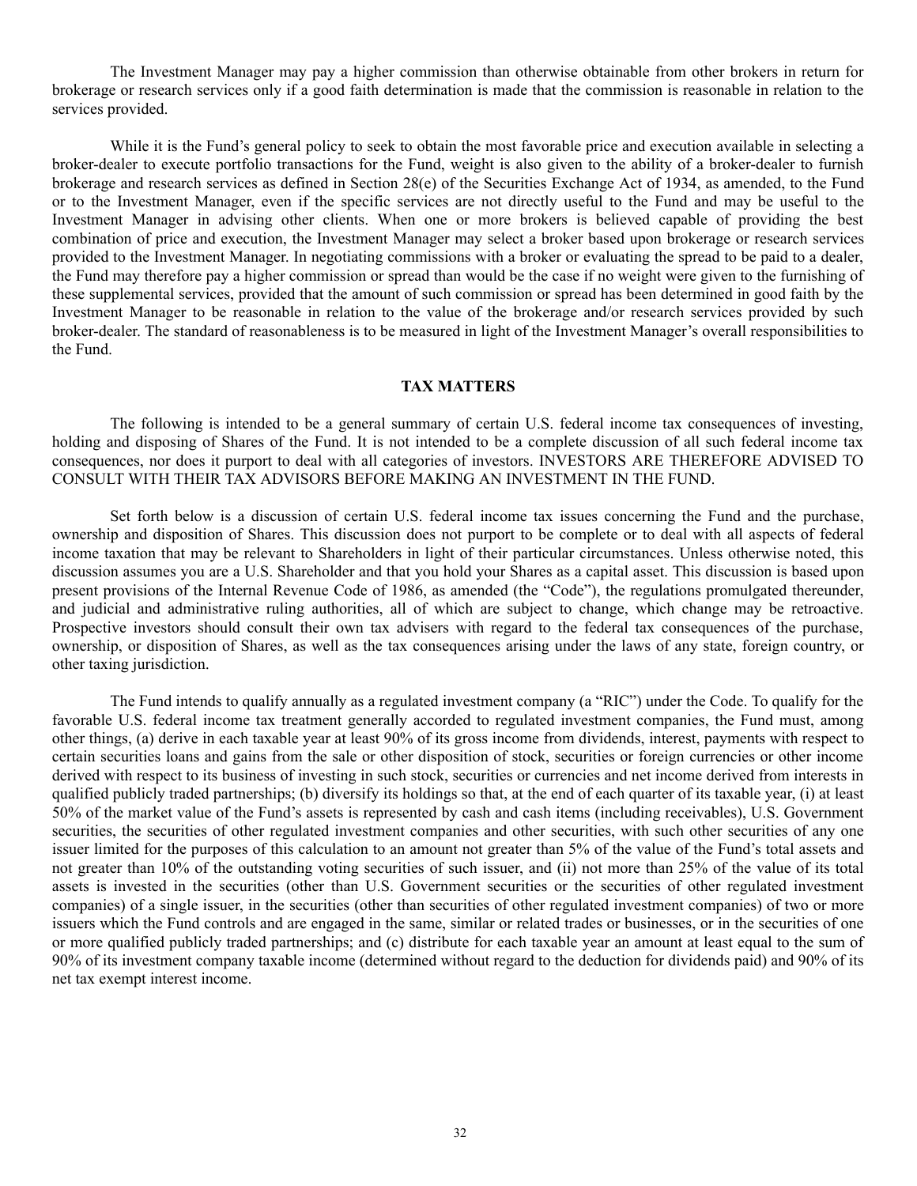The Investment Manager may pay a higher commission than otherwise obtainable from other brokers in return for brokerage or research services only if a good faith determination is made that the commission is reasonable in relation to the services provided.

While it is the Fund's general policy to seek to obtain the most favorable price and execution available in selecting a broker-dealer to execute portfolio transactions for the Fund, weight is also given to the ability of a broker-dealer to furnish brokerage and research services as defined in Section 28(e) of the Securities Exchange Act of 1934, as amended, to the Fund or to the Investment Manager, even if the specific services are not directly useful to the Fund and may be useful to the Investment Manager in advising other clients. When one or more brokers is believed capable of providing the best combination of price and execution, the Investment Manager may select a broker based upon brokerage or research services provided to the Investment Manager. In negotiating commissions with a broker or evaluating the spread to be paid to a dealer, the Fund may therefore pay a higher commission or spread than would be the case if no weight were given to the furnishing of these supplemental services, provided that the amount of such commission or spread has been determined in good faith by the Investment Manager to be reasonable in relation to the value of the brokerage and/or research services provided by such broker-dealer. The standard of reasonableness is to be measured in light of the Investment Manager's overall responsibilities to the Fund.

## TAX MATTERS

The following is intended to be a general summary of certain U.S. federal income tax consequences of investing, holding and disposing of Shares of the Fund. It is not intended to be a complete discussion of all such federal income tax consequences, nor does it purport to deal with all categories of investors. INVESTORS ARE THEREFORE ADVISED TO CONSULT WITH THEIR TAX ADVISORS BEFORE MAKING AN INVESTMENT IN THE FUND.

Set forth below is a discussion of certain U.S. federal income tax issues concerning the Fund and the purchase, ownership and disposition of Shares. This discussion does not purport to be complete or to deal with all aspects of federal income taxation that may be relevant to Shareholders in light of their particular circumstances. Unless otherwise noted, this discussion assumes you are a U.S. Shareholder and that you hold your Shares as a capital asset. This discussion is based upon present provisions of the Internal Revenue Code of 1986, as amended (the "Code"), the regulations promulgated thereunder, and judicial and administrative ruling authorities, all of which are subject to change, which change may be retroactive. Prospective investors should consult their own tax advisers with regard to the federal tax consequences of the purchase, ownership, or disposition of Shares, as well as the tax consequences arising under the laws of any state, foreign country, or other taxing jurisdiction.

The Fund intends to qualify annually as a regulated investment company (a "RIC") under the Code. To qualify for the favorable U.S. federal income tax treatment generally accorded to regulated investment companies, the Fund must, among other things, (a) derive in each taxable year at least 90% of its gross income from dividends, interest, payments with respect to certain securities loans and gains from the sale or other disposition of stock, securities or foreign currencies or other income derived with respect to its business of investing in such stock, securities or currencies and net income derived from interests in qualified publicly traded partnerships; (b) diversify its holdings so that, at the end of each quarter of its taxable year, (i) at least 50% of the market value of the Fund's assets is represented by cash and cash items (including receivables), U.S. Government securities, the securities of other regulated investment companies and other securities, with such other securities of any one issuer limited for the purposes of this calculation to an amount not greater than 5% of the value of the Fund's total assets and not greater than 10% of the outstanding voting securities of such issuer, and (ii) not more than 25% of the value of its total assets is invested in the securities (other than U.S. Government securities or the securities of other regulated investment companies) of a single issuer, in the securities (other than securities of other regulated investment companies) of two or more issuers which the Fund controls and are engaged in the same, similar or related trades or businesses, or in the securities of one or more qualified publicly traded partnerships; and (c) distribute for each taxable year an amount at least equal to the sum of 90% of its investment company taxable income (determined without regard to the deduction for dividends paid) and 90% of its net tax exempt interest income.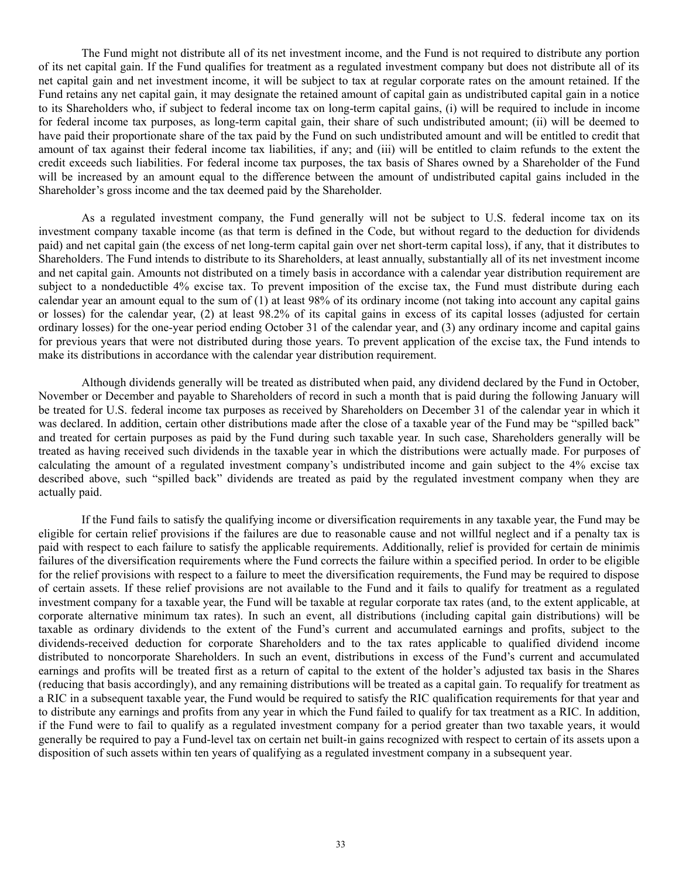The Fund might not distribute all of its net investment income, and the Fund is not required to distribute any portion of its net capital gain. If the Fund qualifies for treatment as a regulated investment company but does not distribute all of its net capital gain and net investment income, it will be subject to tax at regular corporate rates on the amount retained. If the Fund retains any net capital gain, it may designate the retained amount of capital gain as undistributed capital gain in a notice to its Shareholders who, if subject to federal income tax on long-term capital gains, (i) will be required to include in income for federal income tax purposes, as long-term capital gain, their share of such undistributed amount; (ii) will be deemed to have paid their proportionate share of the tax paid by the Fund on such undistributed amount and will be entitled to credit that amount of tax against their federal income tax liabilities, if any; and (iii) will be entitled to claim refunds to the extent the credit exceeds such liabilities. For federal income tax purposes, the tax basis of Shares owned by a Shareholder of the Fund will be increased by an amount equal to the difference between the amount of undistributed capital gains included in the Shareholder's gross income and the tax deemed paid by the Shareholder.

As a regulated investment company, the Fund generally will not be subject to U.S. federal income tax on its investment company taxable income (as that term is defined in the Code, but without regard to the deduction for dividends paid) and net capital gain (the excess of net long-term capital gain over net short-term capital loss), if any, that it distributes to Shareholders. The Fund intends to distribute to its Shareholders, at least annually, substantially all of its net investment income and net capital gain. Amounts not distributed on a timely basis in accordance with a calendar year distribution requirement are subject to a nondeductible 4% excise tax. To prevent imposition of the excise tax, the Fund must distribute during each calendar year an amount equal to the sum of (1) at least 98% of its ordinary income (not taking into account any capital gains or losses) for the calendar year, (2) at least 98.2% of its capital gains in excess of its capital losses (adjusted for certain ordinary losses) for the one-year period ending October 31 of the calendar year, and (3) any ordinary income and capital gains for previous years that were not distributed during those years. To prevent application of the excise tax, the Fund intends to make its distributions in accordance with the calendar year distribution requirement.

Although dividends generally will be treated as distributed when paid, any dividend declared by the Fund in October, November or December and payable to Shareholders of record in such a month that is paid during the following January will be treated for U.S. federal income tax purposes as received by Shareholders on December 31 of the calendar year in which it was declared. In addition, certain other distributions made after the close of a taxable year of the Fund may be "spilled back" and treated for certain purposes as paid by the Fund during such taxable year. In such case, Shareholders generally will be treated as having received such dividends in the taxable year in which the distributions were actually made. For purposes of calculating the amount of a regulated investment company's undistributed income and gain subject to the 4% excise tax described above, such "spilled back" dividends are treated as paid by the regulated investment company when they are actually paid.

If the Fund fails to satisfy the qualifying income or diversification requirements in any taxable year, the Fund may be eligible for certain relief provisions if the failures are due to reasonable cause and not willful neglect and if a penalty tax is paid with respect to each failure to satisfy the applicable requirements. Additionally, relief is provided for certain de minimis failures of the diversification requirements where the Fund corrects the failure within a specified period. In order to be eligible for the relief provisions with respect to a failure to meet the diversification requirements, the Fund may be required to dispose of certain assets. If these relief provisions are not available to the Fund and it fails to qualify for treatment as a regulated investment company for a taxable year, the Fund will be taxable at regular corporate tax rates (and, to the extent applicable, at corporate alternative minimum tax rates). In such an event, all distributions (including capital gain distributions) will be taxable as ordinary dividends to the extent of the Fund's current and accumulated earnings and profits, subject to the dividends-received deduction for corporate Shareholders and to the tax rates applicable to qualified dividend income distributed to noncorporate Shareholders. In such an event, distributions in excess of the Fund's current and accumulated earnings and profits will be treated first as a return of capital to the extent of the holder's adjusted tax basis in the Shares (reducing that basis accordingly), and any remaining distributions will be treated as a capital gain. To requalify for treatment as a RIC in a subsequent taxable year, the Fund would be required to satisfy the RIC qualification requirements for that year and to distribute any earnings and profits from any year in which the Fund failed to qualify for tax treatment as a RIC. In addition, if the Fund were to fail to qualify as a regulated investment company for a period greater than two taxable years, it would generally be required to pay a Fund-level tax on certain net built-in gains recognized with respect to certain of its assets upon a disposition of such assets within ten years of qualifying as a regulated investment company in a subsequent year.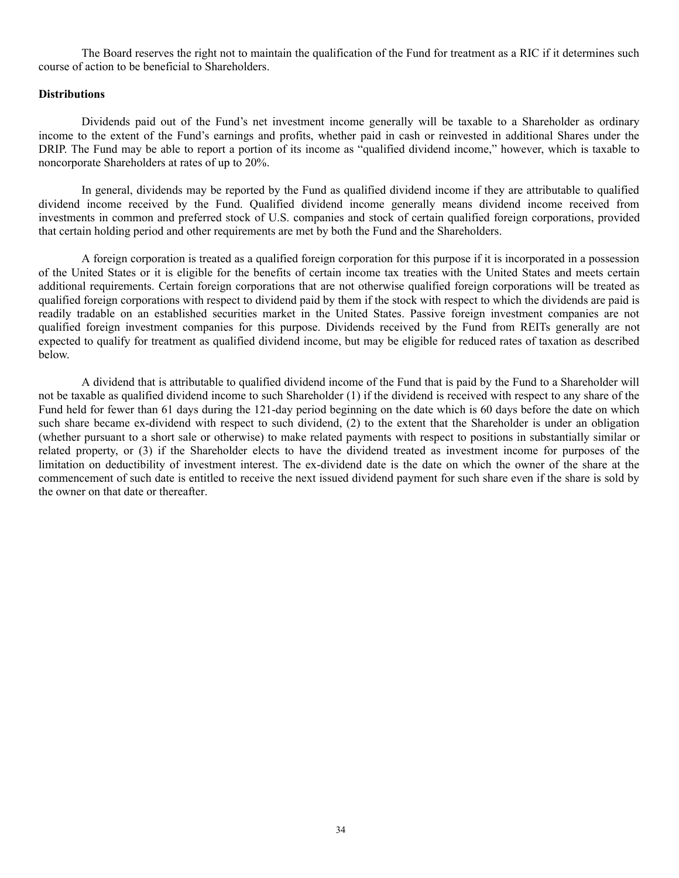The Board reserves the right not to maintain the qualification of the Fund for treatment as a RIC if it determines such course of action to be beneficial to Shareholders.

**Distributions**

Dividends paid out of the Fund's net investment income generally will be taxable to a Shareholder as ordinary income to the extent of the Fund's earnings and profits, whether paid in cash or reinvested in additional Shares under the DRIP. The Fund may be able to report a portion of its income as "qualified dividend income," however, which is taxable to noncorporate Shareholders at rates of up to 20%.

In general, dividends may be reported by the Fund as qualified dividend income if they are attributable to qualified dividend income received by the Fund. Qualified dividend income generally means dividend income received from investments in common and preferred stock of U.S. companies and stock of certain qualified foreign corporations, provided that certain holding period and other requirements are met by both the Fund and the Shareholders.

A foreign corporation is treated as a qualified foreign corporation for this purpose if it is incorporated in a possession of the United States or it is eligible for the benefits of certain income tax treaties with the United States and meets certain additional requirements. Certain foreign corporations that are not otherwise qualified foreign corporations will be treated as qualified foreign corporations with respect to dividend paid by them if the stock with respect to which the dividends are paid is readily tradable on an established securities market in the United States. Passive foreign investment companies are not qualified foreign investment companies for this purpose. Dividends received by the Fund from REITs generally are not expected to qualify for treatment as qualified dividend income, but may be eligible for reduced rates of taxation as described below.

A dividend that is attributable to qualified dividend income of the Fund that is paid by the Fund to a Shareholder will not be taxable as qualified dividend income to such Shareholder (1) if the dividend is received with respect to any share of the Fund held for fewer than 61 days during the 121-day period beginning on the date which is 60 days before the date on which such share became ex-dividend with respect to such dividend, (2) to the extent that the Shareholder is under an obligation (whether pursuant to a short sale or otherwise) to make related payments with respect to positions in substantially similar or related property, or (3) if the Shareholder elects to have the dividend treated as investment income for purposes of the limitation on deductibility of investment interest. The ex-dividend date is the date on which the owner of the share at the commencement of such date is entitled to receive the next issued dividend payment for such share even if the share is sold by the owner on that date or thereafter.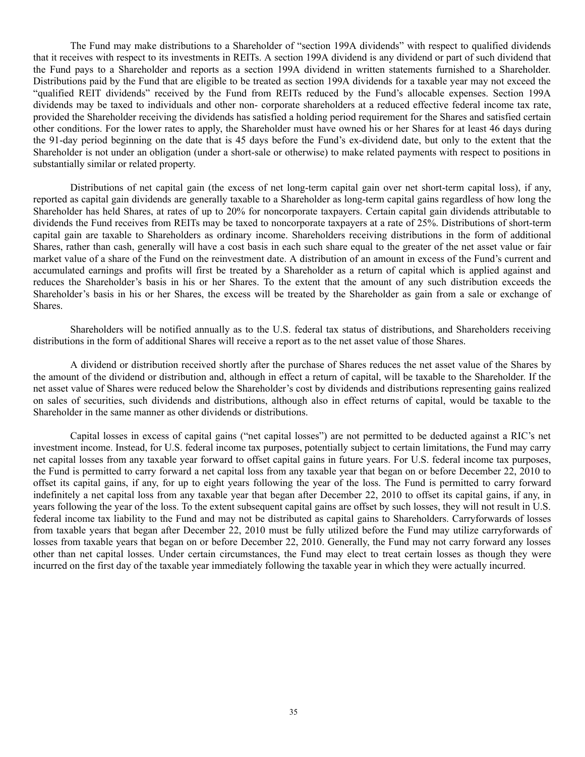The Fund may make distributions to a Shareholder of "section 199A dividends" with respect to qualified dividends that it receives with respect to its investments in REITs. A section 199A dividend is any dividend or part of such dividend that the Fund pays to a Shareholder and reports as a section 199A dividend in written statements furnished to a Shareholder. Distributions paid by the Fund that are eligible to be treated as section 199A dividends for a taxable year may not exceed the "qualified REIT dividends" received by the Fund from REITs reduced by the Fund's allocable expenses. Section 199A dividends may be taxed to individuals and other non- corporate shareholders at a reduced effective federal income tax rate, provided the Shareholder receiving the dividends has satisfied a holding period requirement for the Shares and satisfied certain other conditions. For the lower rates to apply, the Shareholder must have owned his or her Shares for at least 46 days during the 91-day period beginning on the date that is 45 days before the Fund's ex-dividend date, but only to the extent that the Shareholder is not under an obligation (under a short-sale or otherwise) to make related payments with respect to positions in substantially similar or related property.

Distributions of net capital gain (the excess of net long-term capital gain over net short-term capital loss), if any, reported as capital gain dividends are generally taxable to a Shareholder as long-term capital gains regardless of how long the Shareholder has held Shares, at rates of up to 20% for noncorporate taxpayers. Certain capital gain dividends attributable to dividends the Fund receives from REITs may be taxed to noncorporate taxpayers at a rate of 25%. Distributions of short-term capital gain are taxable to Shareholders as ordinary income. Shareholders receiving distributions in the form of additional Shares, rather than cash, generally will have a cost basis in each such share equal to the greater of the net asset value or fair market value of a share of the Fund on the reinvestment date. A distribution of an amount in excess of the Fund's current and accumulated earnings and profits will first be treated by a Shareholder as a return of capital which is applied against and reduces the Shareholder's basis in his or her Shares. To the extent that the amount of any such distribution exceeds the Shareholder's basis in his or her Shares, the excess will be treated by the Shareholder as gain from a sale or exchange of Shares.

Shareholders will be notified annually as to the U.S. federal tax status of distributions, and Shareholders receiving distributions in the form of additional Shares will receive a report as to the net asset value of those Shares.

A dividend or distribution received shortly after the purchase of Shares reduces the net asset value of the Shares by the amount of the dividend or distribution and, although in effect a return of capital, will be taxable to the Shareholder. If the net asset value of Shares were reduced below the Shareholder's cost by dividends and distributions representing gains realized on sales of securities, such dividends and distributions, although also in effect returns of capital, would be taxable to the Shareholder in the same manner as other dividends or distributions.

Capital losses in excess of capital gains ("net capital losses") are not permitted to be deducted against a RIC's net investment income. Instead, for U.S. federal income tax purposes, potentially subject to certain limitations, the Fund may carry net capital losses from any taxable year forward to offset capital gains in future years. For U.S. federal income tax purposes, the Fund is permitted to carry forward a net capital loss from any taxable year that began on or before December 22, 2010 to offset its capital gains, if any, for up to eight years following the year of the loss. The Fund is permitted to carry forward indefinitely a net capital loss from any taxable year that began after December 22, 2010 to offset its capital gains, if any, in years following the year of the loss. To the extent subsequent capital gains are offset by such losses, they will not result in U.S. federal income tax liability to the Fund and may not be distributed as capital gains to Shareholders. Carryforwards of losses from taxable years that began after December 22, 2010 must be fully utilized before the Fund may utilize carryforwards of losses from taxable years that began on or before December 22, 2010. Generally, the Fund may not carry forward any losses other than net capital losses. Under certain circumstances, the Fund may elect to treat certain losses as though they were incurred on the first day of the taxable year immediately following the taxable year in which they were actually incurred.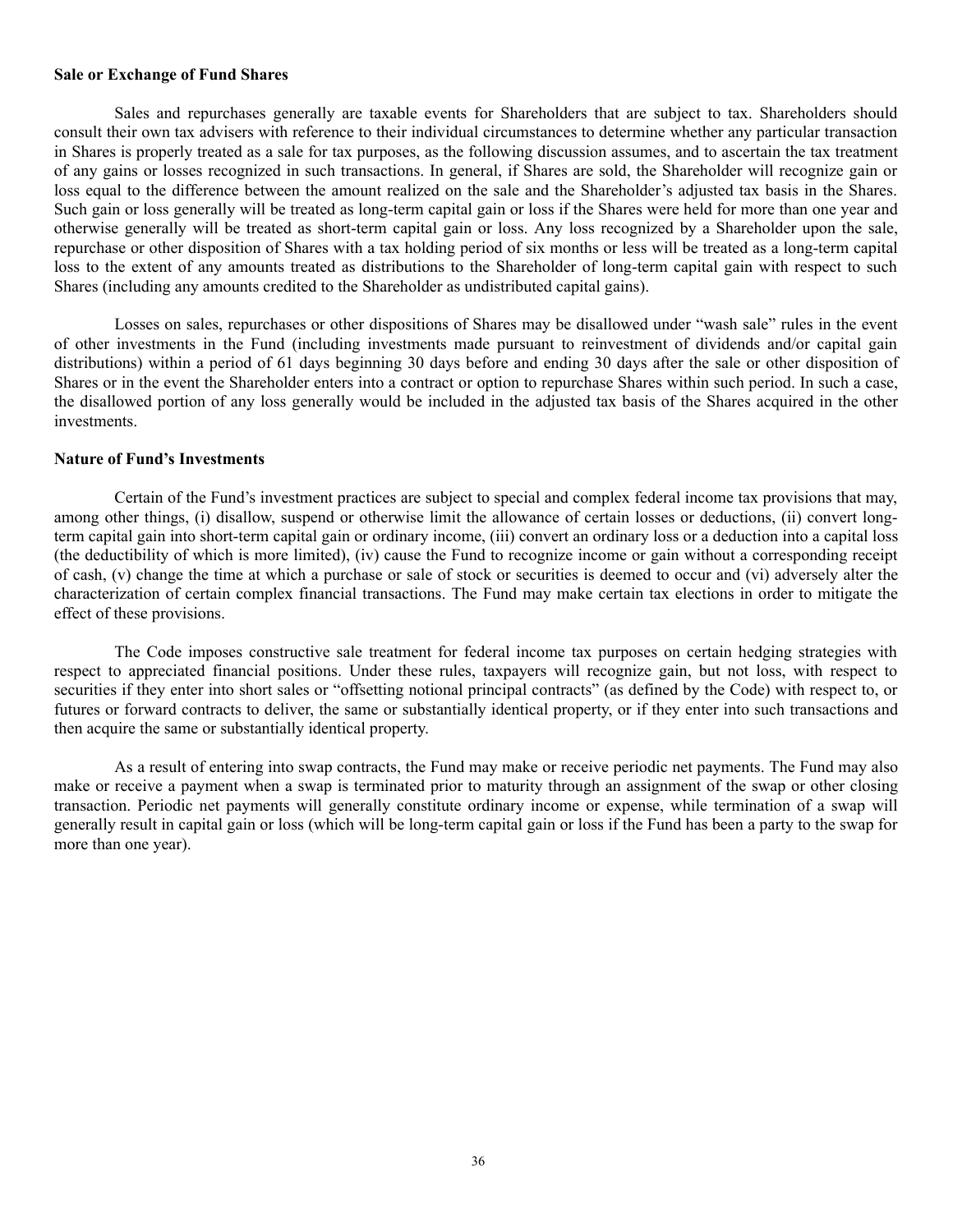**Sale or Exchange of Fund Shares**

Sales and repurchases generally are taxable events for Shareholders that are subject to tax. Shareholders should consult their own tax advisers with reference to their individual circumstances to determine whether any particular transaction in Shares is properly treated as a sale for tax purposes, as the following discussion assumes, and to ascertain the tax treatment of any gains or losses recognized in such transactions. In general, if Shares are sold, the Shareholder will recognize gain or loss equal to the difference between the amount realized on the sale and the Shareholder's adjusted tax basis in the Shares. Such gain or loss generally will be treated as long-term capital gain or loss if the Shares were held for more than one year and otherwise generally will be treated as short-term capital gain or loss. Any loss recognized by a Shareholder upon the sale, repurchase or other disposition of Shares with a tax holding period of six months or less will be treated as a long-term capital loss to the extent of any amounts treated as distributions to the Shareholder of long-term capital gain with respect to such Shares (including any amounts credited to the Shareholder as undistributed capital gains).

Losses on sales, repurchases or other dispositions of Shares may be disallowed under "wash sale" rules in the event of other investments in the Fund (including investments made pursuant to reinvestment of dividends and/or capital gain distributions) within a period of 61 days beginning 30 days before and ending 30 days after the sale or other disposition of Shares or in the event the Shareholder enters into a contract or option to repurchase Shares within such period. In such a case, the disallowed portion of any loss generally would be included in the adjusted tax basis of the Shares acquired in the other investments.

**Nature of Fund's Investments**

Certain of the Fund's investment practices are subject to special and complex federal income tax provisions that may, among other things, (i) disallow, suspend or otherwise limit the allowance of certain losses or deductions, (ii) convert long-term capital gain into short-term capital gain or ordinary income, (iii) convert an ordinary loss or a deduction into a capital loss (the deductibility of which is more limited), (iv) cause the Fund to recognize income or gain without a corresponding receipt of cash, (v) change the time at which a purchase or sale of stock or securities is deemed to occur and (vi) adversely alter the characterization of certain complex financial transactions. The Fund may make certain tax elections in order to mitigate the effect of these provisions.

The Code imposes constructive sale treatment for federal income tax purposes on certain hedging strategies with respect to appreciated financial positions. Under these rules, taxpayers will recognize gain, but not loss, with respect to securities if they enter into short sales or "offsetting notional principal contracts" (as defined by the Code) with respect to, or futures or forward contracts to deliver, the same or substantially identical property, or if they enter into such transactions and then acquire the same or substantially identical property.

As a result of entering into swap contracts, the Fund may make or receive periodic net payments. The Fund may also make or receive a payment when a swap is terminated prior to maturity through an assignment of the swap or other closing transaction. Periodic net payments will generally constitute ordinary income or expense, while termination of a swap will generally result in capital gain or loss (which will be long-term capital gain or loss if the Fund has been a party to the swap for more than one year).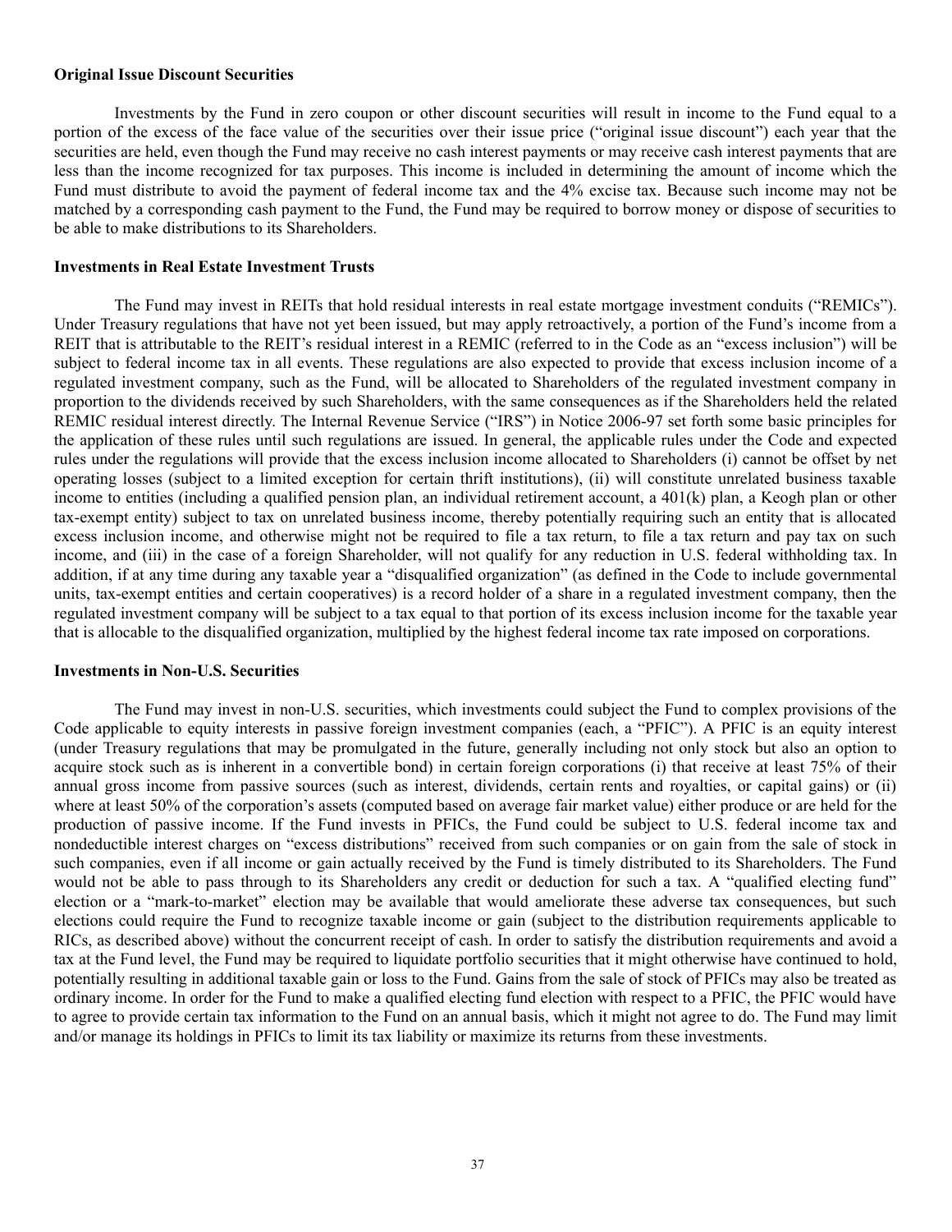**Original Issue Discount Securities**

Investments by the Fund in zero coupon or other discount securities will result in income to the Fund equal to a portion of the excess of the face value of the securities over their issue price ("original issue discount") each year that the securities are held, even though the Fund may receive no cash interest payments or may receive cash interest payments that are less than the income recognized for tax purposes. This income is included in determining the amount of income which the Fund must distribute to avoid the payment of federal income tax and the 4% excise tax. Because such income may not be matched by a corresponding cash payment to the Fund, the Fund may be required to borrow money or dispose of securities to be able to make distributions to its Shareholders.

**Investments in Real Estate Investment Trusts**

The Fund may invest in REITs that hold residual interests in real estate mortgage investment conduits ("REMICs"). Under Treasury regulations that have not yet been issued, but may apply retroactively, a portion of the Fund's income from a REIT that is attributable to the REIT's residual interest in a REMIC (referred to in the Code as an "excess inclusion") will be subject to federal income tax in all events. These regulations are also expected to provide that excess inclusion income of a regulated investment company, such as the Fund, will be allocated to Shareholders of the regulated investment company in proportion to the dividends received by such Shareholders, with the same consequences as if the Shareholders held the related REMIC residual interest directly. The Internal Revenue Service ("IRS") in Notice 2006-97 set forth some basic principles for the application of these rules until such regulations are issued. In general, the applicable rules under the Code and expected rules under the regulations will provide that the excess inclusion income allocated to Shareholders (i) cannot be offset by net operating losses (subject to a limited exception for certain thrift institutions), (ii) will constitute unrelated business taxable income to entities (including a qualified pension plan, an individual retirement account, a 401(k) plan, a Keogh plan or other tax-exempt entity) subject to tax on unrelated business income, thereby potentially requiring such an entity that is allocated excess inclusion income, and otherwise might not be required to file a tax return, to file a tax return and pay tax on such income, and (iii) in the case of a foreign Shareholder, will not qualify for any reduction in U.S. federal withholding tax. In addition, if at any time during any taxable year a "disqualified organization" (as defined in the Code to include governmental units, tax-exempt entities and certain cooperatives) is a record holder of a share in a regulated investment company, then the regulated investment company will be subject to a tax equal to that portion of its excess inclusion income for the taxable year that is allocable to the disqualified organization, multiplied by the highest federal income tax rate imposed on corporations.

**Investments in Non-U.S. Securities**

The Fund may invest in non-U.S. securities, which investments could subject the Fund to complex provisions of the Code applicable to equity interests in passive foreign investment companies (each, a "PFIC"). A PFIC is an equity interest (under Treasury regulations that may be promulgated in the future, generally including not only stock but also an option to acquire stock such as is inherent in a convertible bond) in certain foreign corporations (i) that receive at least 75% of their annual gross income from passive sources (such as interest, dividends, certain rents and royalties, or capital gains) or (ii) where at least 50% of the corporation's assets (computed based on average fair market value) either produce or are held for the production of passive income. If the Fund invests in PFICs, the Fund could be subject to U.S. federal income tax and nondeductible interest charges on "excess distributions" received from such companies or on gain from the sale of stock in such companies, even if all income or gain actually received by the Fund is timely distributed to its Shareholders. The Fund would not be able to pass through to its Shareholders any credit or deduction for such a tax. A "qualified electing fund" election or a "mark-to-market" election may be available that would ameliorate these adverse tax consequences, but such elections could require the Fund to recognize taxable income or gain (subject to the distribution requirements applicable to RICs, as described above) without the concurrent receipt of cash. In order to satisfy the distribution requirements and avoid a tax at the Fund level, the Fund may be required to liquidate portfolio securities that it might otherwise have continued to hold, potentially resulting in additional taxable gain or loss to the Fund. Gains from the sale of stock of PFICs may also be treated as ordinary income. In order for the Fund to make a qualified electing fund election with respect to a PFIC, the PFIC would have to agree to provide certain tax information to the Fund on an annual basis, which it might not agree to do. The Fund may limit and/or manage its holdings in PFICs to limit its tax liability or maximize its returns from these investments.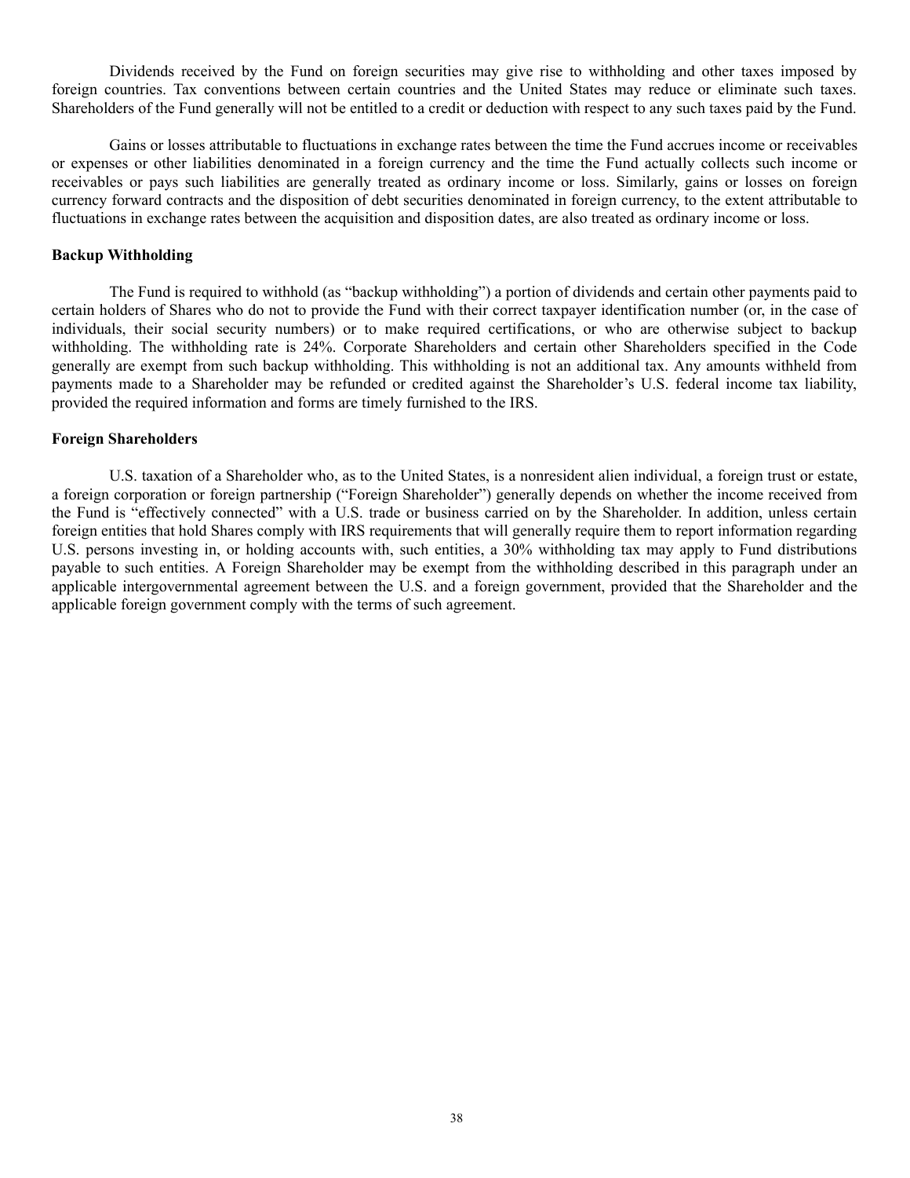Dividends received by the Fund on foreign securities may give rise to withholding and other taxes imposed by foreign countries. Tax conventions between certain countries and the United States may reduce or eliminate such taxes. Shareholders of the Fund generally will not be entitled to a credit or deduction with respect to any such taxes paid by the Fund.

Gains or losses attributable to fluctuations in exchange rates between the time the Fund accrues income or receivables or expenses or other liabilities denominated in a foreign currency and the time the Fund actually collects such income or receivables or pays such liabilities are generally treated as ordinary income or loss. Similarly, gains or losses on foreign currency forward contracts and the disposition of debt securities denominated in foreign currency, to the extent attributable to fluctuations in exchange rates between the acquisition and disposition dates, are also treated as ordinary income or loss.

**Backup Withholding**

The Fund is required to withhold (as "backup withholding") a portion of dividends and certain other payments paid to certain holders of Shares who do not to provide the Fund with their correct taxpayer identification number (or, in the case of individuals, their social security numbers) or to make required certifications, or who are otherwise subject to backup withholding. The withholding rate is 24%. Corporate Shareholders and certain other Shareholders specified in the Code generally are exempt from such backup withholding. This withholding is not an additional tax. Any amounts withheld from payments made to a Shareholder may be refunded or credited against the Shareholder's U.S. federal income tax liability, provided the required information and forms are timely furnished to the IRS.

**Foreign Shareholders**

U.S. taxation of a Shareholder who, as to the United States, is a nonresident alien individual, a foreign trust or estate, a foreign corporation or foreign partnership ("Foreign Shareholder") generally depends on whether the income received from the Fund is "effectively connected" with a U.S. trade or business carried on by the Shareholder. In addition, unless certain foreign entities that hold Shares comply with IRS requirements that will generally require them to report information regarding U.S. persons investing in, or holding accounts with, such entities, a 30% withholding tax may apply to Fund distributions payable to such entities. A Foreign Shareholder may be exempt from the withholding described in this paragraph under an applicable intergovernmental agreement between the U.S. and a foreign government, provided that the Shareholder and the applicable foreign government comply with the terms of such agreement.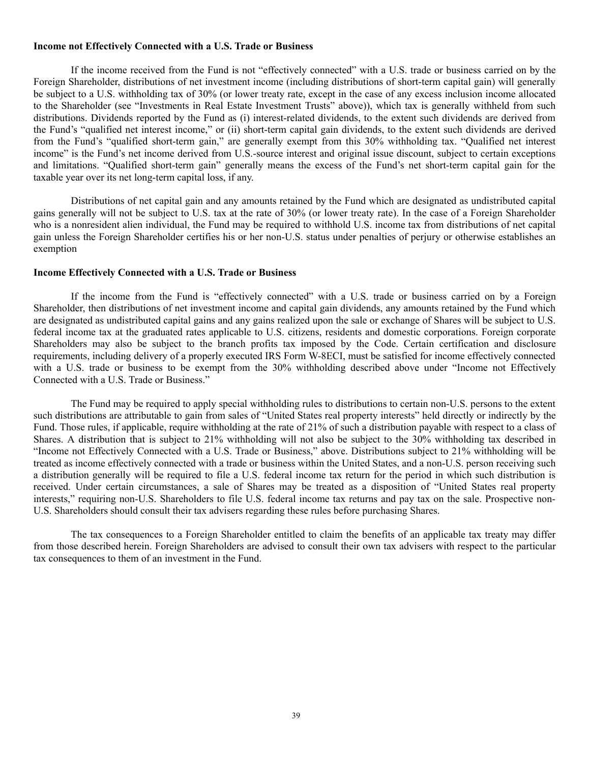**Income not Effectively Connected with a U.S. Trade or Business**

If the income received from the Fund is not "effectively connected" with a U.S. trade or business carried on by the Foreign Shareholder, distributions of net investment income (including distributions of short-term capital gain) will generally be subject to a U.S. withholding tax of 30% (or lower treaty rate, except in the case of any excess inclusion income allocated to the Shareholder (see "Investments in Real Estate Investment Trusts" above)), which tax is generally withheld from such distributions. Dividends reported by the Fund as (i) interest-related dividends, to the extent such dividends are derived from the Fund's "qualified net interest income," or (ii) short-term capital gain dividends, to the extent such dividends are derived from the Fund's "qualified short-term gain," are generally exempt from this 30% withholding tax. "Qualified net interest income" is the Fund's net income derived from U.S.-source interest and original issue discount, subject to certain exceptions and limitations. "Qualified short-term gain" generally means the excess of the Fund's net short-term capital gain for the taxable year over its net long-term capital loss, if any.

Distributions of net capital gain and any amounts retained by the Fund which are designated as undistributed capital gains generally will not be subject to U.S. tax at the rate of 30% (or lower treaty rate). In the case of a Foreign Shareholder who is a nonresident alien individual, the Fund may be required to withhold U.S. income tax from distributions of net capital gain unless the Foreign Shareholder certifies his or her non-U.S. status under penalties of perjury or otherwise establishes an exemption

**Income Effectively Connected with a U.S. Trade or Business**

If the income from the Fund is "effectively connected" with a U.S. trade or business carried on by a Foreign Shareholder, then distributions of net investment income and capital gain dividends, any amounts retained by the Fund which are designated as undistributed capital gains and any gains realized upon the sale or exchange of Shares will be subject to U.S. federal income tax at the graduated rates applicable to U.S. citizens, residents and domestic corporations. Foreign corporate Shareholders may also be subject to the branch profits tax imposed by the Code. Certain certification and disclosure requirements, including delivery of a properly executed IRS Form W-8ECI, must be satisfied for income effectively connected with a U.S. trade or business to be exempt from the 30% withholding described above under "Income not Effectively Connected with a U.S. Trade or Business."

The Fund may be required to apply special withholding rules to distributions to certain non-U.S. persons to the extent such distributions are attributable to gain from sales of "United States real property interests" held directly or indirectly by the Fund. Those rules, if applicable, require withholding at the rate of 21% of such a distribution payable with respect to a class of Shares. A distribution that is subject to 21% withholding will not also be subject to the 30% withholding tax described in "Income not Effectively Connected with a U.S. Trade or Business," above. Distributions subject to 21% withholding will be treated as income effectively connected with a trade or business within the United States, and a non-U.S. person receiving such a distribution generally will be required to file a U.S. federal income tax return for the period in which such distribution is received. Under certain circumstances, a sale of Shares may be treated as a disposition of "United States real property interests," requiring non-U.S. Shareholders to file U.S. federal income tax returns and pay tax on the sale. Prospective non-U.S. Shareholders should consult their tax advisers regarding these rules before purchasing Shares.

The tax consequences to a Foreign Shareholder entitled to claim the benefits of an applicable tax treaty may differ from those described herein. Foreign Shareholders are advised to consult their own tax advisers with respect to the particular tax consequences to them of an investment in the Fund.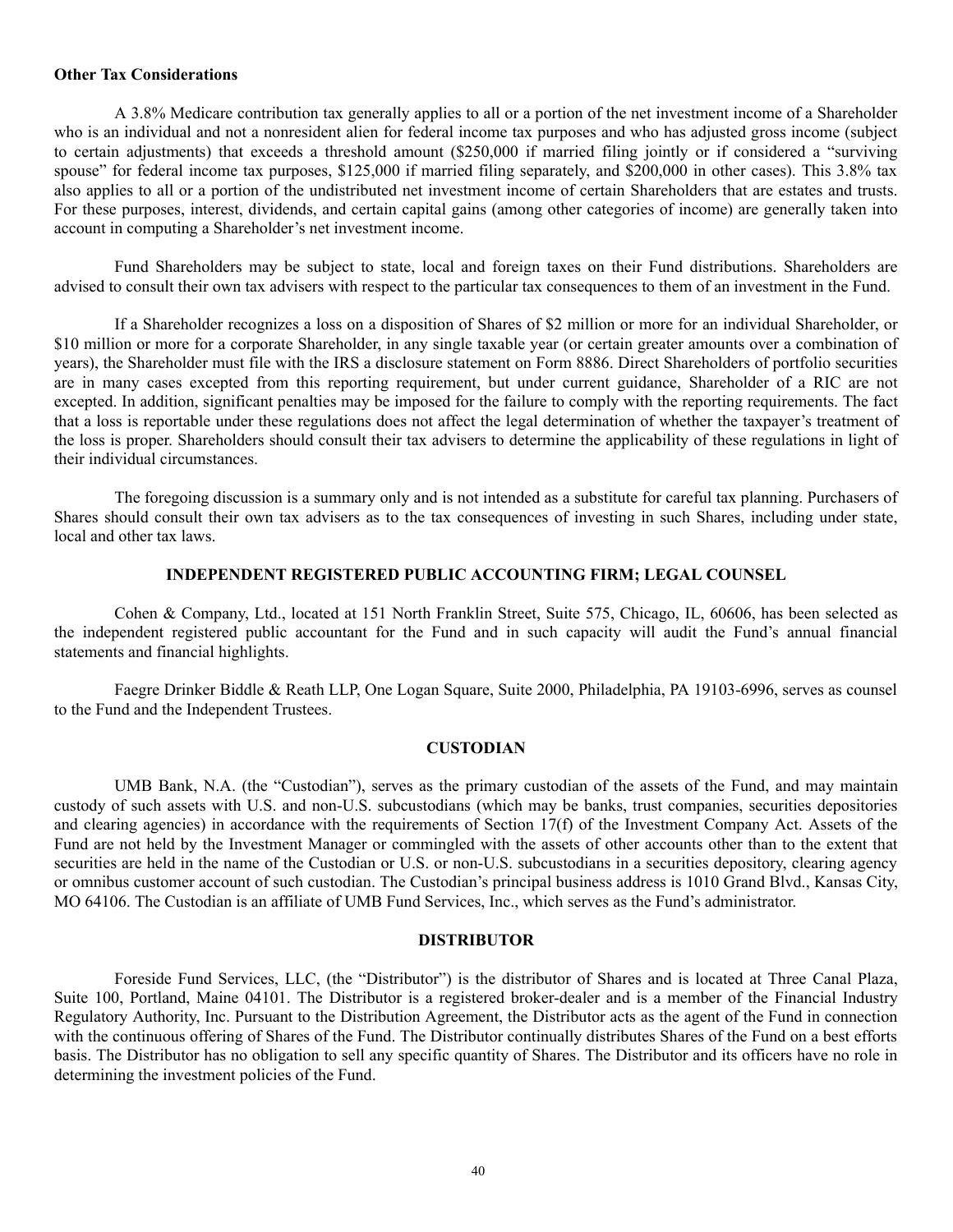**Other Tax Considerations**

A 3.8% Medicare contribution tax generally applies to all or a portion of the net investment income of a Shareholder who is an individual and not a nonresident alien for federal income tax purposes and who has adjusted gross income (subject to certain adjustments) that exceeds a threshold amount ($250,000 if married filing jointly or if considered a "surviving spouse" for federal income tax purposes, $125,000 if married filing separately, and $200,000 in other cases). This 3.8% tax also applies to all or a portion of the undistributed net investment income of certain Shareholders that are estates and trusts. For these purposes, interest, dividends, and certain capital gains (among other categories of income) are generally taken into account in computing a Shareholder's net investment income.

Fund Shareholders may be subject to state, local and foreign taxes on their Fund distributions. Shareholders are advised to consult their own tax advisers with respect to the particular tax consequences to them of an investment in the Fund.

If a Shareholder recognizes a loss on a disposition of Shares of $2 million or more for an individual Shareholder, or $10 million or more for a corporate Shareholder, in any single taxable year (or certain greater amounts over a combination of years), the Shareholder must file with the IRS a disclosure statement on Form 8886. Direct Shareholders of portfolio securities are in many cases excepted from this reporting requirement, but under current guidance, Shareholder of a RIC are not excepted. In addition, significant penalties may be imposed for the failure to comply with the reporting requirements. The fact that a loss is reportable under these regulations does not affect the legal determination of whether the taxpayer's treatment of the loss is proper. Shareholders should consult their tax advisers to determine the applicability of these regulations in light of their individual circumstances.

The foregoing discussion is a summary only and is not intended as a substitute for careful tax planning. Purchasers of Shares should consult their own tax advisers as to the tax consequences of investing in such Shares, including under state, local and other tax laws.

## INDEPENDENT REGISTERED PUBLIC ACCOUNTING FIRM; LEGAL COUNSEL

Cohen & Company, Ltd., located at 151 North Franklin Street, Suite 575, Chicago, IL, 60606, has been selected as the independent registered public accountant for the Fund and in such capacity will audit the Fund's annual financial statements and financial highlights.

Faegre Drinker Biddle & Reath LLP, One Logan Square, Suite 2000, Philadelphia, PA 19103-6996, serves as counsel to the Fund and the Independent Trustees.

## CUSTODIAN

UMB Bank, N.A. (the "Custodian"), serves as the primary custodian of the assets of the Fund, and may maintain custody of such assets with U.S. and non-U.S. subcustodians (which may be banks, trust companies, securities depositories and clearing agencies) in accordance with the requirements of Section 17(f) of the Investment Company Act. Assets of the Fund are not held by the Investment Manager or commingled with the assets of other accounts other than to the extent that securities are held in the name of the Custodian or U.S. or non-U.S. subcustodians in a securities depository, clearing agency or omnibus customer account of such custodian. The Custodian's principal business address is 1010 Grand Blvd., Kansas City, MO 64106. The Custodian is an affiliate of UMB Fund Services, Inc., which serves as the Fund's administrator.

## DISTRIBUTOR

Foreside Fund Services, LLC, (the "Distributor") is the distributor of Shares and is located at Three Canal Plaza, Suite 100, Portland, Maine 04101. The Distributor is a registered broker-dealer and is a member of the Financial Industry Regulatory Authority, Inc. Pursuant to the Distribution Agreement, the Distributor acts as the agent of the Fund in connection with the continuous offering of Shares of the Fund. The Distributor continually distributes Shares of the Fund on a best efforts basis. The Distributor has no obligation to sell any specific quantity of Shares. The Distributor and its officers have no role in determining the investment policies of the Fund.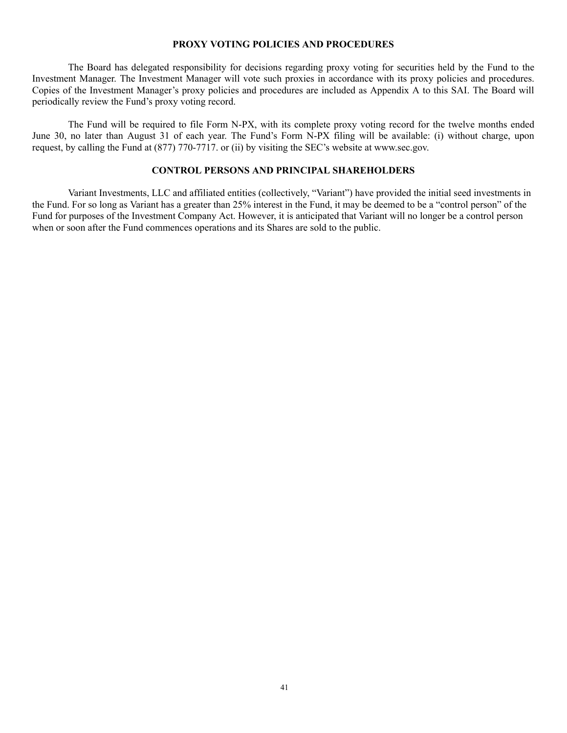## PROXY VOTING POLICIES AND PROCEDURES

The Board has delegated responsibility for decisions regarding proxy voting for securities held by the Fund to the Investment Manager. The Investment Manager will vote such proxies in accordance with its proxy policies and procedures. Copies of the Investment Manager's proxy policies and procedures are included as Appendix A to this SAI. The Board will periodically review the Fund's proxy voting record.

The Fund will be required to file Form N-PX, with its complete proxy voting record for the twelve months ended June 30, no later than August 31 of each year. The Fund's Form N-PX filing will be available: (i) without charge, upon request, by calling the Fund at (877) 770-7717. or (ii) by visiting the SEC's website at www.sec.gov.

## CONTROL PERSONS AND PRINCIPAL SHAREHOLDERS

Variant Investments, LLC and affiliated entities (collectively, "Variant") have provided the initial seed investments in the Fund. For so long as Variant has a greater than 25% interest in the Fund, it may be deemed to be a "control person" of the Fund for purposes of the Investment Company Act. However, it is anticipated that Variant will no longer be a control person when or soon after the Fund commences operations and its Shares are sold to the public.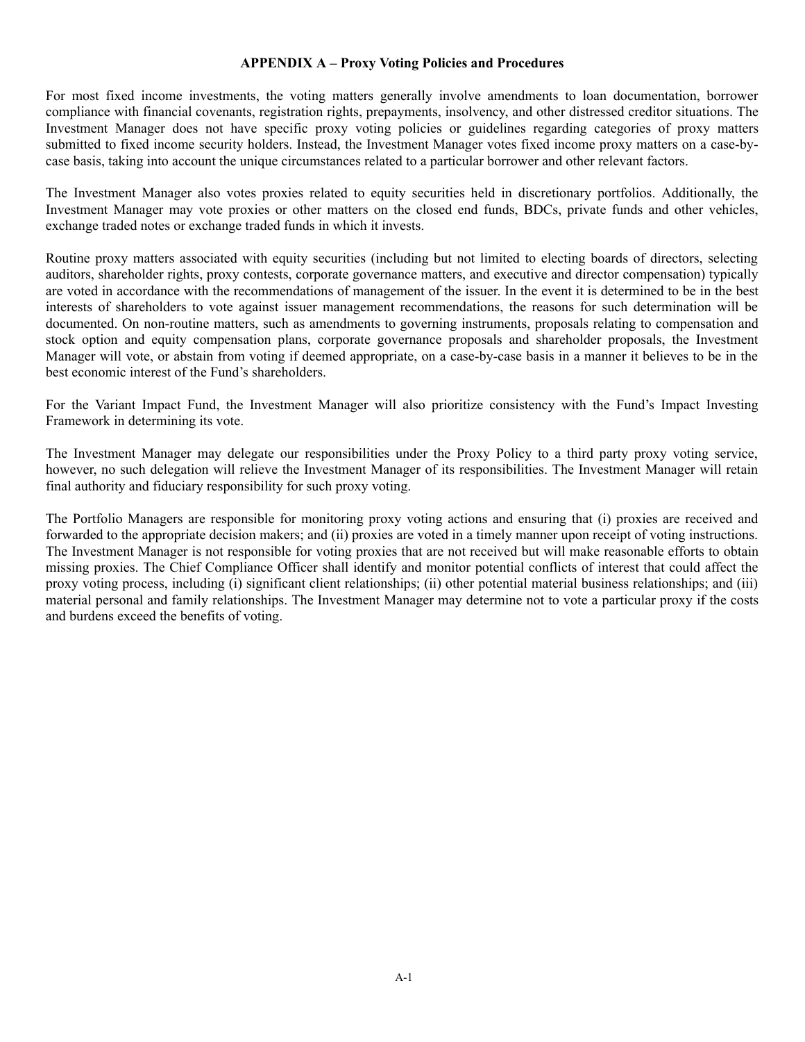## APPENDIX A – Proxy Voting Policies and Procedures

For most fixed income investments, the voting matters generally involve amendments to loan documentation, borrower compliance with financial covenants, registration rights, prepayments, insolvency, and other distressed creditor situations. The Investment Manager does not have specific proxy voting policies or guidelines regarding categories of proxy matters submitted to fixed income security holders. Instead, the Investment Manager votes fixed income proxy matters on a case-by-case basis, taking into account the unique circumstances related to a particular borrower and other relevant factors.

The Investment Manager also votes proxies related to equity securities held in discretionary portfolios. Additionally, the Investment Manager may vote proxies or other matters on the closed end funds, BDCs, private funds and other vehicles, exchange traded notes or exchange traded funds in which it invests.

Routine proxy matters associated with equity securities (including but not limited to electing boards of directors, selecting auditors, shareholder rights, proxy contests, corporate governance matters, and executive and director compensation) typically are voted in accordance with the recommendations of management of the issuer. In the event it is determined to be in the best interests of shareholders to vote against issuer management recommendations, the reasons for such determination will be documented. On non-routine matters, such as amendments to governing instruments, proposals relating to compensation and stock option and equity compensation plans, corporate governance proposals and shareholder proposals, the Investment Manager will vote, or abstain from voting if deemed appropriate, on a case-by-case basis in a manner it believes to be in the best economic interest of the Fund's shareholders.

For the Variant Impact Fund, the Investment Manager will also prioritize consistency with the Fund's Impact Investing Framework in determining its vote.

The Investment Manager may delegate our responsibilities under the Proxy Policy to a third party proxy voting service, however, no such delegation will relieve the Investment Manager of its responsibilities. The Investment Manager will retain final authority and fiduciary responsibility for such proxy voting.

The Portfolio Managers are responsible for monitoring proxy voting actions and ensuring that (i) proxies are received and forwarded to the appropriate decision makers; and (ii) proxies are voted in a timely manner upon receipt of voting instructions. The Investment Manager is not responsible for voting proxies that are not received but will make reasonable efforts to obtain missing proxies. The Chief Compliance Officer shall identify and monitor potential conflicts of interest that could affect the proxy voting process, including (i) significant client relationships; (ii) other potential material business relationships; and (iii) material personal and family relationships. The Investment Manager may determine not to vote a particular proxy if the costs and burdens exceed the benefits of voting.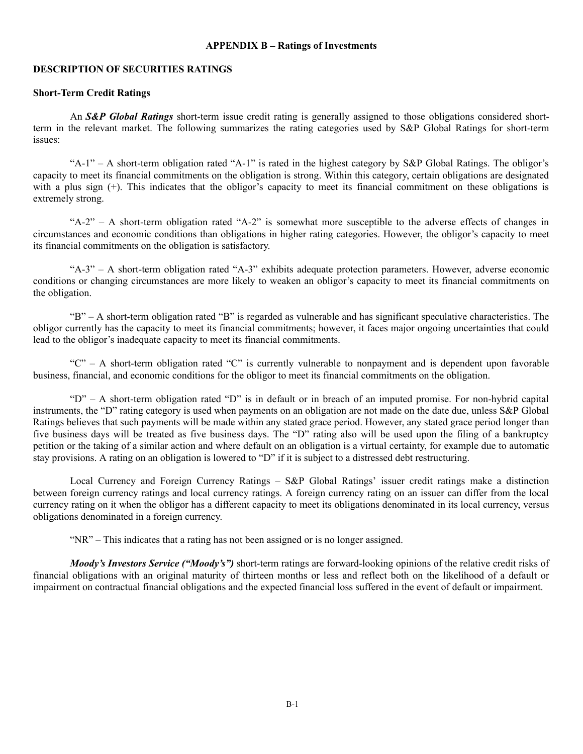## APPENDIX B – Ratings of Investments

### DESCRIPTION OF SECURITIES RATINGS

#### Short-Term Credit Ratings

An ***S&P Global Ratings*** short-term issue credit rating is generally assigned to those obligations considered short-term in the relevant market. The following summarizes the rating categories used by S&P Global Ratings for short-term issues:

"A-1" – A short-term obligation rated "A-1" is rated in the highest category by S&P Global Ratings. The obligor's capacity to meet its financial commitments on the obligation is strong. Within this category, certain obligations are designated with a plus sign (+). This indicates that the obligor's capacity to meet its financial commitment on these obligations is extremely strong.

"A-2" – A short-term obligation rated "A-2" is somewhat more susceptible to the adverse effects of changes in circumstances and economic conditions than obligations in higher rating categories. However, the obligor's capacity to meet its financial commitments on the obligation is satisfactory.

"A-3" – A short-term obligation rated "A-3" exhibits adequate protection parameters. However, adverse economic conditions or changing circumstances are more likely to weaken an obligor's capacity to meet its financial commitments on the obligation.

"B" – A short-term obligation rated "B" is regarded as vulnerable and has significant speculative characteristics. The obligor currently has the capacity to meet its financial commitments; however, it faces major ongoing uncertainties that could lead to the obligor's inadequate capacity to meet its financial commitments.

"C" – A short-term obligation rated "C" is currently vulnerable to nonpayment and is dependent upon favorable business, financial, and economic conditions for the obligor to meet its financial commitments on the obligation.

"D" – A short-term obligation rated "D" is in default or in breach of an imputed promise. For non-hybrid capital instruments, the "D" rating category is used when payments on an obligation are not made on the date due, unless S&P Global Ratings believes that such payments will be made within any stated grace period. However, any stated grace period longer than five business days will be treated as five business days. The "D" rating also will be used upon the filing of a bankruptcy petition or the taking of a similar action and where default on an obligation is a virtual certainty, for example due to automatic stay provisions. A rating on an obligation is lowered to "D" if it is subject to a distressed debt restructuring.

Local Currency and Foreign Currency Ratings – S&P Global Ratings' issuer credit ratings make a distinction between foreign currency ratings and local currency ratings. A foreign currency rating on an issuer can differ from the local currency rating on it when the obligor has a different capacity to meet its obligations denominated in its local currency, versus obligations denominated in a foreign currency.

"NR" – This indicates that a rating has not been assigned or is no longer assigned.

***Moody's Investors Service ("Moody's")*** short-term ratings are forward-looking opinions of the relative credit risks of financial obligations with an original maturity of thirteen months or less and reflect both on the likelihood of a default or impairment on contractual financial obligations and the expected financial loss suffered in the event of default or impairment.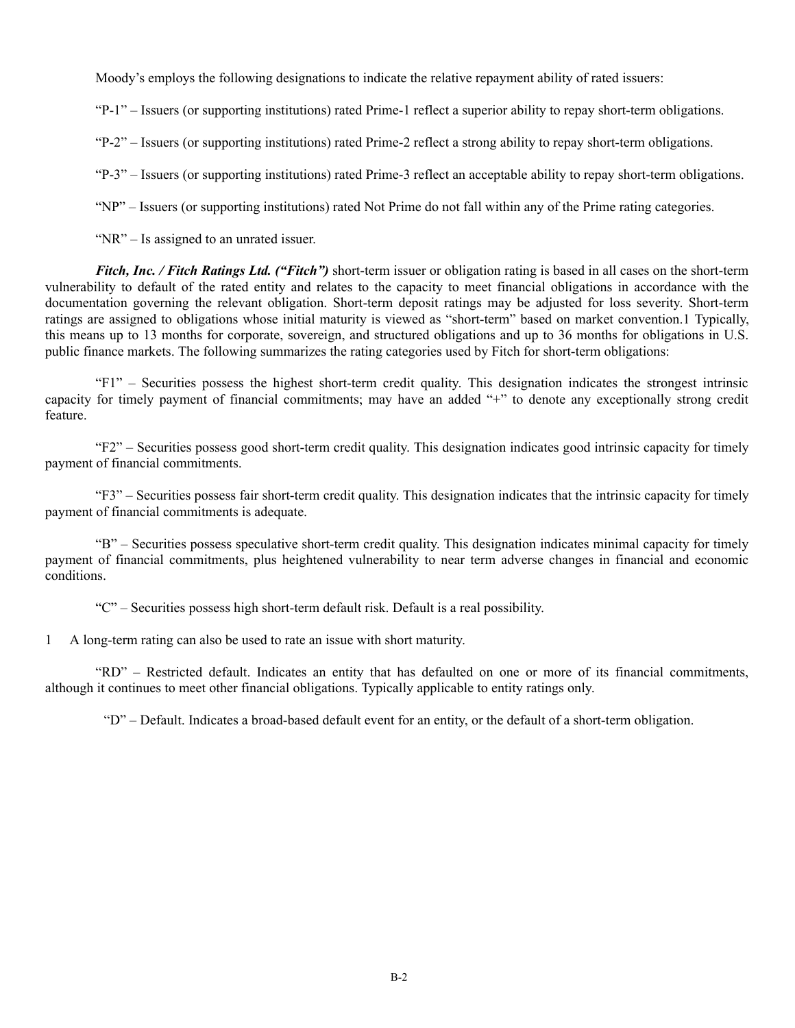Moody's employs the following designations to indicate the relative repayment ability of rated issuers:

"P-1" – Issuers (or supporting institutions) rated Prime-1 reflect a superior ability to repay short-term obligations.

"P-2" – Issuers (or supporting institutions) rated Prime-2 reflect a strong ability to repay short-term obligations.

"P-3" – Issuers (or supporting institutions) rated Prime-3 reflect an acceptable ability to repay short-term obligations.

"NP" – Issuers (or supporting institutions) rated Not Prime do not fall within any of the Prime rating categories.

"NR" – Is assigned to an unrated issuer.

***Fitch, Inc. / Fitch Ratings Ltd. ("Fitch")*** short-term issuer or obligation rating is based in all cases on the short-term vulnerability to default of the rated entity and relates to the capacity to meet financial obligations in accordance with the documentation governing the relevant obligation. Short-term deposit ratings may be adjusted for loss severity. Short-term ratings are assigned to obligations whose initial maturity is viewed as "short-term" based on market convention.[1] Typically, this means up to 13 months for corporate, sovereign, and structured obligations and up to 36 months for obligations in U.S. public finance markets. The following summarizes the rating categories used by Fitch for short-term obligations:

"F1" – Securities possess the highest short-term credit quality. This designation indicates the strongest intrinsic capacity for timely payment of financial commitments; may have an added "+" to denote any exceptionally strong credit feature.

"F2" – Securities possess good short-term credit quality. This designation indicates good intrinsic capacity for timely payment of financial commitments.

"F3" – Securities possess fair short-term credit quality. This designation indicates that the intrinsic capacity for timely payment of financial commitments is adequate.

"B" – Securities possess speculative short-term credit quality. This designation indicates minimal capacity for timely payment of financial commitments, plus heightened vulnerability to near term adverse changes in financial and economic conditions.

"C" – Securities possess high short-term default risk. Default is a real possibility.

1 A long-term rating can also be used to rate an issue with short maturity.

"RD" – Restricted default. Indicates an entity that has defaulted on one or more of its financial commitments, although it continues to meet other financial obligations. Typically applicable to entity ratings only.

"D" – Default. Indicates a broad-based default event for an entity, or the default of a short-term obligation.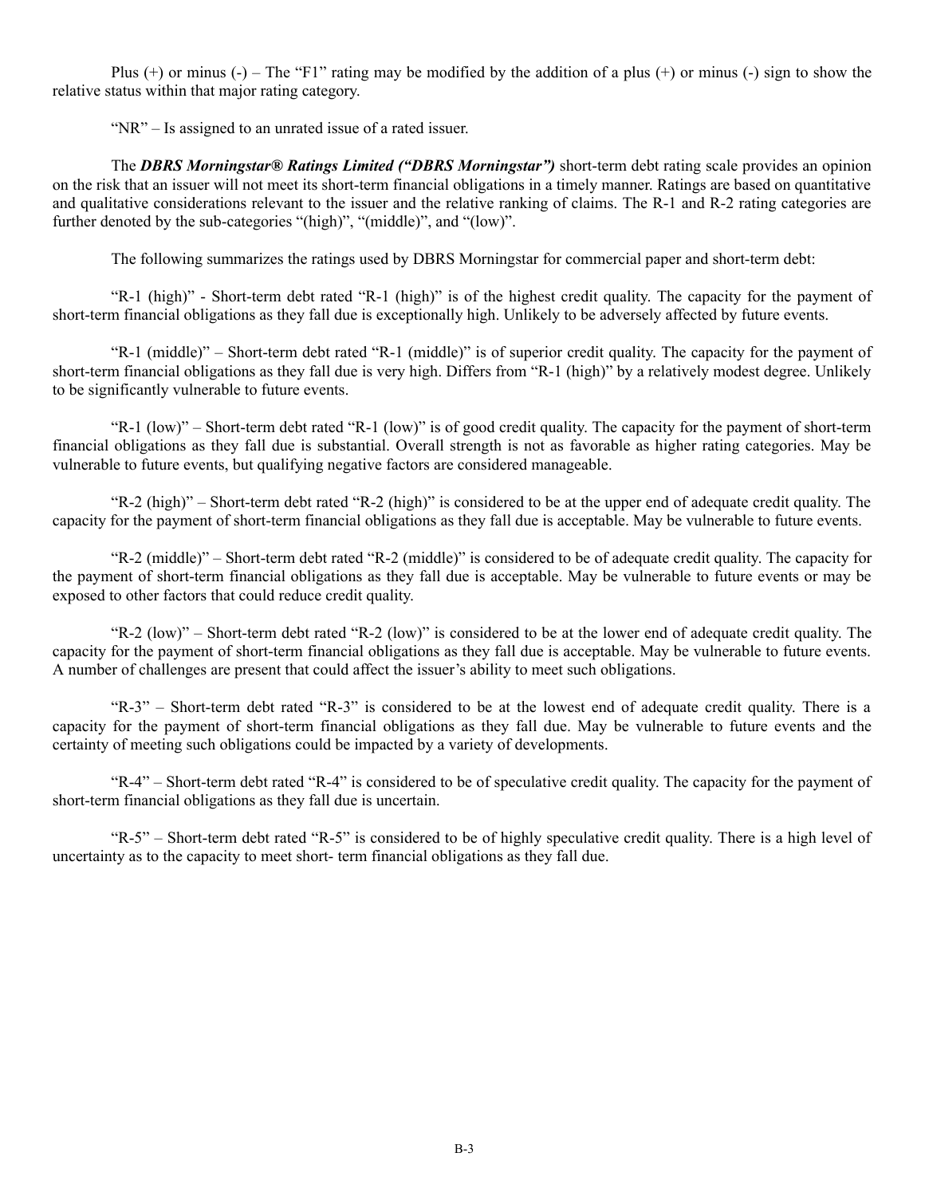Plus (+) or minus (-) – The "F1" rating may be modified by the addition of a plus (+) or minus (-) sign to show the relative status within that major rating category.

"NR" – Is assigned to an unrated issue of a rated issuer.

The ***DBRS Morningstar® Ratings Limited ("DBRS Morningstar")*** short-term debt rating scale provides an opinion on the risk that an issuer will not meet its short-term financial obligations in a timely manner. Ratings are based on quantitative and qualitative considerations relevant to the issuer and the relative ranking of claims. The R-1 and R-2 rating categories are further denoted by the sub-categories "(high)", "(middle)", and "(low)".

The following summarizes the ratings used by DBRS Morningstar for commercial paper and short-term debt:

"R-1 (high)" - Short-term debt rated "R-1 (high)" is of the highest credit quality. The capacity for the payment of short-term financial obligations as they fall due is exceptionally high. Unlikely to be adversely affected by future events.

"R-1 (middle)" – Short-term debt rated "R-1 (middle)" is of superior credit quality. The capacity for the payment of short-term financial obligations as they fall due is very high. Differs from "R-1 (high)" by a relatively modest degree. Unlikely to be significantly vulnerable to future events.

"R-1 (low)" – Short-term debt rated "R-1 (low)" is of good credit quality. The capacity for the payment of short-term financial obligations as they fall due is substantial. Overall strength is not as favorable as higher rating categories. May be vulnerable to future events, but qualifying negative factors are considered manageable.

"R-2 (high)" – Short-term debt rated "R-2 (high)" is considered to be at the upper end of adequate credit quality. The capacity for the payment of short-term financial obligations as they fall due is acceptable. May be vulnerable to future events.

"R-2 (middle)" – Short-term debt rated "R-2 (middle)" is considered to be of adequate credit quality. The capacity for the payment of short-term financial obligations as they fall due is acceptable. May be vulnerable to future events or may be exposed to other factors that could reduce credit quality.

"R-2 (low)" – Short-term debt rated "R-2 (low)" is considered to be at the lower end of adequate credit quality. The capacity for the payment of short-term financial obligations as they fall due is acceptable. May be vulnerable to future events. A number of challenges are present that could affect the issuer's ability to meet such obligations.

"R-3" – Short-term debt rated "R-3" is considered to be at the lowest end of adequate credit quality. There is a capacity for the payment of short-term financial obligations as they fall due. May be vulnerable to future events and the certainty of meeting such obligations could be impacted by a variety of developments.

"R-4" – Short-term debt rated "R-4" is considered to be of speculative credit quality. The capacity for the payment of short-term financial obligations as they fall due is uncertain.

"R-5" – Short-term debt rated "R-5" is considered to be of highly speculative credit quality. There is a high level of uncertainty as to the capacity to meet short- term financial obligations as they fall due.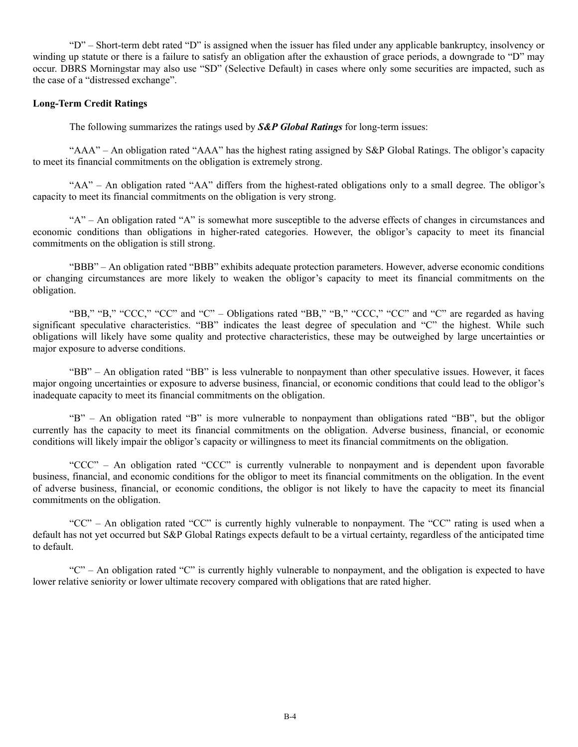"D" – Short-term debt rated "D" is assigned when the issuer has filed under any applicable bankruptcy, insolvency or winding up statute or there is a failure to satisfy an obligation after the exhaustion of grace periods, a downgrade to "D" may occur. DBRS Morningstar may also use "SD" (Selective Default) in cases where only some securities are impacted, such as the case of a "distressed exchange".

**Long-Term Credit Ratings**

The following summarizes the ratings used by ***S&P Global Ratings*** for long-term issues:

"AAA" – An obligation rated "AAA" has the highest rating assigned by S&P Global Ratings. The obligor's capacity to meet its financial commitments on the obligation is extremely strong.

"AA" – An obligation rated "AA" differs from the highest-rated obligations only to a small degree. The obligor's capacity to meet its financial commitments on the obligation is very strong.

"A" – An obligation rated "A" is somewhat more susceptible to the adverse effects of changes in circumstances and economic conditions than obligations in higher-rated categories. However, the obligor's capacity to meet its financial commitments on the obligation is still strong.

"BBB" – An obligation rated "BBB" exhibits adequate protection parameters. However, adverse economic conditions or changing circumstances are more likely to weaken the obligor's capacity to meet its financial commitments on the obligation.

"BB," "B," "CCC," "CC" and "C" – Obligations rated "BB," "B," "CCC," "CC" and "C" are regarded as having significant speculative characteristics. "BB" indicates the least degree of speculation and "C" the highest. While such obligations will likely have some quality and protective characteristics, these may be outweighed by large uncertainties or major exposure to adverse conditions.

"BB" – An obligation rated "BB" is less vulnerable to nonpayment than other speculative issues. However, it faces major ongoing uncertainties or exposure to adverse business, financial, or economic conditions that could lead to the obligor's inadequate capacity to meet its financial commitments on the obligation.

"B" – An obligation rated "B" is more vulnerable to nonpayment than obligations rated "BB", but the obligor currently has the capacity to meet its financial commitments on the obligation. Adverse business, financial, or economic conditions will likely impair the obligor's capacity or willingness to meet its financial commitments on the obligation.

"CCC" – An obligation rated "CCC" is currently vulnerable to nonpayment and is dependent upon favorable business, financial, and economic conditions for the obligor to meet its financial commitments on the obligation. In the event of adverse business, financial, or economic conditions, the obligor is not likely to have the capacity to meet its financial commitments on the obligation.

"CC" – An obligation rated "CC" is currently highly vulnerable to nonpayment. The "CC" rating is used when a default has not yet occurred but S&P Global Ratings expects default to be a virtual certainty, regardless of the anticipated time to default.

"C" – An obligation rated "C" is currently highly vulnerable to nonpayment, and the obligation is expected to have lower relative seniority or lower ultimate recovery compared with obligations that are rated higher.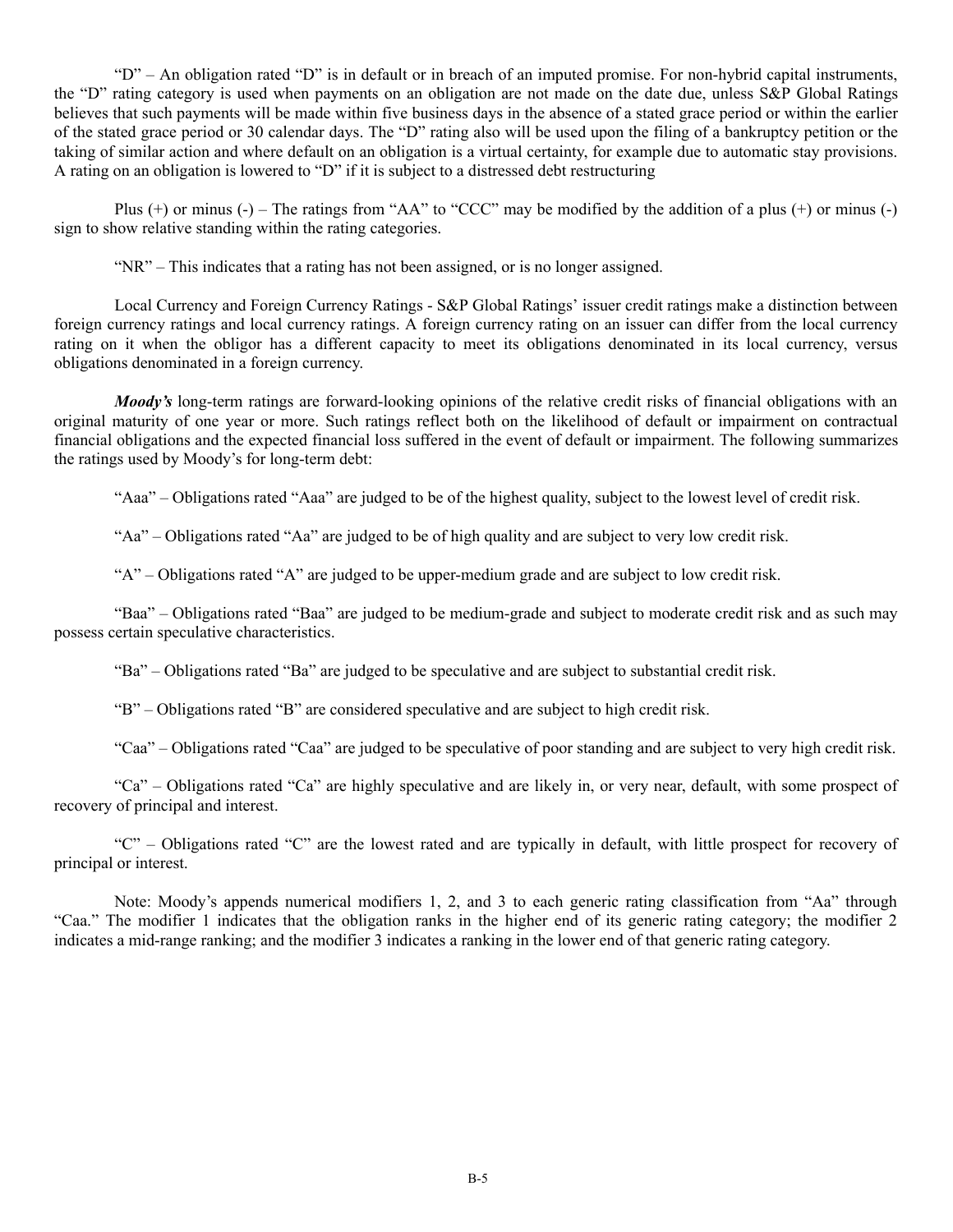"D" – An obligation rated "D" is in default or in breach of an imputed promise. For non-hybrid capital instruments, the "D" rating category is used when payments on an obligation are not made on the date due, unless S&P Global Ratings believes that such payments will be made within five business days in the absence of a stated grace period or within the earlier of the stated grace period or 30 calendar days. The "D" rating also will be used upon the filing of a bankruptcy petition or the taking of similar action and where default on an obligation is a virtual certainty, for example due to automatic stay provisions. A rating on an obligation is lowered to "D" if it is subject to a distressed debt restructuring

Plus (+) or minus (-) – The ratings from "AA" to "CCC" may be modified by the addition of a plus (+) or minus (-) sign to show relative standing within the rating categories.

"NR" – This indicates that a rating has not been assigned, or is no longer assigned.

Local Currency and Foreign Currency Ratings - S&P Global Ratings' issuer credit ratings make a distinction between foreign currency ratings and local currency ratings. A foreign currency rating on an issuer can differ from the local currency rating on it when the obligor has a different capacity to meet its obligations denominated in its local currency, versus obligations denominated in a foreign currency.

***Moody's*** long-term ratings are forward-looking opinions of the relative credit risks of financial obligations with an original maturity of one year or more. Such ratings reflect both on the likelihood of default or impairment on contractual financial obligations and the expected financial loss suffered in the event of default or impairment. The following summarizes the ratings used by Moody's for long-term debt:

"Aaa" – Obligations rated "Aaa" are judged to be of the highest quality, subject to the lowest level of credit risk.

"Aa" – Obligations rated "Aa" are judged to be of high quality and are subject to very low credit risk.

"A" – Obligations rated "A" are judged to be upper-medium grade and are subject to low credit risk.

"Baa" – Obligations rated "Baa" are judged to be medium-grade and subject to moderate credit risk and as such may possess certain speculative characteristics.

"Ba" – Obligations rated "Ba" are judged to be speculative and are subject to substantial credit risk.

"B" – Obligations rated "B" are considered speculative and are subject to high credit risk.

"Caa" – Obligations rated "Caa" are judged to be speculative of poor standing and are subject to very high credit risk.

"Ca" – Obligations rated "Ca" are highly speculative and are likely in, or very near, default, with some prospect of recovery of principal and interest.

"C" – Obligations rated "C" are the lowest rated and are typically in default, with little prospect for recovery of principal or interest.

Note: Moody's appends numerical modifiers 1, 2, and 3 to each generic rating classification from "Aa" through "Caa." The modifier 1 indicates that the obligation ranks in the higher end of its generic rating category; the modifier 2 indicates a mid-range ranking; and the modifier 3 indicates a ranking in the lower end of that generic rating category.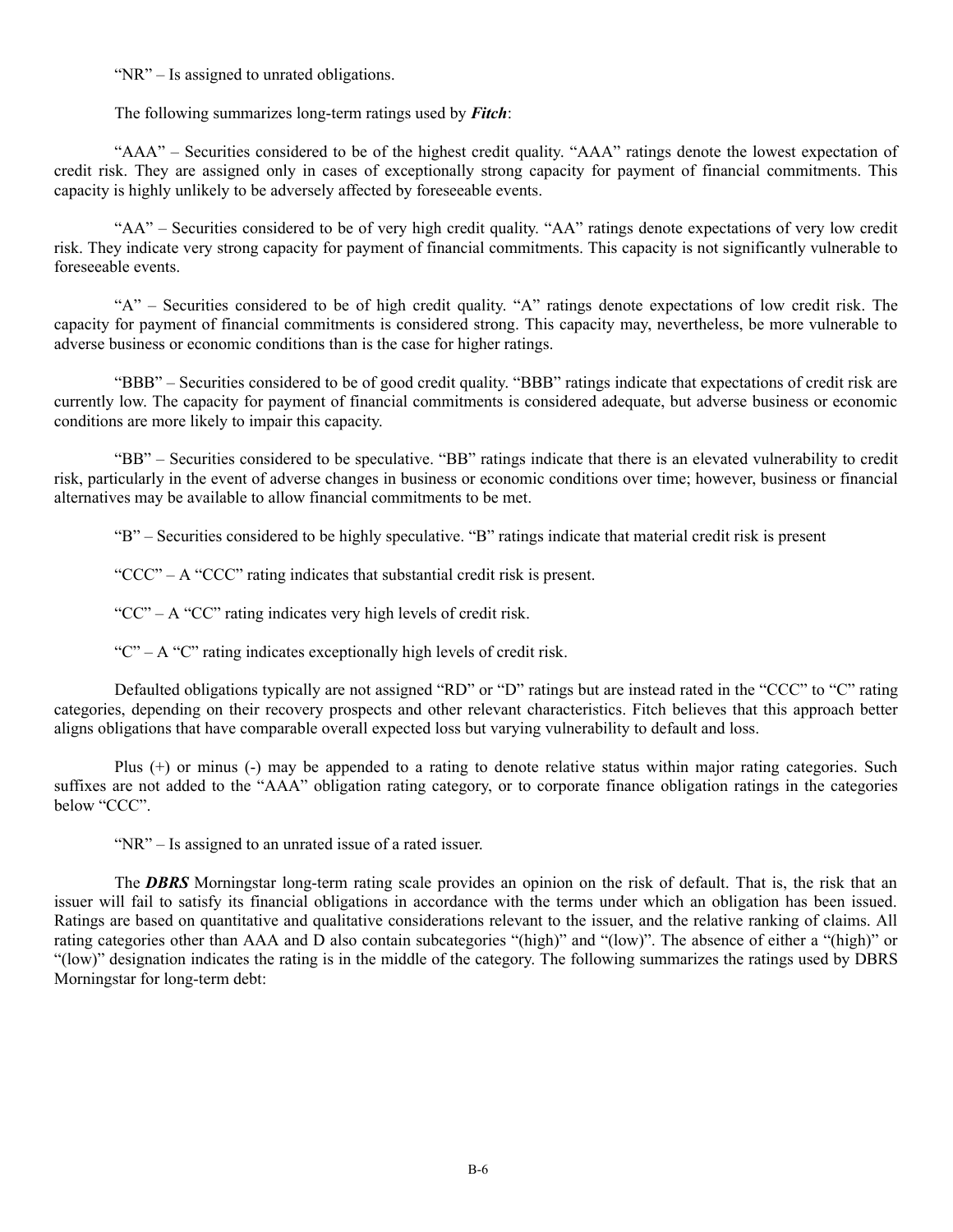"NR" – Is assigned to unrated obligations.

The following summarizes long-term ratings used by ***Fitch***:

"AAA" – Securities considered to be of the highest credit quality. "AAA" ratings denote the lowest expectation of credit risk. They are assigned only in cases of exceptionally strong capacity for payment of financial commitments. This capacity is highly unlikely to be adversely affected by foreseeable events.

"AA" – Securities considered to be of very high credit quality. "AA" ratings denote expectations of very low credit risk. They indicate very strong capacity for payment of financial commitments. This capacity is not significantly vulnerable to foreseeable events.

"A" – Securities considered to be of high credit quality. "A" ratings denote expectations of low credit risk. The capacity for payment of financial commitments is considered strong. This capacity may, nevertheless, be more vulnerable to adverse business or economic conditions than is the case for higher ratings.

"BBB" – Securities considered to be of good credit quality. "BBB" ratings indicate that expectations of credit risk are currently low. The capacity for payment of financial commitments is considered adequate, but adverse business or economic conditions are more likely to impair this capacity.

"BB" – Securities considered to be speculative. "BB" ratings indicate that there is an elevated vulnerability to credit risk, particularly in the event of adverse changes in business or economic conditions over time; however, business or financial alternatives may be available to allow financial commitments to be met.

"B" – Securities considered to be highly speculative. "B" ratings indicate that material credit risk is present

"CCC" – A "CCC" rating indicates that substantial credit risk is present.

"CC" – A "CC" rating indicates very high levels of credit risk.

"C" – A "C" rating indicates exceptionally high levels of credit risk.

Defaulted obligations typically are not assigned "RD" or "D" ratings but are instead rated in the "CCC" to "C" rating categories, depending on their recovery prospects and other relevant characteristics. Fitch believes that this approach better aligns obligations that have comparable overall expected loss but varying vulnerability to default and loss.

Plus (+) or minus (-) may be appended to a rating to denote relative status within major rating categories. Such suffixes are not added to the "AAA" obligation rating category, or to corporate finance obligation ratings in the categories below "CCC".

"NR" – Is assigned to an unrated issue of a rated issuer.

The ***DBRS*** Morningstar long-term rating scale provides an opinion on the risk of default. That is, the risk that an issuer will fail to satisfy its financial obligations in accordance with the terms under which an obligation has been issued. Ratings are based on quantitative and qualitative considerations relevant to the issuer, and the relative ranking of claims. All rating categories other than AAA and D also contain subcategories "(high)" and "(low)". The absence of either a "(high)" or "(low)" designation indicates the rating is in the middle of the category. The following summarizes the ratings used by DBRS Morningstar for long-term debt: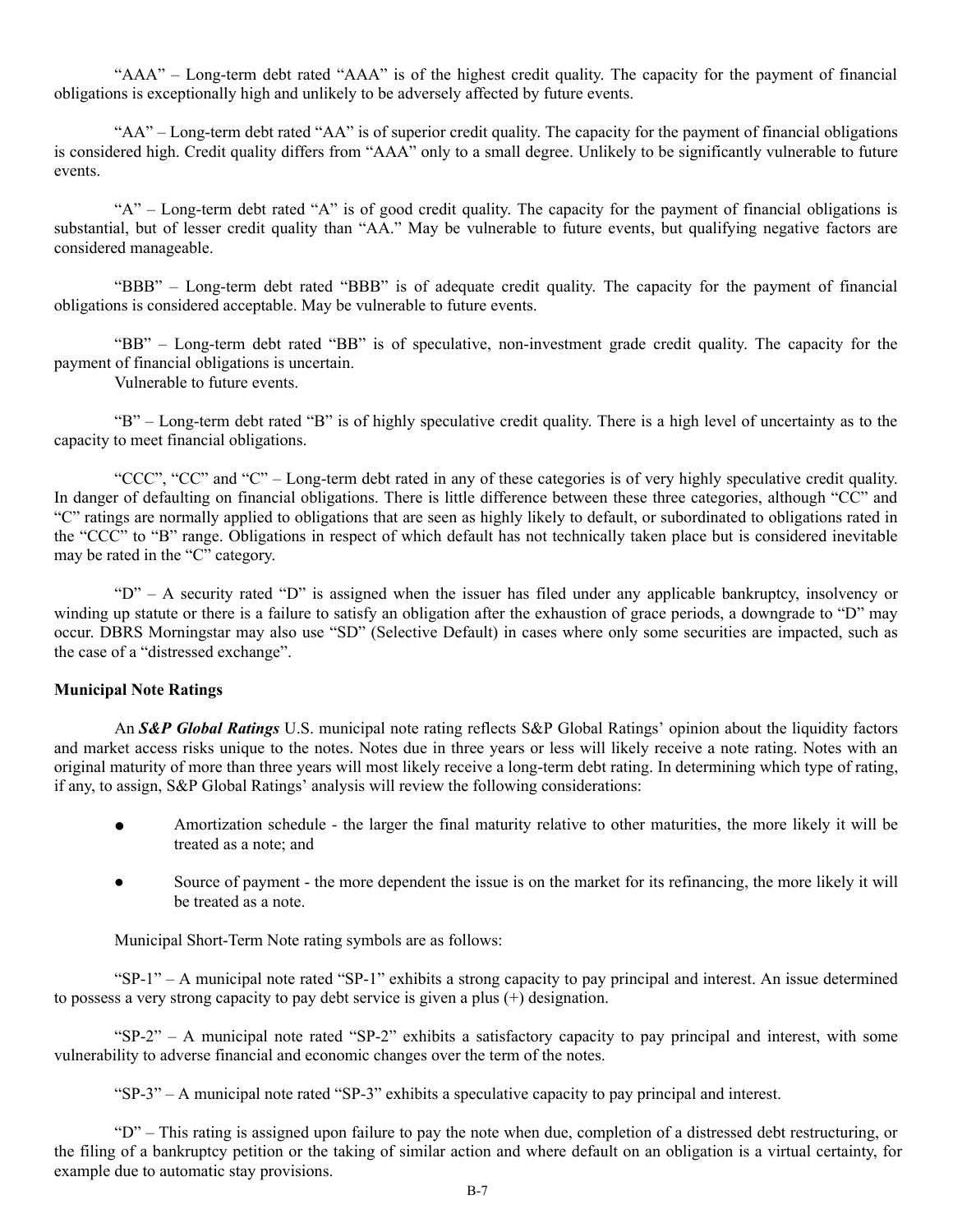"AAA" – Long-term debt rated "AAA" is of the highest credit quality. The capacity for the payment of financial obligations is exceptionally high and unlikely to be adversely affected by future events.

"AA" – Long-term debt rated "AA" is of superior credit quality. The capacity for the payment of financial obligations is considered high. Credit quality differs from "AAA" only to a small degree. Unlikely to be significantly vulnerable to future events.

"A" – Long-term debt rated "A" is of good credit quality. The capacity for the payment of financial obligations is substantial, but of lesser credit quality than "AA." May be vulnerable to future events, but qualifying negative factors are considered manageable.

"BBB" – Long-term debt rated "BBB" is of adequate credit quality. The capacity for the payment of financial obligations is considered acceptable. May be vulnerable to future events.

"BB" – Long-term debt rated "BB" is of speculative, non-investment grade credit quality. The capacity for the payment of financial obligations is uncertain.
Vulnerable to future events.

"B" – Long-term debt rated "B" is of highly speculative credit quality. There is a high level of uncertainty as to the capacity to meet financial obligations.

"CCC", "CC" and "C" – Long-term debt rated in any of these categories is of very highly speculative credit quality. In danger of defaulting on financial obligations. There is little difference between these three categories, although "CC" and "C" ratings are normally applied to obligations that are seen as highly likely to default, or subordinated to obligations rated in the "CCC" to "B" range. Obligations in respect of which default has not technically taken place but is considered inevitable may be rated in the "C" category.

"D" – A security rated "D" is assigned when the issuer has filed under any applicable bankruptcy, insolvency or winding up statute or there is a failure to satisfy an obligation after the exhaustion of grace periods, a downgrade to "D" may occur. DBRS Morningstar may also use "SD" (Selective Default) in cases where only some securities are impacted, such as the case of a "distressed exchange".

**Municipal Note Ratings**

An ***S&P Global Ratings*** U.S. municipal note rating reflects S&P Global Ratings' opinion about the liquidity factors and market access risks unique to the notes. Notes due in three years or less will likely receive a note rating. Notes with an original maturity of more than three years will most likely receive a long-term debt rating. In determining which type of rating, if any, to assign, S&P Global Ratings' analysis will review the following considerations:

- Amortization schedule - the larger the final maturity relative to other maturities, the more likely it will be treated as a note; and
- Source of payment - the more dependent the issue is on the market for its refinancing, the more likely it will be treated as a note.

Municipal Short-Term Note rating symbols are as follows:

"SP-1" – A municipal note rated "SP-1" exhibits a strong capacity to pay principal and interest. An issue determined to possess a very strong capacity to pay debt service is given a plus (+) designation.

"SP-2" – A municipal note rated "SP-2" exhibits a satisfactory capacity to pay principal and interest, with some vulnerability to adverse financial and economic changes over the term of the notes.

"SP-3" – A municipal note rated "SP-3" exhibits a speculative capacity to pay principal and interest.

"D" – This rating is assigned upon failure to pay the note when due, completion of a distressed debt restructuring, or the filing of a bankruptcy petition or the taking of similar action and where default on an obligation is a virtual certainty, for example due to automatic stay provisions.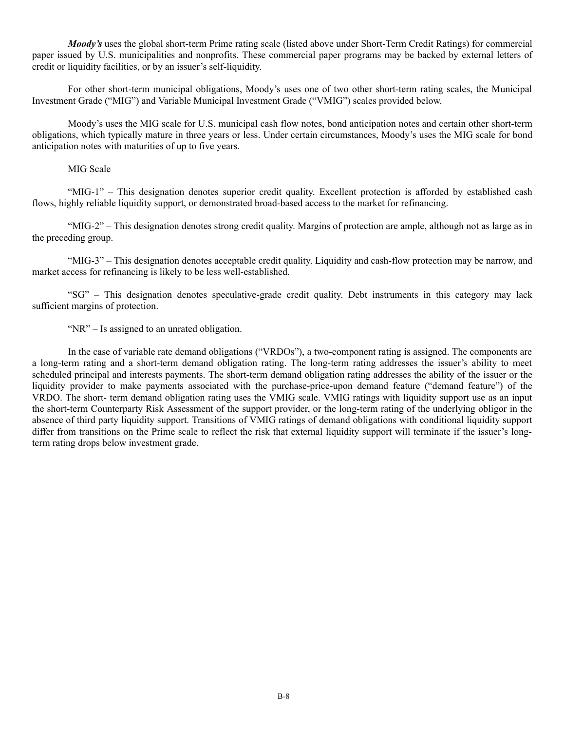***Moody's*** uses the global short-term Prime rating scale (listed above under Short-Term Credit Ratings) for commercial paper issued by U.S. municipalities and nonprofits. These commercial paper programs may be backed by external letters of credit or liquidity facilities, or by an issuer's self-liquidity.

For other short-term municipal obligations, Moody's uses one of two other short-term rating scales, the Municipal Investment Grade ("MIG") and Variable Municipal Investment Grade ("VMIG") scales provided below.

Moody's uses the MIG scale for U.S. municipal cash flow notes, bond anticipation notes and certain other short-term obligations, which typically mature in three years or less. Under certain circumstances, Moody's uses the MIG scale for bond anticipation notes with maturities of up to five years.

MIG Scale

"MIG-1" – This designation denotes superior credit quality. Excellent protection is afforded by established cash flows, highly reliable liquidity support, or demonstrated broad-based access to the market for refinancing.

"MIG-2" – This designation denotes strong credit quality. Margins of protection are ample, although not as large as in the preceding group.

"MIG-3" – This designation denotes acceptable credit quality. Liquidity and cash-flow protection may be narrow, and market access for refinancing is likely to be less well-established.

"SG" – This designation denotes speculative-grade credit quality. Debt instruments in this category may lack sufficient margins of protection.

"NR" – Is assigned to an unrated obligation.

In the case of variable rate demand obligations ("VRDOs"), a two-component rating is assigned. The components are a long-term rating and a short-term demand obligation rating. The long-term rating addresses the issuer's ability to meet scheduled principal and interests payments. The short-term demand obligation rating addresses the ability of the issuer or the liquidity provider to make payments associated with the purchase-price-upon demand feature ("demand feature") of the VRDO. The short- term demand obligation rating uses the VMIG scale. VMIG ratings with liquidity support use as an input the short-term Counterparty Risk Assessment of the support provider, or the long-term rating of the underlying obligor in the absence of third party liquidity support. Transitions of VMIG ratings of demand obligations with conditional liquidity support differ from transitions on the Prime scale to reflect the risk that external liquidity support will terminate if the issuer's long-term rating drops below investment grade.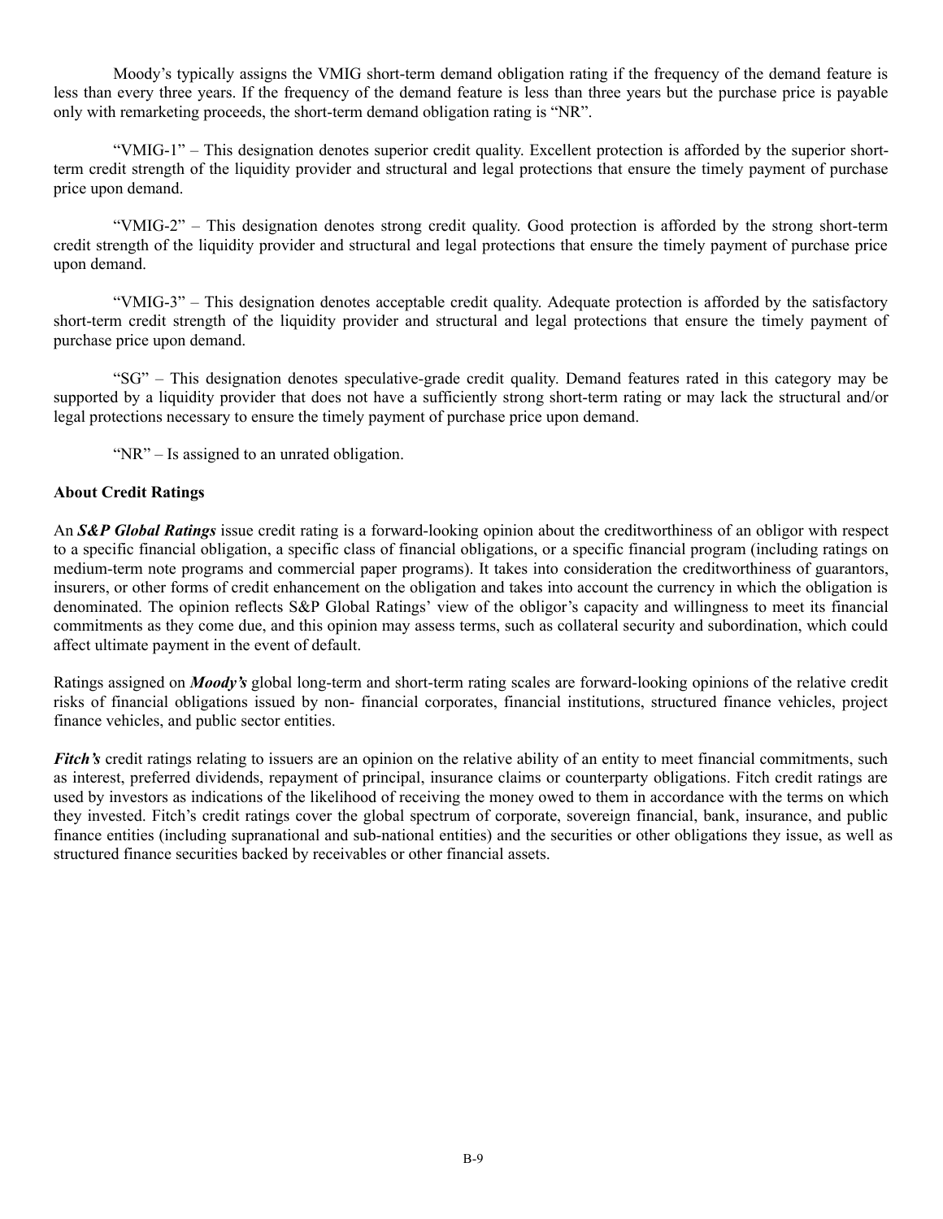Moody’s typically assigns the VMIG short-term demand obligation rating if the frequency of the demand feature is less than every three years. If the frequency of the demand feature is less than three years but the purchase price is payable only with remarketing proceeds, the short-term demand obligation rating is “NR”.

“VMIG-1” – This designation denotes superior credit quality. Excellent protection is afforded by the superior short-term credit strength of the liquidity provider and structural and legal protections that ensure the timely payment of purchase price upon demand.

“VMIG-2” – This designation denotes strong credit quality. Good protection is afforded by the strong short-term credit strength of the liquidity provider and structural and legal protections that ensure the timely payment of purchase price upon demand.

“VMIG-3” – This designation denotes acceptable credit quality. Adequate protection is afforded by the satisfactory short-term credit strength of the liquidity provider and structural and legal protections that ensure the timely payment of purchase price upon demand.

“SG” – This designation denotes speculative-grade credit quality. Demand features rated in this category may be supported by a liquidity provider that does not have a sufficiently strong short-term rating or may lack the structural and/or legal protections necessary to ensure the timely payment of purchase price upon demand.

“NR” – Is assigned to an unrated obligation.

**About Credit Ratings**

An ***S&P Global Ratings*** issue credit rating is a forward-looking opinion about the creditworthiness of an obligor with respect to a specific financial obligation, a specific class of financial obligations, or a specific financial program (including ratings on medium-term note programs and commercial paper programs). It takes into consideration the creditworthiness of guarantors, insurers, or other forms of credit enhancement on the obligation and takes into account the currency in which the obligation is denominated. The opinion reflects S&P Global Ratings’ view of the obligor’s capacity and willingness to meet its financial commitments as they come due, and this opinion may assess terms, such as collateral security and subordination, which could affect ultimate payment in the event of default.

Ratings assigned on ***Moody’s*** global long-term and short-term rating scales are forward-looking opinions of the relative credit risks of financial obligations issued by non- financial corporates, financial institutions, structured finance vehicles, project finance vehicles, and public sector entities.

***Fitch’s*** credit ratings relating to issuers are an opinion on the relative ability of an entity to meet financial commitments, such as interest, preferred dividends, repayment of principal, insurance claims or counterparty obligations. Fitch credit ratings are used by investors as indications of the likelihood of receiving the money owed to them in accordance with the terms on which they invested. Fitch’s credit ratings cover the global spectrum of corporate, sovereign financial, bank, insurance, and public finance entities (including supranational and sub-national entities) and the securities or other obligations they issue, as well as structured finance securities backed by receivables or other financial assets.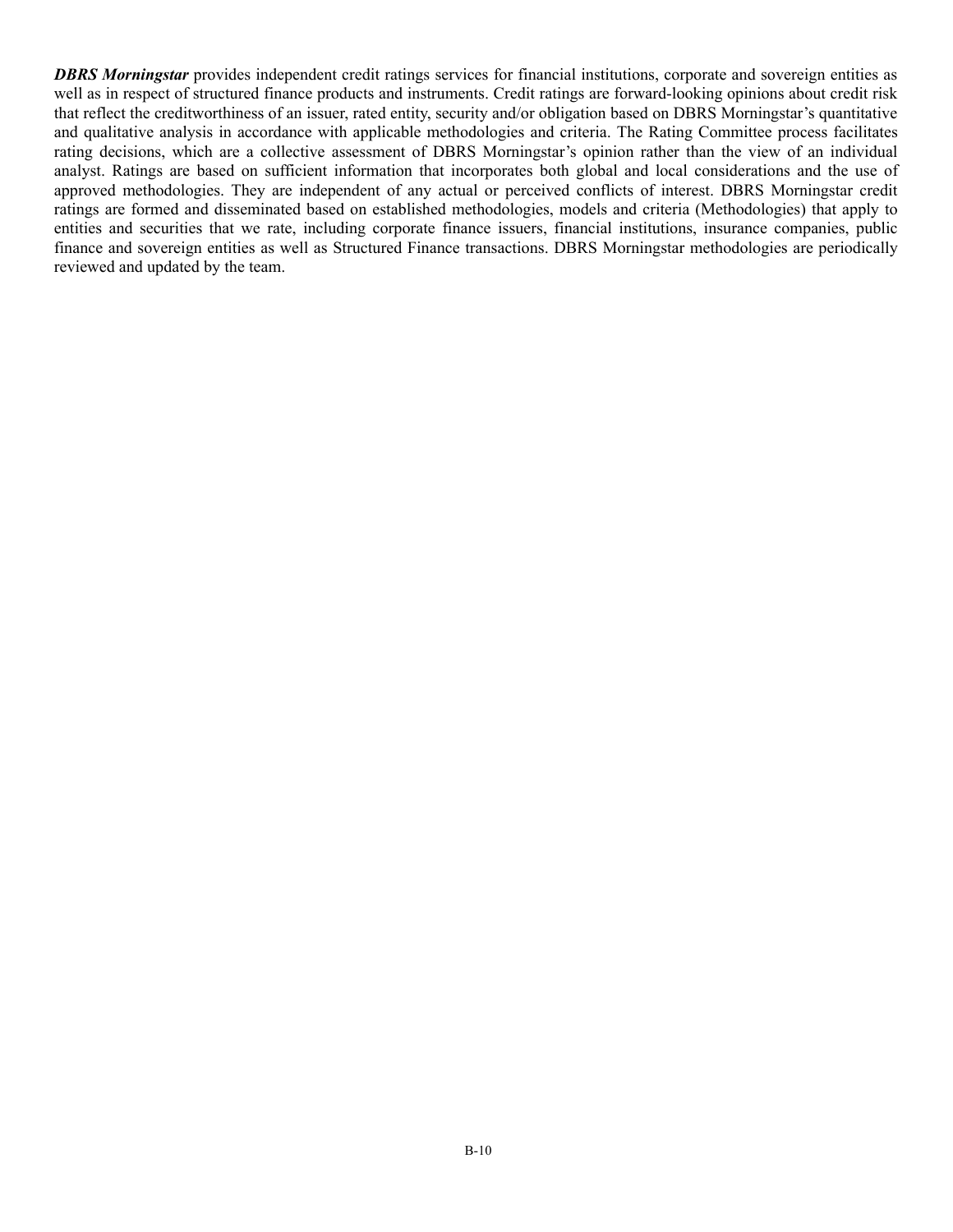***DBRS Morningstar*** provides independent credit ratings services for financial institutions, corporate and sovereign entities as well as in respect of structured finance products and instruments. Credit ratings are forward-looking opinions about credit risk that reflect the creditworthiness of an issuer, rated entity, security and/or obligation based on DBRS Morningstar's quantitative and qualitative analysis in accordance with applicable methodologies and criteria. The Rating Committee process facilitates rating decisions, which are a collective assessment of DBRS Morningstar's opinion rather than the view of an individual analyst. Ratings are based on sufficient information that incorporates both global and local considerations and the use of approved methodologies. They are independent of any actual or perceived conflicts of interest. DBRS Morningstar credit ratings are formed and disseminated based on established methodologies, models and criteria (Methodologies) that apply to entities and securities that we rate, including corporate finance issuers, financial institutions, insurance companies, public finance and sovereign entities as well as Structured Finance transactions. DBRS Morningstar methodologies are periodically reviewed and updated by the team.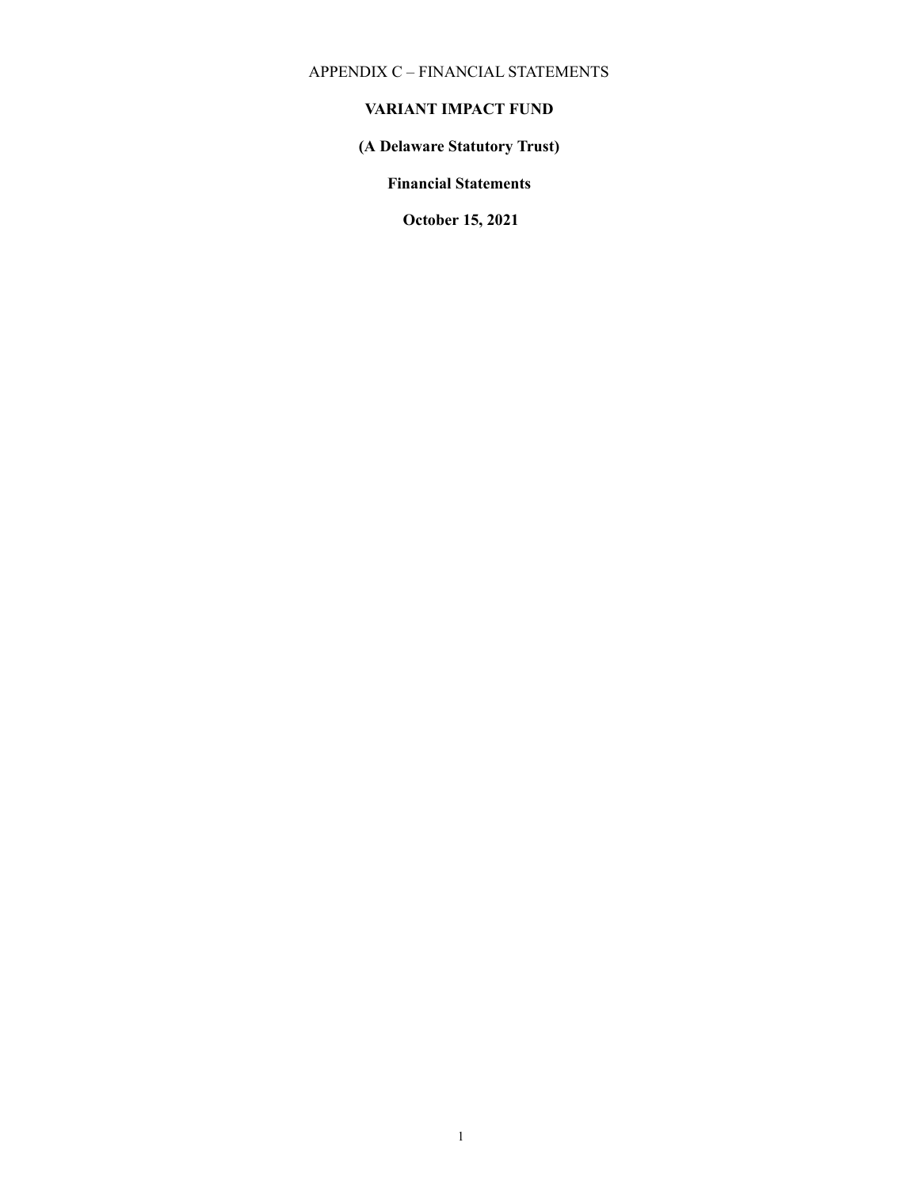APPENDIX C – FINANCIAL STATEMENTS

# VARIANT IMPACT FUND

## (A Delaware Statutory Trust)

## Financial Statements

## October 15, 2021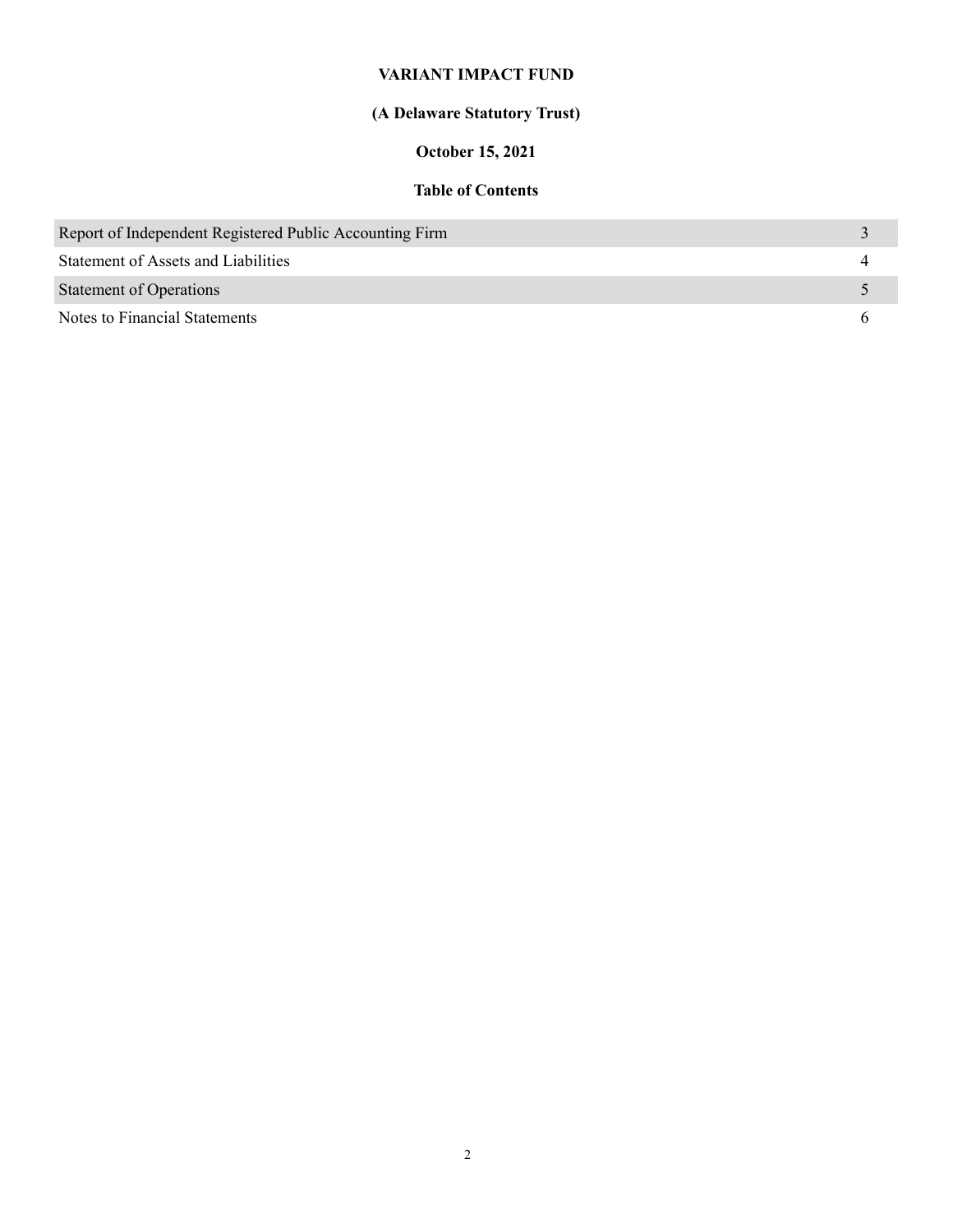# VARIANT IMPACT FUND

## (A Delaware Statutory Trust)

## October 15, 2021

## Table of Contents

| | |
|---|---|
| Report of Independent Registered Public Accounting Firm | 3 |
| Statement of Assets and Liabilities | 4 |
| Statement of Operations | 5 |
| Notes to Financial Statements | 6 |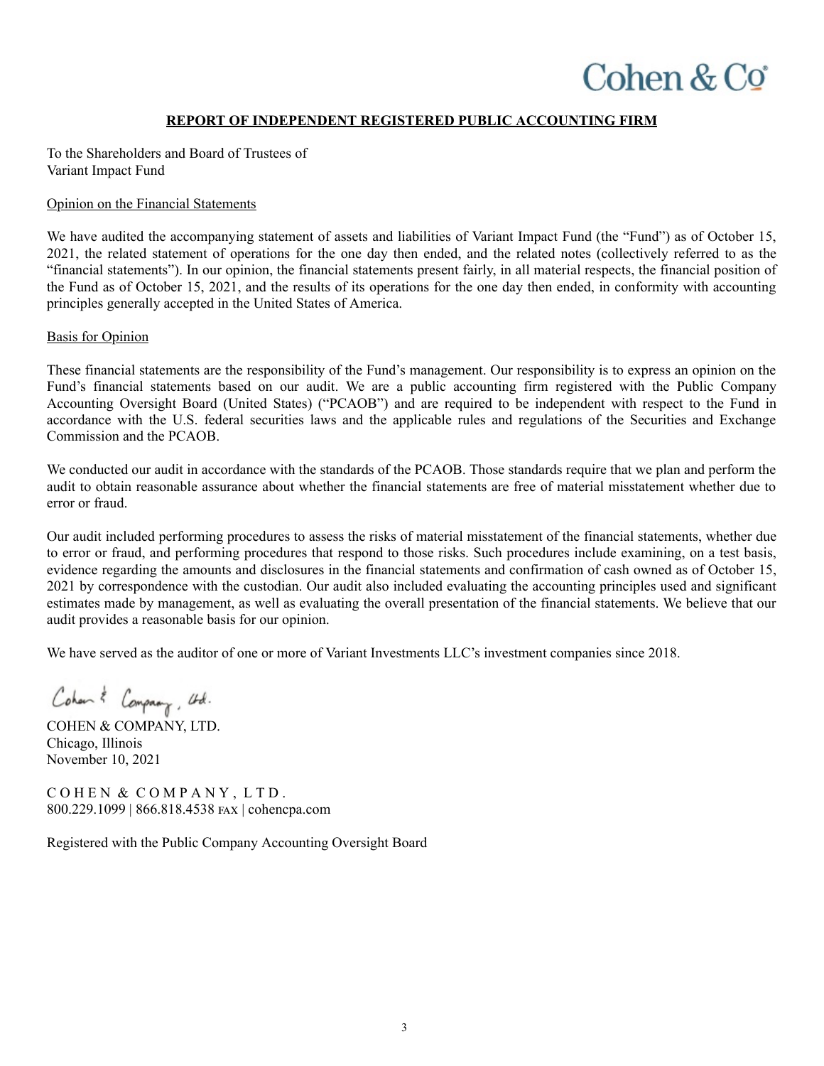Cohen & Co

## REPORT OF INDEPENDENT REGISTERED PUBLIC ACCOUNTING FIRM

To the Shareholders and Board of Trustees of
Variant Impact Fund

### Opinion on the Financial Statements

We have audited the accompanying statement of assets and liabilities of Variant Impact Fund (the "Fund") as of October 15, 2021, the related statement of operations for the one day then ended, and the related notes (collectively referred to as the "financial statements"). In our opinion, the financial statements present fairly, in all material respects, the financial position of the Fund as of October 15, 2021, and the results of its operations for the one day then ended, in conformity with accounting principles generally accepted in the United States of America.

### Basis for Opinion

These financial statements are the responsibility of the Fund's management. Our responsibility is to express an opinion on the Fund's financial statements based on our audit. We are a public accounting firm registered with the Public Company Accounting Oversight Board (United States) ("PCAOB") and are required to be independent with respect to the Fund in accordance with the U.S. federal securities laws and the applicable rules and regulations of the Securities and Exchange Commission and the PCAOB.

We conducted our audit in accordance with the standards of the PCAOB. Those standards require that we plan and perform the audit to obtain reasonable assurance about whether the financial statements are free of material misstatement whether due to error or fraud.

Our audit included performing procedures to assess the risks of material misstatement of the financial statements, whether due to error or fraud, and performing procedures that respond to those risks. Such procedures include examining, on a test basis, evidence regarding the amounts and disclosures in the financial statements and confirmation of cash owned as of October 15, 2021 by correspondence with the custodian. Our audit also included evaluating the accounting principles used and significant estimates made by management, as well as evaluating the overall presentation of the financial statements. We believe that our audit provides a reasonable basis for our opinion.

We have served as the auditor of one or more of Variant Investments LLC's investment companies since 2018.

Cohen & Company, Ltd.

COHEN & COMPANY, LTD.
Chicago, Illinois
November 10, 2021

COHEN & COMPANY, LTD.
800.229.1099 | 866.818.4538 FAX | cohencpa.com

Registered with the Public Company Accounting Oversight Board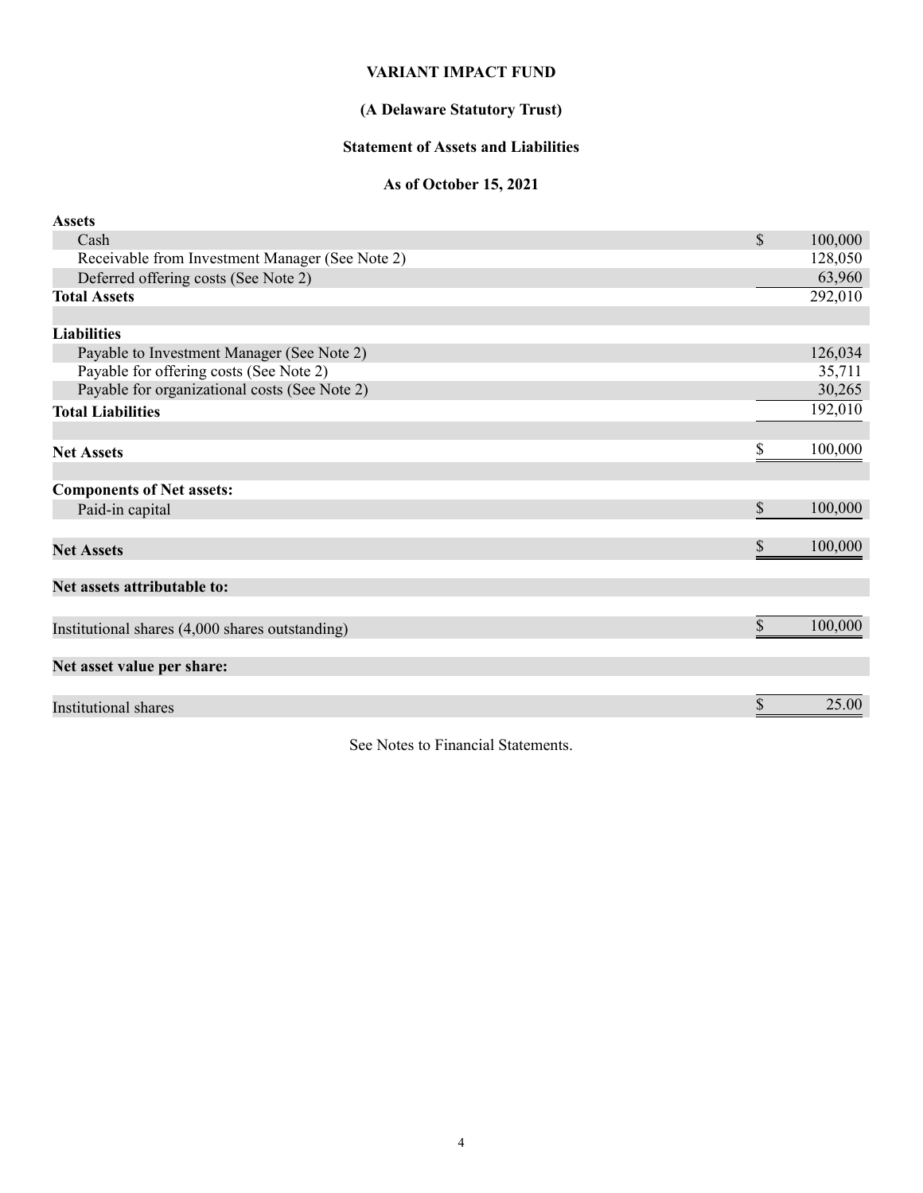# VARIANT IMPACT FUND

## (A Delaware Statutory Trust)

## Statement of Assets and Liabilities

## As of October 15, 2021

| | | |
|---|---|---|
| **Assets** | | |
| Cash | $ | 100,000 |
| Receivable from Investment Manager (See Note 2) | | 128,050 |
| Deferred offering costs (See Note 2) | | 63,960 |
| **Total Assets** | | 292,010 |
| | | |
| **Liabilities** | | |
| Payable to Investment Manager (See Note 2) | | 126,034 |
| Payable for offering costs (See Note 2) | | 35,711 |
| Payable for organizational costs (See Note 2) | | 30,265 |
| **Total Liabilities** | | 192,010 |
| | | |
| **Net Assets** | $ | 100,000 |
| | | |
| **Components of Net assets:** | | |
| Paid-in capital | $ | 100,000 |
| | | |
| **Net Assets** | $ | 100,000 |
| | | |
| **Net assets attributable to:** | | |
| | | |
| Institutional shares (4,000 shares outstanding) | $ | 100,000 |
| | | |
| **Net asset value per share:** | | |
| | | |
| Institutional shares | $ | 25.00 |

See Notes to Financial Statements.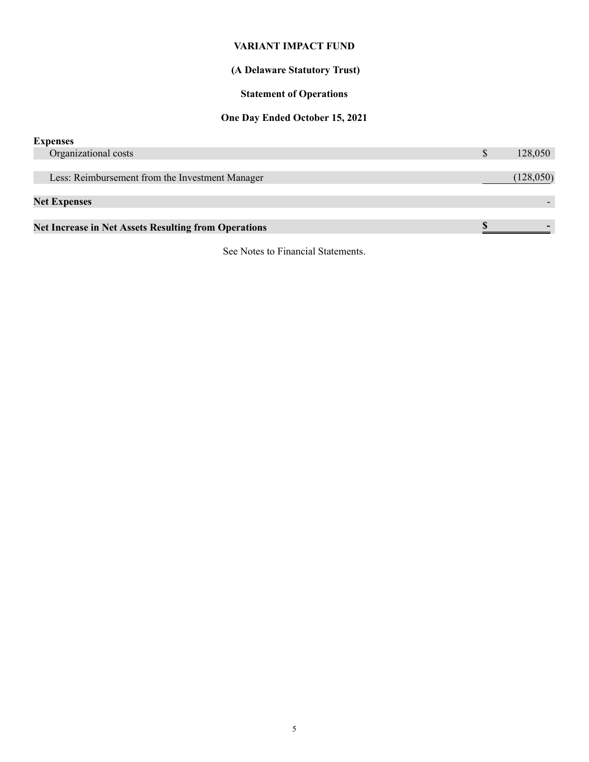# VARIANT IMPACT FUND

## (A Delaware Statutory Trust)

## Statement of Operations

## One Day Ended October 15, 2021

| | |
|---|---|
| **Expenses** | |
| Organizational costs | $ 128,050 |
| Less: Reimbursement from the Investment Manager | (128,050) |
| **Net Expenses** | - |
| **Net Increase in Net Assets Resulting from Operations** | **$ -** |

See Notes to Financial Statements.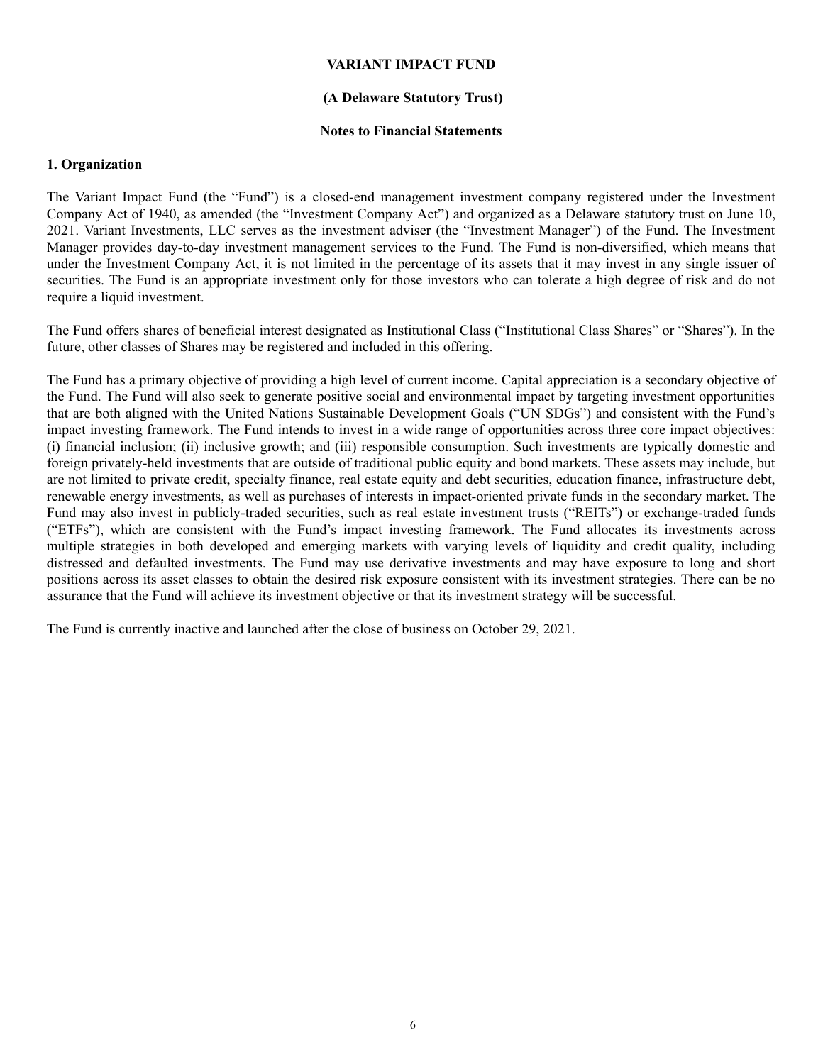**VARIANT IMPACT FUND**

**(A Delaware Statutory Trust)**

**Notes to Financial Statements**

## 1. Organization

The Variant Impact Fund (the "Fund") is a closed-end management investment company registered under the Investment Company Act of 1940, as amended (the "Investment Company Act") and organized as a Delaware statutory trust on June 10, 2021. Variant Investments, LLC serves as the investment adviser (the "Investment Manager") of the Fund. The Investment Manager provides day-to-day investment management services to the Fund. The Fund is non-diversified, which means that under the Investment Company Act, it is not limited in the percentage of its assets that it may invest in any single issuer of securities. The Fund is an appropriate investment only for those investors who can tolerate a high degree of risk and do not require a liquid investment.

The Fund offers shares of beneficial interest designated as Institutional Class ("Institutional Class Shares" or "Shares"). In the future, other classes of Shares may be registered and included in this offering.

The Fund has a primary objective of providing a high level of current income. Capital appreciation is a secondary objective of the Fund. The Fund will also seek to generate positive social and environmental impact by targeting investment opportunities that are both aligned with the United Nations Sustainable Development Goals ("UN SDGs") and consistent with the Fund's impact investing framework. The Fund intends to invest in a wide range of opportunities across three core impact objectives: (i) financial inclusion; (ii) inclusive growth; and (iii) responsible consumption. Such investments are typically domestic and foreign privately-held investments that are outside of traditional public equity and bond markets. These assets may include, but are not limited to private credit, specialty finance, real estate equity and debt securities, education finance, infrastructure debt, renewable energy investments, as well as purchases of interests in impact-oriented private funds in the secondary market. The Fund may also invest in publicly-traded securities, such as real estate investment trusts ("REITs") or exchange-traded funds ("ETFs"), which are consistent with the Fund's impact investing framework. The Fund allocates its investments across multiple strategies in both developed and emerging markets with varying levels of liquidity and credit quality, including distressed and defaulted investments. The Fund may use derivative investments and may have exposure to long and short positions across its asset classes to obtain the desired risk exposure consistent with its investment strategies. There can be no assurance that the Fund will achieve its investment objective or that its investment strategy will be successful.

The Fund is currently inactive and launched after the close of business on October 29, 2021.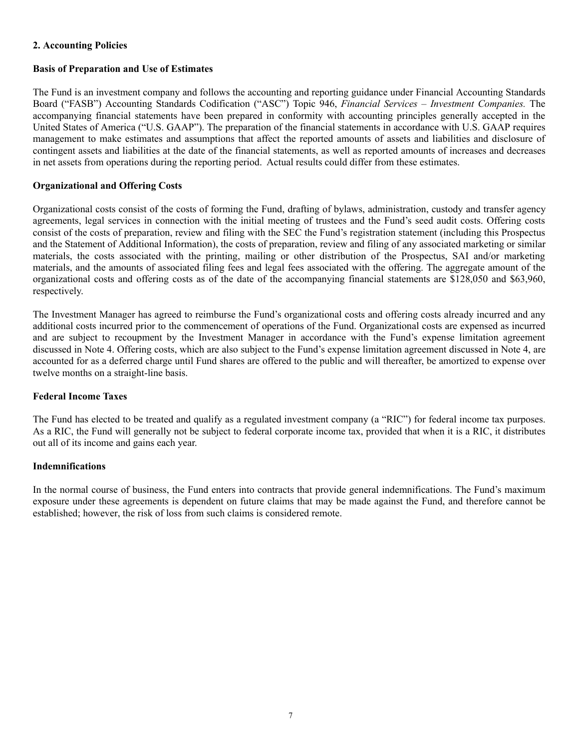## 2. Accounting Policies

### Basis of Preparation and Use of Estimates

The Fund is an investment company and follows the accounting and reporting guidance under Financial Accounting Standards Board ("FASB") Accounting Standards Codification ("ASC") Topic 946, *Financial Services – Investment Companies.* The accompanying financial statements have been prepared in conformity with accounting principles generally accepted in the United States of America ("U.S. GAAP"). The preparation of the financial statements in accordance with U.S. GAAP requires management to make estimates and assumptions that affect the reported amounts of assets and liabilities and disclosure of contingent assets and liabilities at the date of the financial statements, as well as reported amounts of increases and decreases in net assets from operations during the reporting period. Actual results could differ from these estimates.

### Organizational and Offering Costs

Organizational costs consist of the costs of forming the Fund, drafting of bylaws, administration, custody and transfer agency agreements, legal services in connection with the initial meeting of trustees and the Fund's seed audit costs. Offering costs consist of the costs of preparation, review and filing with the SEC the Fund's registration statement (including this Prospectus and the Statement of Additional Information), the costs of preparation, review and filing of any associated marketing or similar materials, the costs associated with the printing, mailing or other distribution of the Prospectus, SAI and/or marketing materials, and the amounts of associated filing fees and legal fees associated with the offering. The aggregate amount of the organizational costs and offering costs as of the date of the accompanying financial statements are $128,050 and $63,960, respectively.

The Investment Manager has agreed to reimburse the Fund's organizational costs and offering costs already incurred and any additional costs incurred prior to the commencement of operations of the Fund. Organizational costs are expensed as incurred and are subject to recoupment by the Investment Manager in accordance with the Fund's expense limitation agreement discussed in Note 4. Offering costs, which are also subject to the Fund's expense limitation agreement discussed in Note 4, are accounted for as a deferred charge until Fund shares are offered to the public and will thereafter, be amortized to expense over twelve months on a straight-line basis.

### Federal Income Taxes

The Fund has elected to be treated and qualify as a regulated investment company (a "RIC") for federal income tax purposes. As a RIC, the Fund will generally not be subject to federal corporate income tax, provided that when it is a RIC, it distributes out all of its income and gains each year.

### Indemnifications

In the normal course of business, the Fund enters into contracts that provide general indemnifications. The Fund's maximum exposure under these agreements is dependent on future claims that may be made against the Fund, and therefore cannot be established; however, the risk of loss from such claims is considered remote.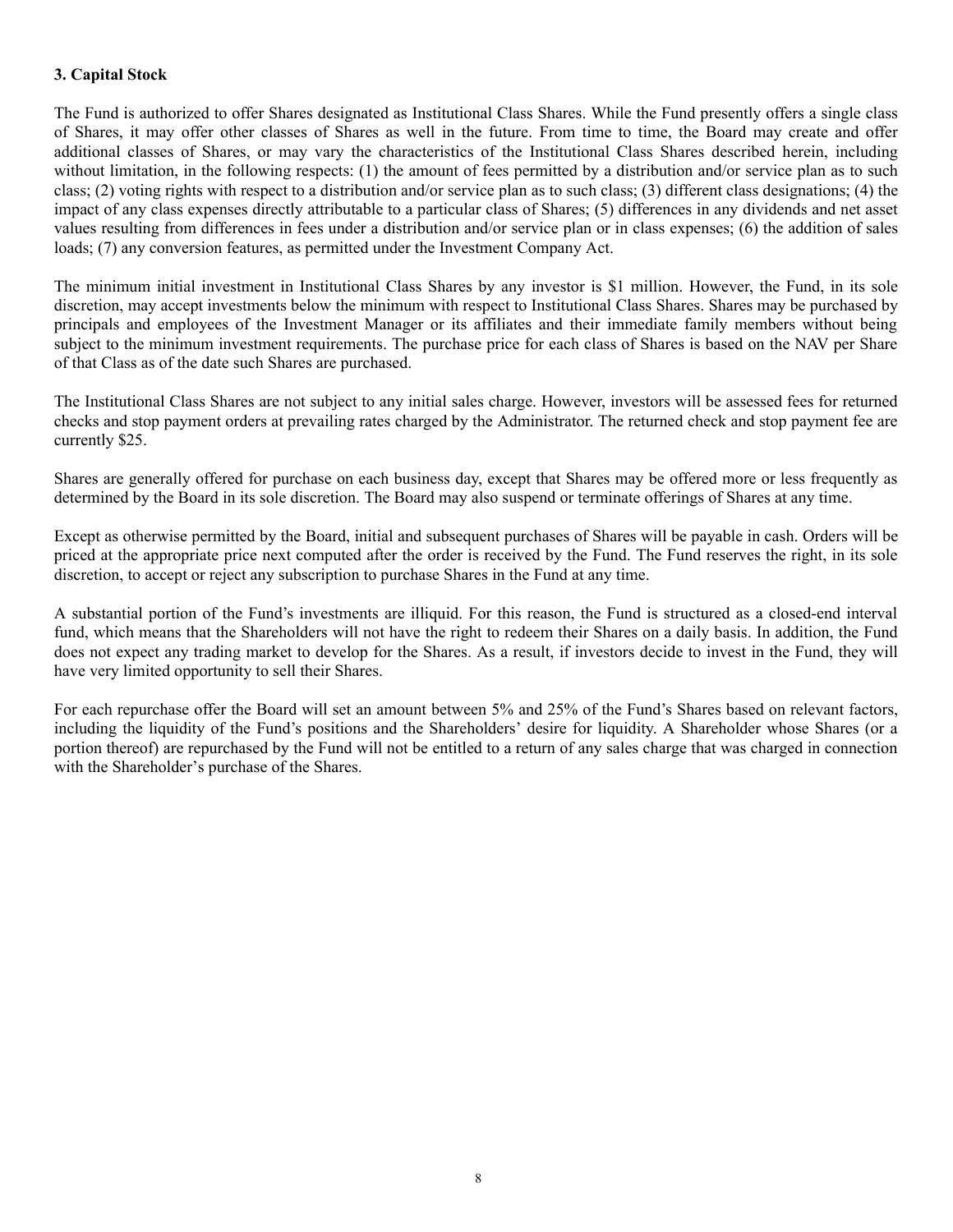**3. Capital Stock**

The Fund is authorized to offer Shares designated as Institutional Class Shares. While the Fund presently offers a single class of Shares, it may offer other classes of Shares as well in the future. From time to time, the Board may create and offer additional classes of Shares, or may vary the characteristics of the Institutional Class Shares described herein, including without limitation, in the following respects: (1) the amount of fees permitted by a distribution and/or service plan as to such class; (2) voting rights with respect to a distribution and/or service plan as to such class; (3) different class designations; (4) the impact of any class expenses directly attributable to a particular class of Shares; (5) differences in any dividends and net asset values resulting from differences in fees under a distribution and/or service plan or in class expenses; (6) the addition of sales loads; (7) any conversion features, as permitted under the Investment Company Act.

The minimum initial investment in Institutional Class Shares by any investor is $1 million. However, the Fund, in its sole discretion, may accept investments below the minimum with respect to Institutional Class Shares. Shares may be purchased by principals and employees of the Investment Manager or its affiliates and their immediate family members without being subject to the minimum investment requirements. The purchase price for each class of Shares is based on the NAV per Share of that Class as of the date such Shares are purchased.

The Institutional Class Shares are not subject to any initial sales charge. However, investors will be assessed fees for returned checks and stop payment orders at prevailing rates charged by the Administrator. The returned check and stop payment fee are currently $25.

Shares are generally offered for purchase on each business day, except that Shares may be offered more or less frequently as determined by the Board in its sole discretion. The Board may also suspend or terminate offerings of Shares at any time.

Except as otherwise permitted by the Board, initial and subsequent purchases of Shares will be payable in cash. Orders will be priced at the appropriate price next computed after the order is received by the Fund. The Fund reserves the right, in its sole discretion, to accept or reject any subscription to purchase Shares in the Fund at any time.

A substantial portion of the Fund's investments are illiquid. For this reason, the Fund is structured as a closed-end interval fund, which means that the Shareholders will not have the right to redeem their Shares on a daily basis. In addition, the Fund does not expect any trading market to develop for the Shares. As a result, if investors decide to invest in the Fund, they will have very limited opportunity to sell their Shares.

For each repurchase offer the Board will set an amount between 5% and 25% of the Fund's Shares based on relevant factors, including the liquidity of the Fund's positions and the Shareholders' desire for liquidity. A Shareholder whose Shares (or a portion thereof) are repurchased by the Fund will not be entitled to a return of any sales charge that was charged in connection with the Shareholder's purchase of the Shares.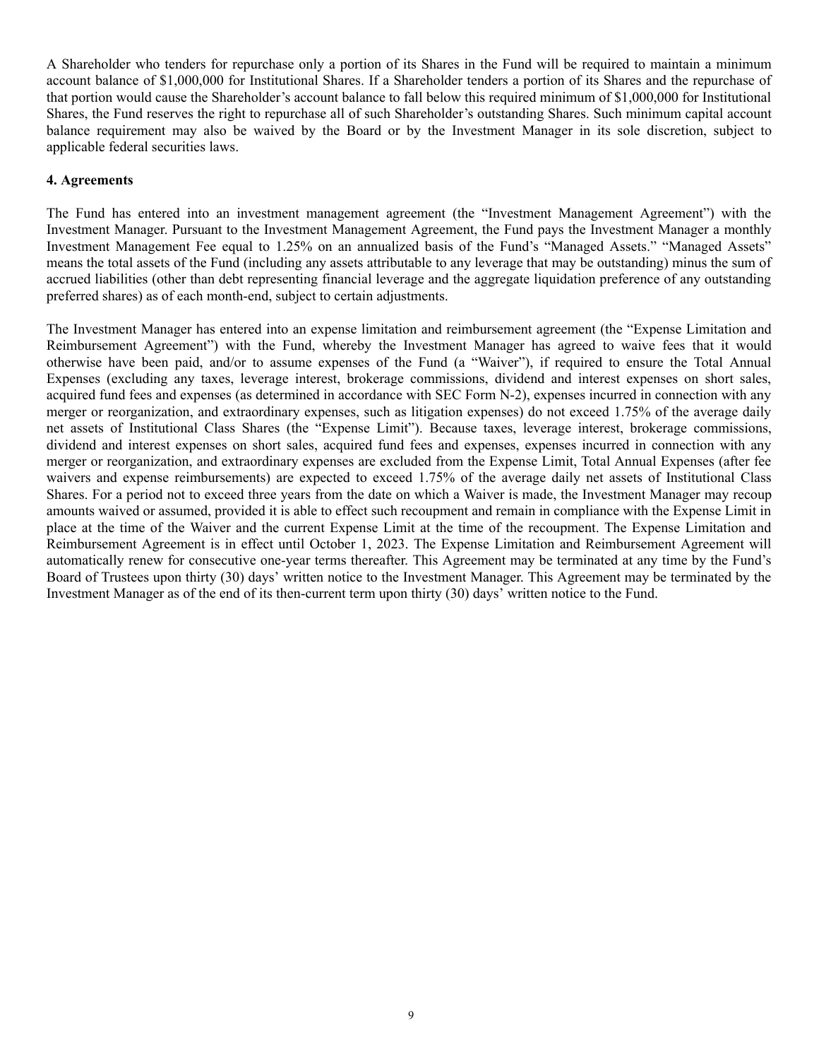A Shareholder who tenders for repurchase only a portion of its Shares in the Fund will be required to maintain a minimum account balance of $1,000,000 for Institutional Shares. If a Shareholder tenders a portion of its Shares and the repurchase of that portion would cause the Shareholder's account balance to fall below this required minimum of $1,000,000 for Institutional Shares, the Fund reserves the right to repurchase all of such Shareholder's outstanding Shares. Such minimum capital account balance requirement may also be waived by the Board or by the Investment Manager in its sole discretion, subject to applicable federal securities laws.

**4. Agreements**

The Fund has entered into an investment management agreement (the "Investment Management Agreement") with the Investment Manager. Pursuant to the Investment Management Agreement, the Fund pays the Investment Manager a monthly Investment Management Fee equal to 1.25% on an annualized basis of the Fund's "Managed Assets." "Managed Assets" means the total assets of the Fund (including any assets attributable to any leverage that may be outstanding) minus the sum of accrued liabilities (other than debt representing financial leverage and the aggregate liquidation preference of any outstanding preferred shares) as of each month-end, subject to certain adjustments.

The Investment Manager has entered into an expense limitation and reimbursement agreement (the "Expense Limitation and Reimbursement Agreement") with the Fund, whereby the Investment Manager has agreed to waive fees that it would otherwise have been paid, and/or to assume expenses of the Fund (a "Waiver"), if required to ensure the Total Annual Expenses (excluding any taxes, leverage interest, brokerage commissions, dividend and interest expenses on short sales, acquired fund fees and expenses (as determined in accordance with SEC Form N-2), expenses incurred in connection with any merger or reorganization, and extraordinary expenses, such as litigation expenses) do not exceed 1.75% of the average daily net assets of Institutional Class Shares (the "Expense Limit"). Because taxes, leverage interest, brokerage commissions, dividend and interest expenses on short sales, acquired fund fees and expenses, expenses incurred in connection with any merger or reorganization, and extraordinary expenses are excluded from the Expense Limit, Total Annual Expenses (after fee waivers and expense reimbursements) are expected to exceed 1.75% of the average daily net assets of Institutional Class Shares. For a period not to exceed three years from the date on which a Waiver is made, the Investment Manager may recoup amounts waived or assumed, provided it is able to effect such recoupment and remain in compliance with the Expense Limit in place at the time of the Waiver and the current Expense Limit at the time of the recoupment. The Expense Limitation and Reimbursement Agreement is in effect until October 1, 2023. The Expense Limitation and Reimbursement Agreement will automatically renew for consecutive one-year terms thereafter. This Agreement may be terminated at any time by the Fund's Board of Trustees upon thirty (30) days' written notice to the Investment Manager. This Agreement may be terminated by the Investment Manager as of the end of its then-current term upon thirty (30) days' written notice to the Fund.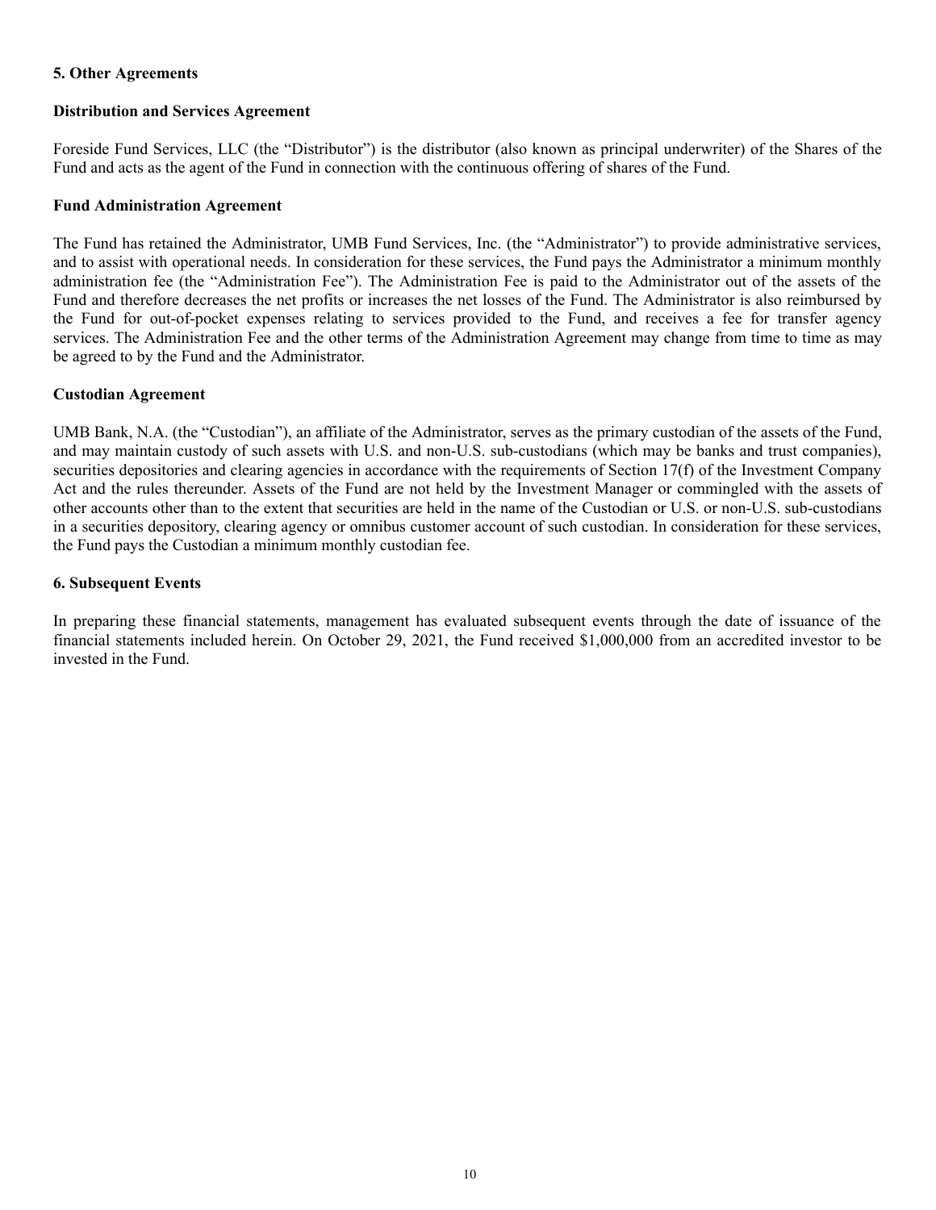## 5. Other Agreements

### Distribution and Services Agreement

Foreside Fund Services, LLC (the "Distributor") is the distributor (also known as principal underwriter) of the Shares of the Fund and acts as the agent of the Fund in connection with the continuous offering of shares of the Fund.

### Fund Administration Agreement

The Fund has retained the Administrator, UMB Fund Services, Inc. (the "Administrator") to provide administrative services, and to assist with operational needs. In consideration for these services, the Fund pays the Administrator a minimum monthly administration fee (the "Administration Fee"). The Administration Fee is paid to the Administrator out of the assets of the Fund and therefore decreases the net profits or increases the net losses of the Fund. The Administrator is also reimbursed by the Fund for out-of-pocket expenses relating to services provided to the Fund, and receives a fee for transfer agency services. The Administration Fee and the other terms of the Administration Agreement may change from time to time as may be agreed to by the Fund and the Administrator.

### Custodian Agreement

UMB Bank, N.A. (the "Custodian"), an affiliate of the Administrator, serves as the primary custodian of the assets of the Fund, and may maintain custody of such assets with U.S. and non-U.S. sub-custodians (which may be banks and trust companies), securities depositories and clearing agencies in accordance with the requirements of Section 17(f) of the Investment Company Act and the rules thereunder. Assets of the Fund are not held by the Investment Manager or commingled with the assets of other accounts other than to the extent that securities are held in the name of the Custodian or U.S. or non-U.S. sub-custodians in a securities depository, clearing agency or omnibus customer account of such custodian. In consideration for these services, the Fund pays the Custodian a minimum monthly custodian fee.

## 6. Subsequent Events

In preparing these financial statements, management has evaluated subsequent events through the date of issuance of the financial statements included herein. On October 29, 2021, the Fund received $1,000,000 from an accredited investor to be invested in the Fund.